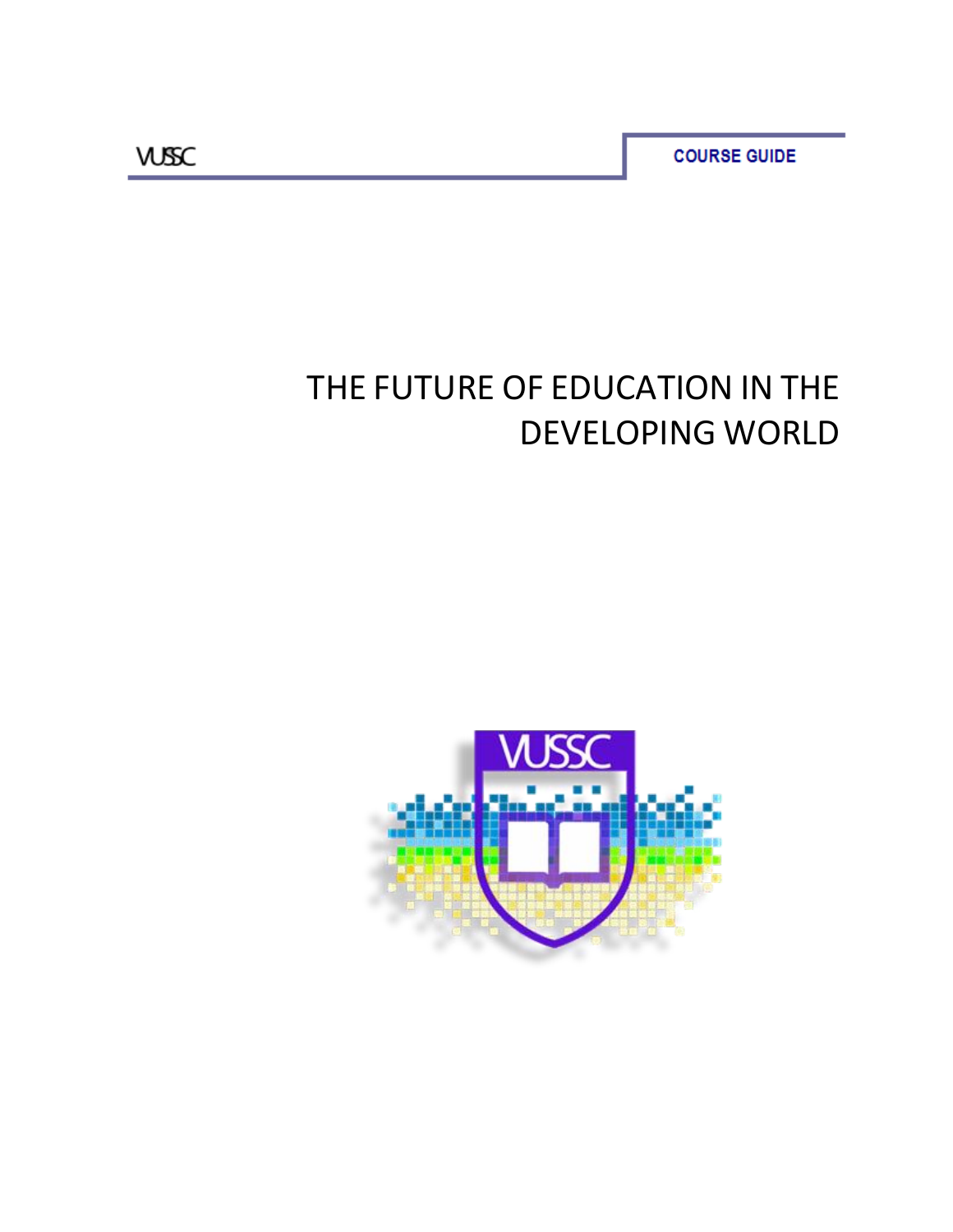VUSSC

COURSE GUIDE

# THE FUTURE OF EDUCATION IN THE DEVELOPING WORLD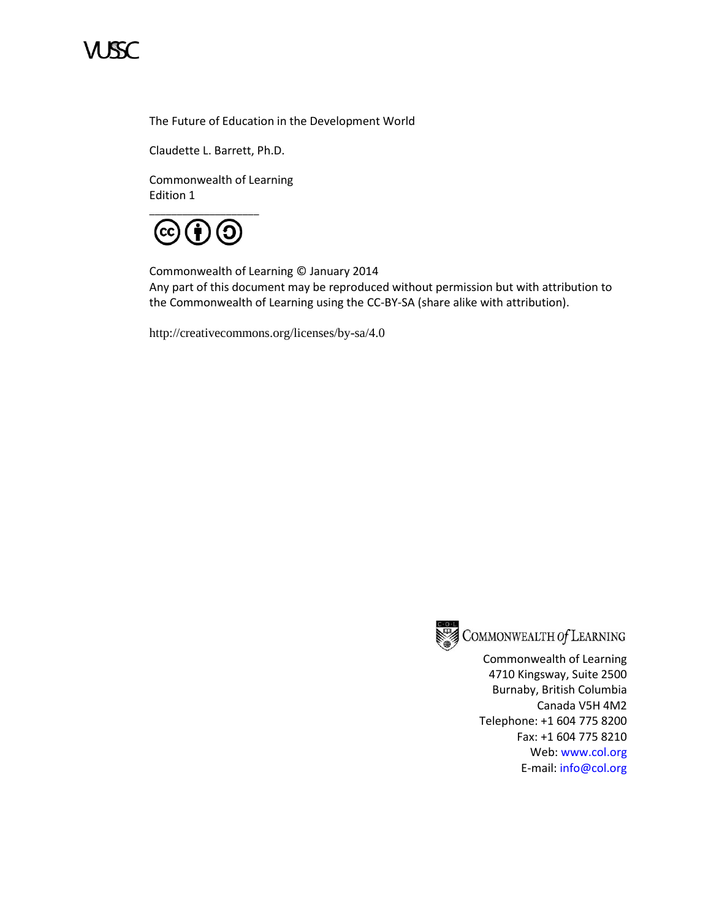VUSSC

The Future of Education in the Development World

Claudette L. Barrett, Ph.D.

Commonwealth of Learning
Edition 1

Commonwealth of Learning © January 2014
Any part of this document may be reproduced without permission but with attribution to the Commonwealth of Learning using the CC-BY-SA (share alike with attribution).

http://creativecommons.org/licenses/by-sa/4.0

COMMONWEALTH *of* LEARNING

Commonwealth of Learning
4710 Kingsway, Suite 2500
Burnaby, British Columbia
Canada V5H 4M2
Telephone: +1 604 775 8200
Fax: +1 604 775 8210
Web: www.col.org
E-mail: info@col.org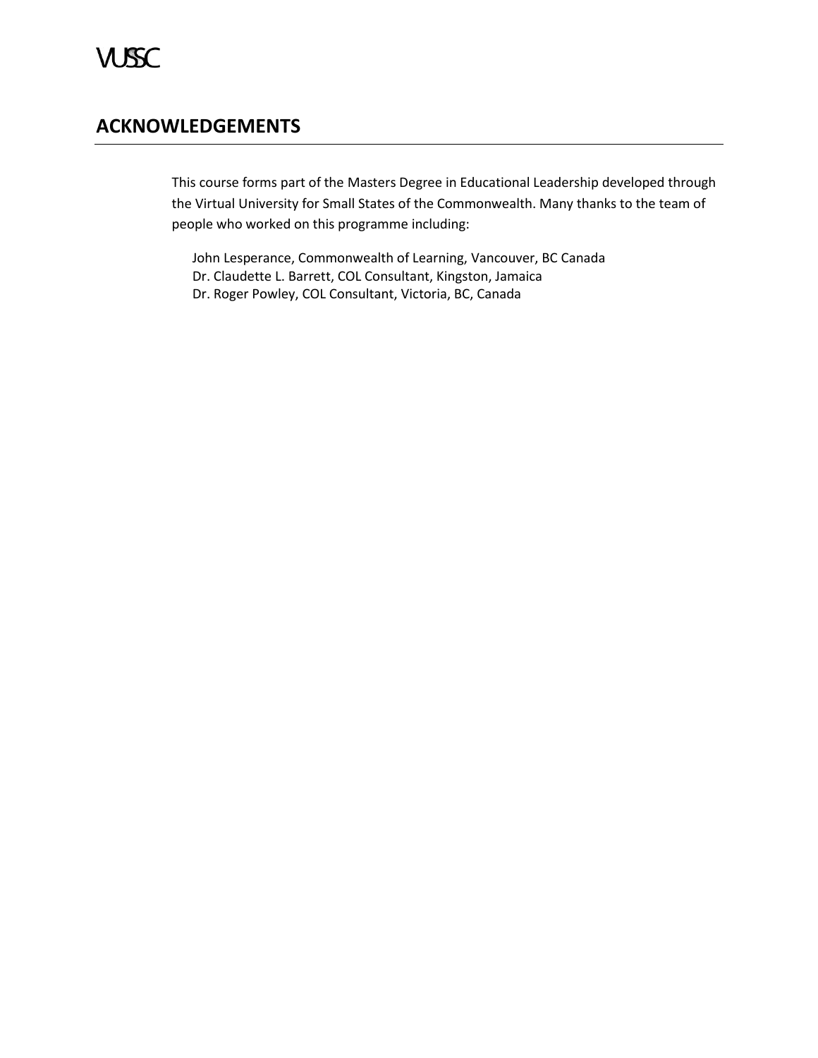## ACKNOWLEDGEMENTS

This course forms part of the Masters Degree in Educational Leadership developed through the Virtual University for Small States of the Commonwealth. Many thanks to the team of people who worked on this programme including:

John Lesperance, Commonwealth of Learning, Vancouver, BC Canada
Dr. Claudette L. Barrett, COL Consultant, Kingston, Jamaica
Dr. Roger Powley, COL Consultant, Victoria, BC, Canada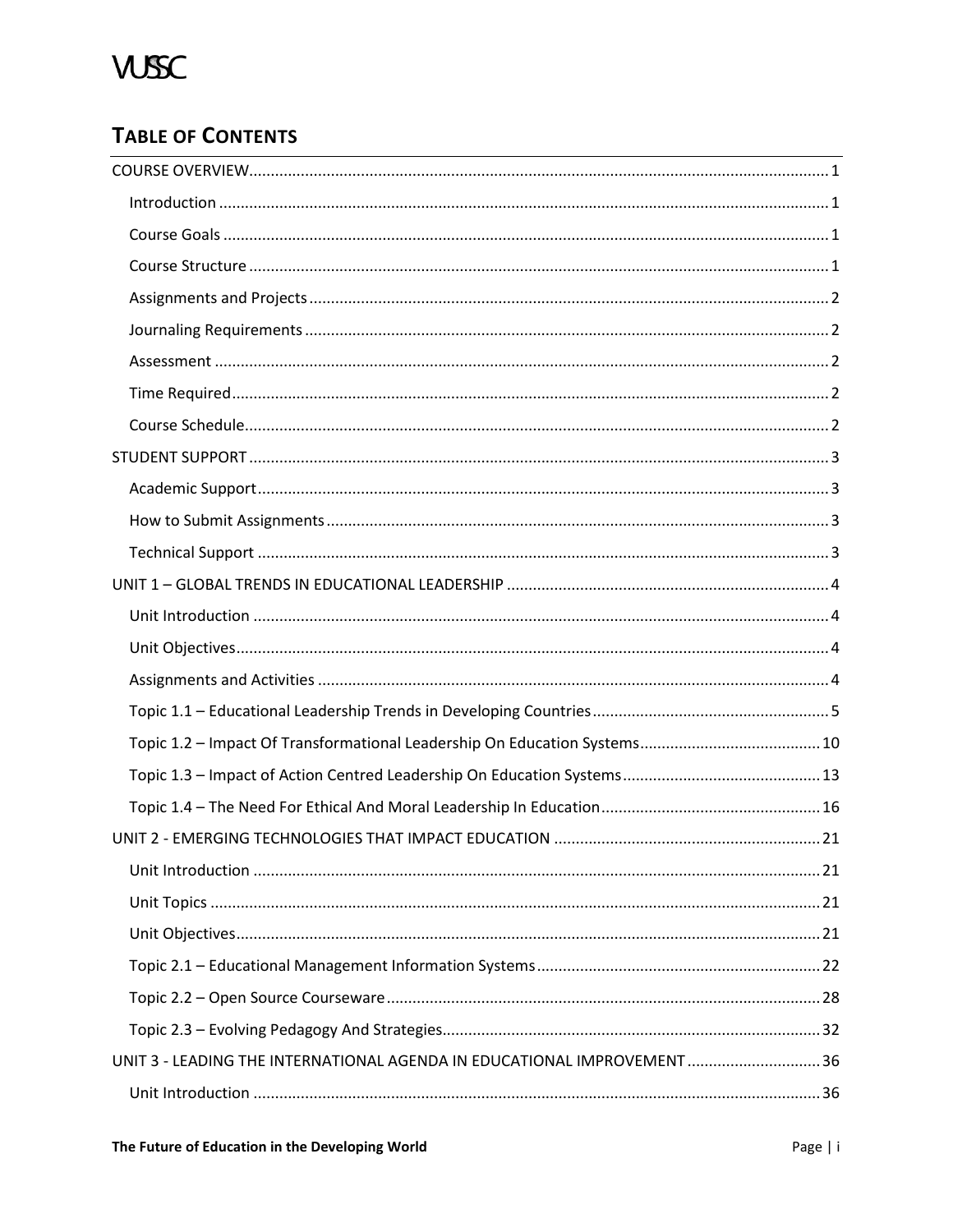# TABLE OF CONTENTS

COURSE OVERVIEW ..... 1

- Introduction ..... 1
- Course Goals ..... 1
- Course Structure ..... 1
- Assignments and Projects ..... 2
- Journaling Requirements ..... 2
- Assessment ..... 2
- Time Required ..... 2
- Course Schedule ..... 2

STUDENT SUPPORT ..... 3

- Academic Support ..... 3
- How to Submit Assignments ..... 3
- Technical Support ..... 3

UNIT 1 – GLOBAL TRENDS IN EDUCATIONAL LEADERSHIP ..... 4

- Unit Introduction ..... 4
- Unit Objectives ..... 4
- Assignments and Activities ..... 4
- Topic 1.1 – Educational Leadership Trends in Developing Countries ..... 5
- Topic 1.2 – Impact Of Transformational Leadership On Education Systems ..... 10
- Topic 1.3 – Impact of Action Centred Leadership On Education Systems ..... 13
- Topic 1.4 – The Need For Ethical And Moral Leadership In Education ..... 16

UNIT 2 - EMERGING TECHNOLOGIES THAT IMPACT EDUCATION ..... 21

- Unit Introduction ..... 21
- Unit Topics ..... 21
- Unit Objectives ..... 21
- Topic 2.1 – Educational Management Information Systems ..... 22
- Topic 2.2 – Open Source Courseware ..... 28
- Topic 2.3 – Evolving Pedagogy And Strategies ..... 32

UNIT 3 - LEADING THE INTERNATIONAL AGENDA IN EDUCATIONAL IMPROVEMENT ..... 36

- Unit Introduction ..... 36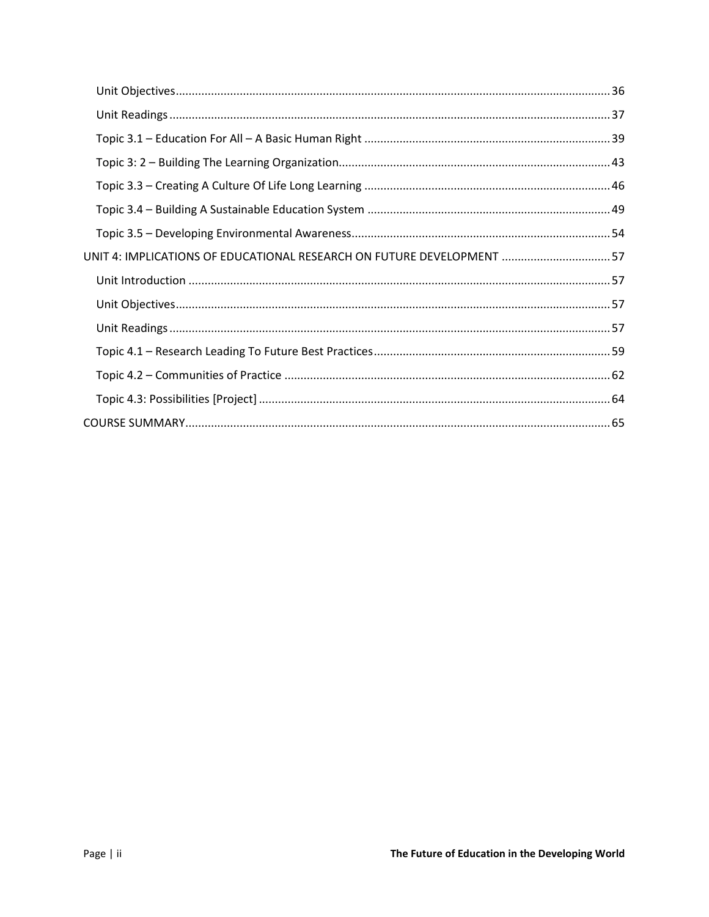- Unit Objectives ........ 36
- Unit Readings ........ 37
- Topic 3.1 – Education For All – A Basic Human Right ........ 39
- Topic 3: 2 – Building The Learning Organization ........ 43
- Topic 3.3 – Creating A Culture Of Life Long Learning ........ 46
- Topic 3.4 – Building A Sustainable Education System ........ 49
- Topic 3.5 – Developing Environmental Awareness ........ 54

UNIT 4: IMPLICATIONS OF EDUCATIONAL RESEARCH ON FUTURE DEVELOPMENT ........ 57

- Unit Introduction ........ 57
- Unit Objectives ........ 57
- Unit Readings ........ 57
- Topic 4.1 – Research Leading To Future Best Practices ........ 59
- Topic 4.2 – Communities of Practice ........ 62
- Topic 4.3: Possibilities [Project] ........ 64

COURSE SUMMARY ........ 65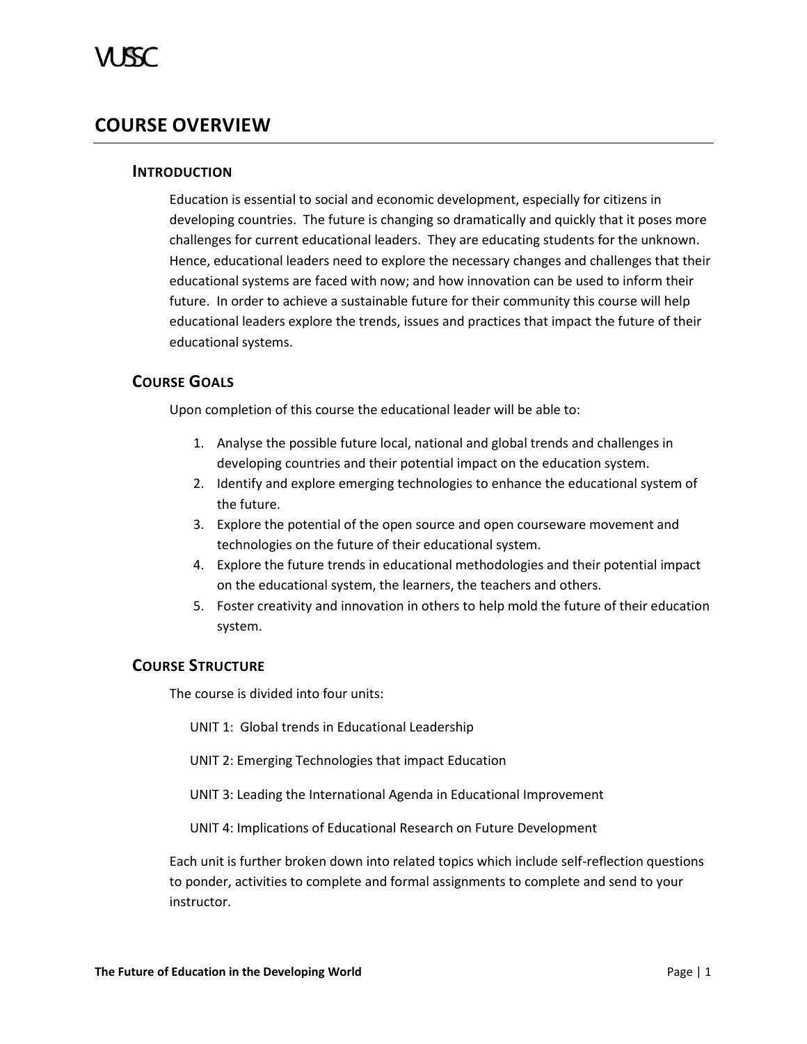# COURSE OVERVIEW

## INTRODUCTION

Education is essential to social and economic development, especially for citizens in developing countries. The future is changing so dramatically and quickly that it poses more challenges for current educational leaders. They are educating students for the unknown. Hence, educational leaders need to explore the necessary changes and challenges that their educational systems are faced with now; and how innovation can be used to inform their future. In order to achieve a sustainable future for their community this course will help educational leaders explore the trends, issues and practices that impact the future of their educational systems.

## COURSE GOALS

Upon completion of this course the educational leader will be able to:

1. Analyse the possible future local, national and global trends and challenges in developing countries and their potential impact on the education system.
2. Identify and explore emerging technologies to enhance the educational system of the future.
3. Explore the potential of the open source and open courseware movement and technologies on the future of their educational system.
4. Explore the future trends in educational methodologies and their potential impact on the educational system, the learners, the teachers and others.
5. Foster creativity and innovation in others to help mold the future of their education system.

## COURSE STRUCTURE

The course is divided into four units:

UNIT 1: Global trends in Educational Leadership

UNIT 2: Emerging Technologies that impact Education

UNIT 3: Leading the International Agenda in Educational Improvement

UNIT 4: Implications of Educational Research on Future Development

Each unit is further broken down into related topics which include self-reflection questions to ponder, activities to complete and formal assignments to complete and send to your instructor.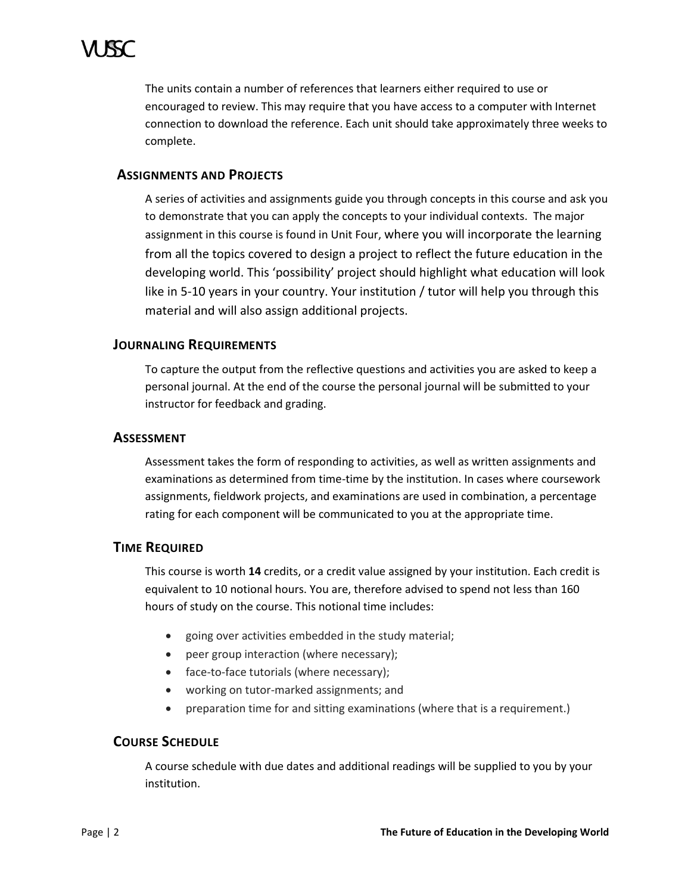The units contain a number of references that learners either required to use or encouraged to review. This may require that you have access to a computer with Internet connection to download the reference. Each unit should take approximately three weeks to complete.

## Assignments and Projects

A series of activities and assignments guide you through concepts in this course and ask you to demonstrate that you can apply the concepts to your individual contexts. The major assignment in this course is found in Unit Four, where you will incorporate the learning from all the topics covered to design a project to reflect the future education in the developing world. This 'possibility' project should highlight what education will look like in 5-10 years in your country. Your institution / tutor will help you through this material and will also assign additional projects.

## Journaling Requirements

To capture the output from the reflective questions and activities you are asked to keep a personal journal. At the end of the course the personal journal will be submitted to your instructor for feedback and grading.

## Assessment

Assessment takes the form of responding to activities, as well as written assignments and examinations as determined from time-time by the institution. In cases where coursework assignments, fieldwork projects, and examinations are used in combination, a percentage rating for each component will be communicated to you at the appropriate time.

## Time Required

This course is worth **14** credits, or a credit value assigned by your institution. Each credit is equivalent to 10 notional hours. You are, therefore advised to spend not less than 160 hours of study on the course. This notional time includes:

- going over activities embedded in the study material;
- peer group interaction (where necessary);
- face-to-face tutorials (where necessary);
- working on tutor-marked assignments; and
- preparation time for and sitting examinations (where that is a requirement.)

## Course Schedule

A course schedule with due dates and additional readings will be supplied to you by your institution.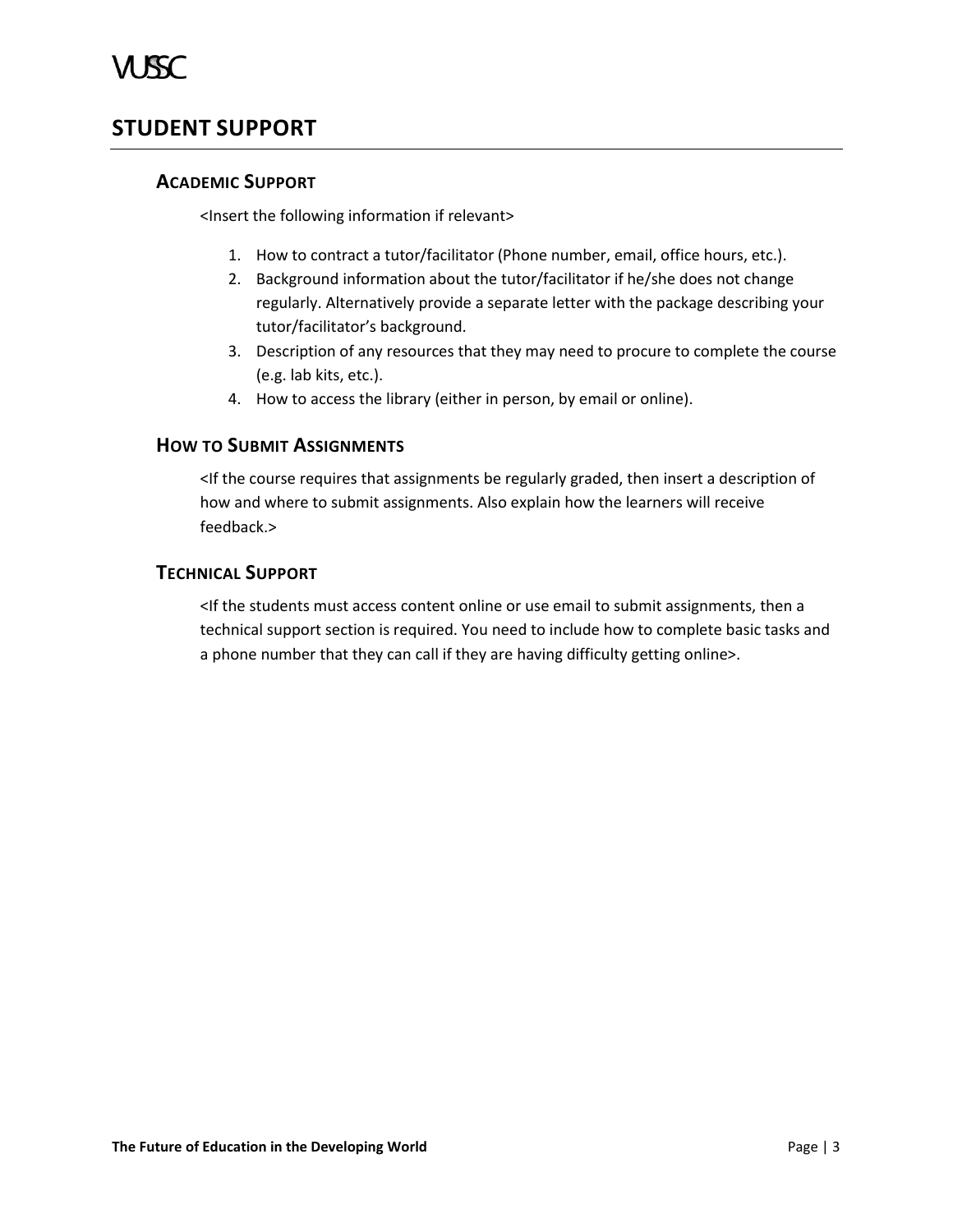## STUDENT SUPPORT

### ACADEMIC SUPPORT

<Insert the following information if relevant>

1. How to contract a tutor/facilitator (Phone number, email, office hours, etc.).
2. Background information about the tutor/facilitator if he/she does not change regularly. Alternatively provide a separate letter with the package describing your tutor/facilitator's background.
3. Description of any resources that they may need to procure to complete the course (e.g. lab kits, etc.).
4. How to access the library (either in person, by email or online).

### HOW TO SUBMIT ASSIGNMENTS

<If the course requires that assignments be regularly graded, then insert a description of how and where to submit assignments. Also explain how the learners will receive feedback.>

### TECHNICAL SUPPORT

<If the students must access content online or use email to submit assignments, then a technical support section is required. You need to include how to complete basic tasks and a phone number that they can call if they are having difficulty getting online>.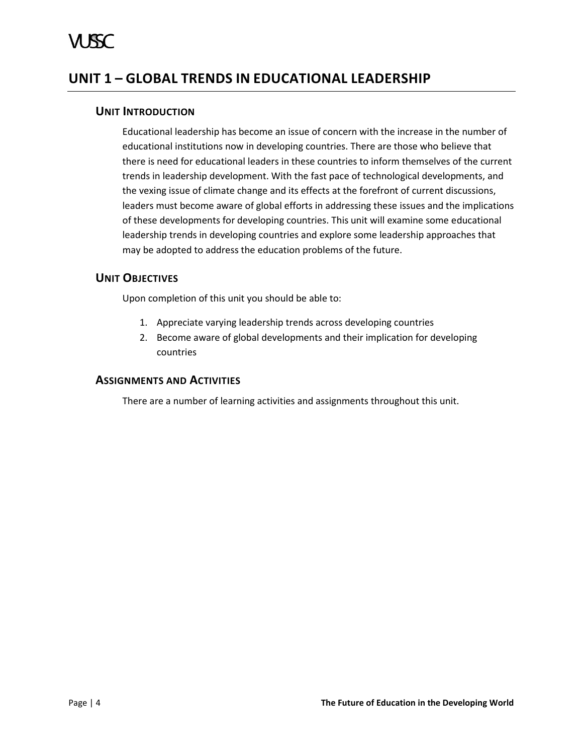# UNIT 1 – GLOBAL TRENDS IN EDUCATIONAL LEADERSHIP

## UNIT INTRODUCTION

Educational leadership has become an issue of concern with the increase in the number of educational institutions now in developing countries. There are those who believe that there is need for educational leaders in these countries to inform themselves of the current trends in leadership development. With the fast pace of technological developments, and the vexing issue of climate change and its effects at the forefront of current discussions, leaders must become aware of global efforts in addressing these issues and the implications of these developments for developing countries. This unit will examine some educational leadership trends in developing countries and explore some leadership approaches that may be adopted to address the education problems of the future.

## UNIT OBJECTIVES

Upon completion of this unit you should be able to:

1. Appreciate varying leadership trends across developing countries
2. Become aware of global developments and their implication for developing countries

## ASSIGNMENTS AND ACTIVITIES

There are a number of learning activities and assignments throughout this unit.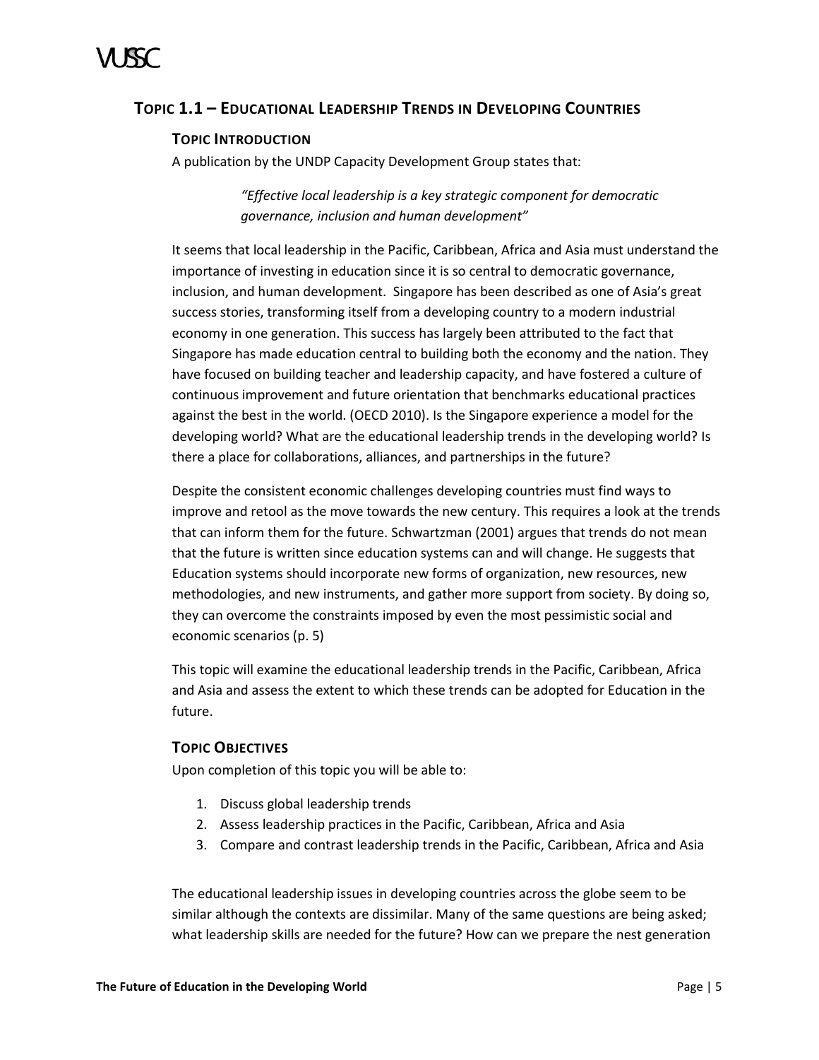## Topic 1.1 – Educational Leadership Trends in Developing Countries

### Topic Introduction

A publication by the UNDP Capacity Development Group states that:

> *"Effective local leadership is a key strategic component for democratic governance, inclusion and human development"*

It seems that local leadership in the Pacific, Caribbean, Africa and Asia must understand the importance of investing in education since it is so central to democratic governance, inclusion, and human development. Singapore has been described as one of Asia's great success stories, transforming itself from a developing country to a modern industrial economy in one generation. This success has largely been attributed to the fact that Singapore has made education central to building both the economy and the nation. They have focused on building teacher and leadership capacity, and have fostered a culture of continuous improvement and future orientation that benchmarks educational practices against the best in the world. (OECD 2010). Is the Singapore experience a model for the developing world? What are the educational leadership trends in the developing world? Is there a place for collaborations, alliances, and partnerships in the future?

Despite the consistent economic challenges developing countries must find ways to improve and retool as the move towards the new century. This requires a look at the trends that can inform them for the future. Schwartzman (2001) argues that trends do not mean that the future is written since education systems can and will change. He suggests that Education systems should incorporate new forms of organization, new resources, new methodologies, and new instruments, and gather more support from society. By doing so, they can overcome the constraints imposed by even the most pessimistic social and economic scenarios (p. 5)

This topic will examine the educational leadership trends in the Pacific, Caribbean, Africa and Asia and assess the extent to which these trends can be adopted for Education in the future.

### Topic Objectives

Upon completion of this topic you will be able to:

1. Discuss global leadership trends
2. Assess leadership practices in the Pacific, Caribbean, Africa and Asia
3. Compare and contrast leadership trends in the Pacific, Caribbean, Africa and Asia

The educational leadership issues in developing countries across the globe seem to be similar although the contexts are dissimilar. Many of the same questions are being asked; what leadership skills are needed for the future? How can we prepare the nest generation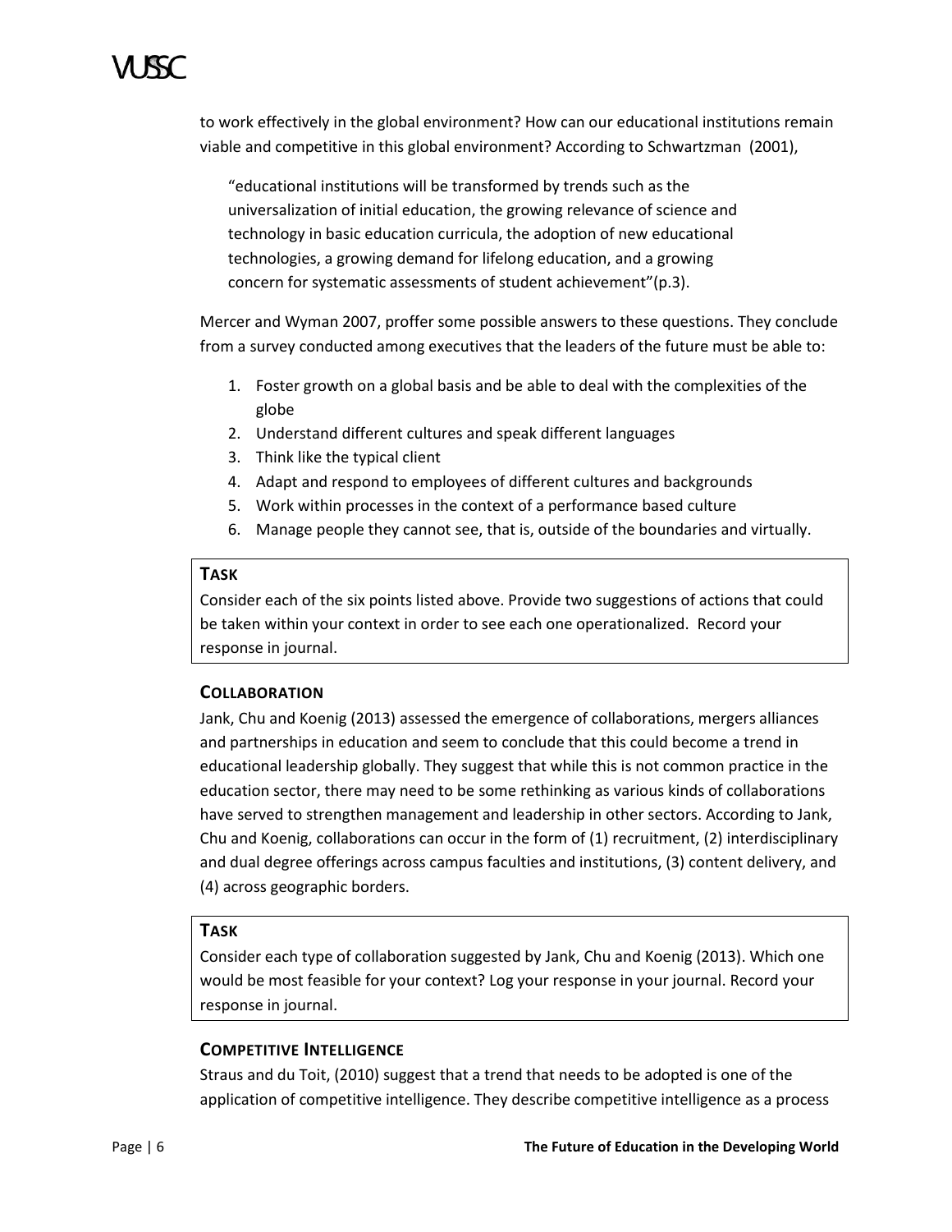to work effectively in the global environment? How can our educational institutions remain viable and competitive in this global environment? According to Schwartzman (2001),

> "educational institutions will be transformed by trends such as the universalization of initial education, the growing relevance of science and technology in basic education curricula, the adoption of new educational technologies, a growing demand for lifelong education, and a growing concern for systematic assessments of student achievement"(p.3).

Mercer and Wyman 2007, proffer some possible answers to these questions. They conclude from a survey conducted among executives that the leaders of the future must be able to:

1. Foster growth on a global basis and be able to deal with the complexities of the globe
2. Understand different cultures and speak different languages
3. Think like the typical client
4. Adapt and respond to employees of different cultures and backgrounds
5. Work within processes in the context of a performance based culture
6. Manage people they cannot see, that is, outside of the boundaries and virtually.

> **TASK**
>
> Consider each of the six points listed above. Provide two suggestions of actions that could be taken within your context in order to see each one operationalized. Record your response in journal.

### COLLABORATION

Jank, Chu and Koenig (2013) assessed the emergence of collaborations, mergers alliances and partnerships in education and seem to conclude that this could become a trend in educational leadership globally. They suggest that while this is not common practice in the education sector, there may need to be some rethinking as various kinds of collaborations have served to strengthen management and leadership in other sectors. According to Jank, Chu and Koenig, collaborations can occur in the form of (1) recruitment, (2) interdisciplinary and dual degree offerings across campus faculties and institutions, (3) content delivery, and (4) across geographic borders.

> **TASK**
>
> Consider each type of collaboration suggested by Jank, Chu and Koenig (2013). Which one would be most feasible for your context? Log your response in your journal. Record your response in journal.

### COMPETITIVE INTELLIGENCE

Straus and du Toit, (2010) suggest that a trend that needs to be adopted is one of the application of competitive intelligence. They describe competitive intelligence as a process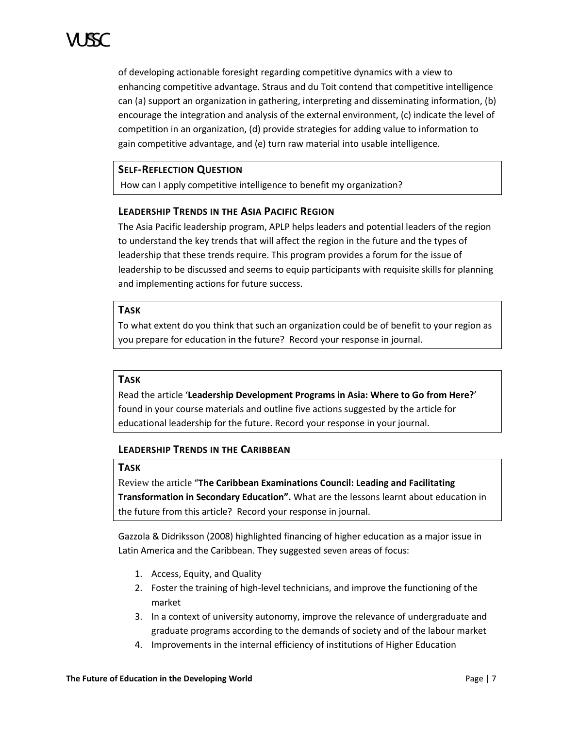of developing actionable foresight regarding competitive dynamics with a view to enhancing competitive advantage. Straus and du Toit contend that competitive intelligence can (a) support an organization in gathering, interpreting and disseminating information, (b) encourage the integration and analysis of the external environment, (c) indicate the level of competition in an organization, (d) provide strategies for adding value to information to gain competitive advantage, and (e) turn raw material into usable intelligence.

**SELF-REFLECTION QUESTION**

How can I apply competitive intelligence to benefit my organization?

### LEADERSHIP TRENDS IN THE ASIA PACIFIC REGION

The Asia Pacific leadership program, APLP helps leaders and potential leaders of the region to understand the key trends that will affect the region in the future and the types of leadership that these trends require. This program provides a forum for the issue of leadership to be discussed and seems to equip participants with requisite skills for planning and implementing actions for future success.

**TASK**

To what extent do you think that such an organization could be of benefit to your region as you prepare for education in the future? Record your response in journal.

**TASK**

Read the article '**Leadership Development Programs in Asia: Where to Go from Here?**' found in your course materials and outline five actions suggested by the article for educational leadership for the future. Record your response in your journal.

### LEADERSHIP TRENDS IN THE CARIBBEAN

**TASK**

Review the article "**The Caribbean Examinations Council: Leading and Facilitating Transformation in Secondary Education".** What are the lessons learnt about education in the future from this article? Record your response in journal.

Gazzola & Didriksson (2008) highlighted financing of higher education as a major issue in Latin America and the Caribbean. They suggested seven areas of focus:

1. Access, Equity, and Quality
2. Foster the training of high-level technicians, and improve the functioning of the market
3. In a context of university autonomy, improve the relevance of undergraduate and graduate programs according to the demands of society and of the labour market
4. Improvements in the internal efficiency of institutions of Higher Education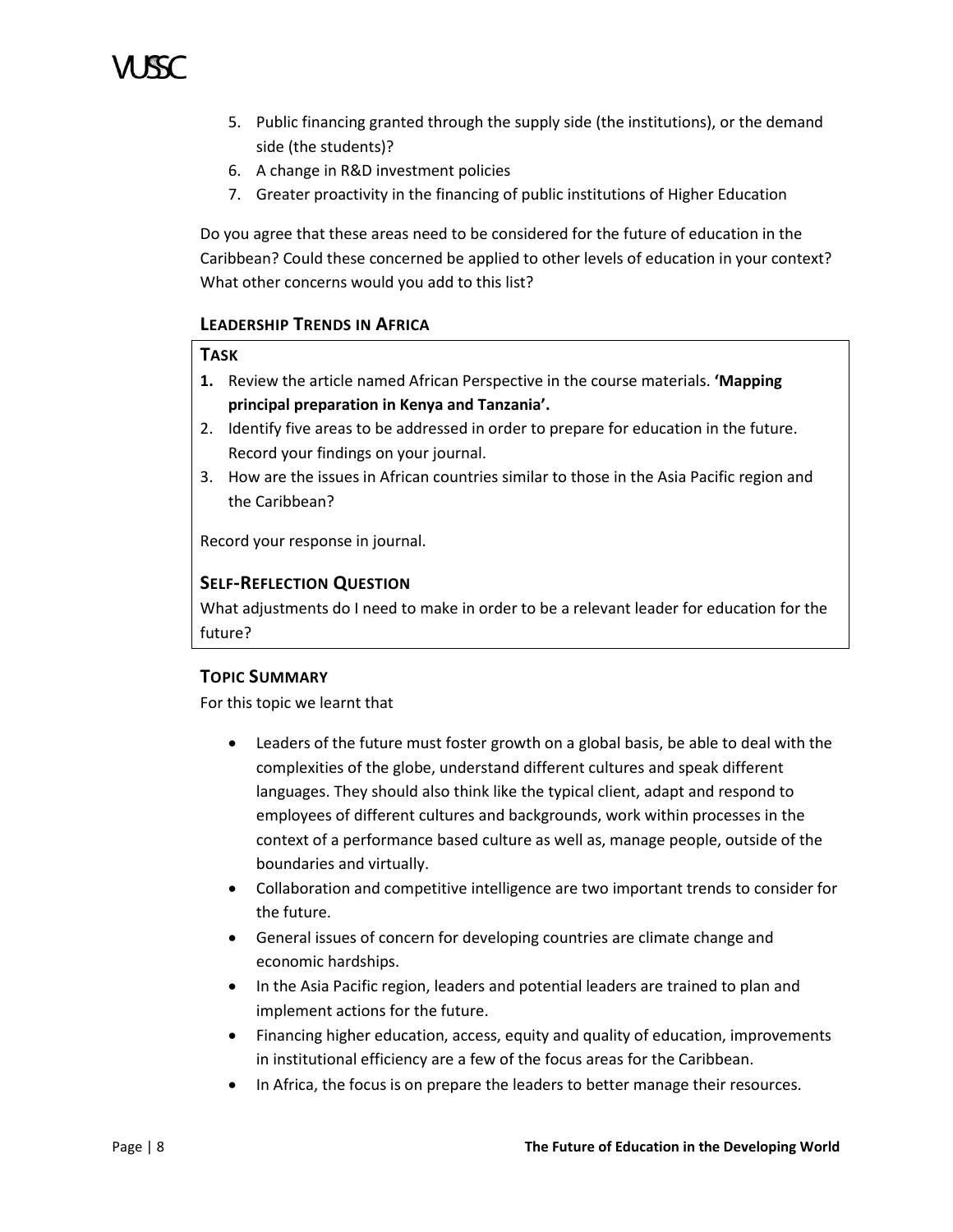5. Public financing granted through the supply side (the institutions), or the demand side (the students)?
6. A change in R&D investment policies
7. Greater proactivity in the financing of public institutions of Higher Education

Do you agree that these areas need to be considered for the future of education in the Caribbean? Could these concerned be applied to other levels of education in your context? What other concerns would you add to this list?

### LEADERSHIP TRENDS IN AFRICA

**TASK**

1. Review the article named African Perspective in the course materials. **'Mapping principal preparation in Kenya and Tanzania'.**
2. Identify five areas to be addressed in order to prepare for education in the future. Record your findings on your journal.
3. How are the issues in African countries similar to those in the Asia Pacific region and the Caribbean?

Record your response in journal.

### SELF-REFLECTION QUESTION

What adjustments do I need to make in order to be a relevant leader for education for the future?

### TOPIC SUMMARY

For this topic we learnt that

- Leaders of the future must foster growth on a global basis, be able to deal with the complexities of the globe, understand different cultures and speak different languages. They should also think like the typical client, adapt and respond to employees of different cultures and backgrounds, work within processes in the context of a performance based culture as well as, manage people, outside of the boundaries and virtually.
- Collaboration and competitive intelligence are two important trends to consider for the future.
- General issues of concern for developing countries are climate change and economic hardships.
- In the Asia Pacific region, leaders and potential leaders are trained to plan and implement actions for the future.
- Financing higher education, access, equity and quality of education, improvements in institutional efficiency are a few of the focus areas for the Caribbean.
- In Africa, the focus is on prepare the leaders to better manage their resources.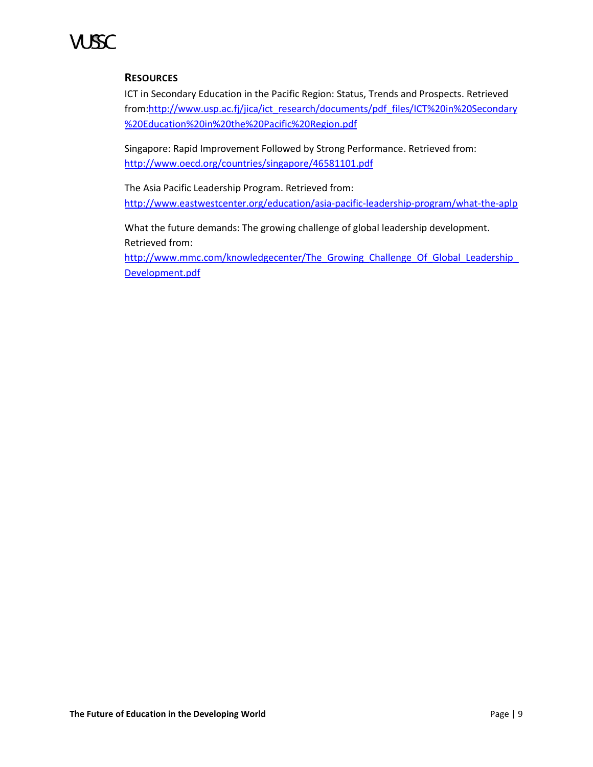## RESOURCES

ICT in Secondary Education in the Pacific Region: Status, Trends and Prospects. Retrieved from:http://www.usp.ac.fj/jica/ict_research/documents/pdf_files/ICT%20in%20Secondary%20Education%20in%20the%20Pacific%20Region.pdf

Singapore: Rapid Improvement Followed by Strong Performance. Retrieved from: http://www.oecd.org/countries/singapore/46581101.pdf

The Asia Pacific Leadership Program. Retrieved from: http://www.eastwestcenter.org/education/asia-pacific-leadership-program/what-the-aplp

What the future demands: The growing challenge of global leadership development. Retrieved from: http://www.mmc.com/knowledgecenter/The_Growing_Challenge_Of_Global_Leadership_Development.pdf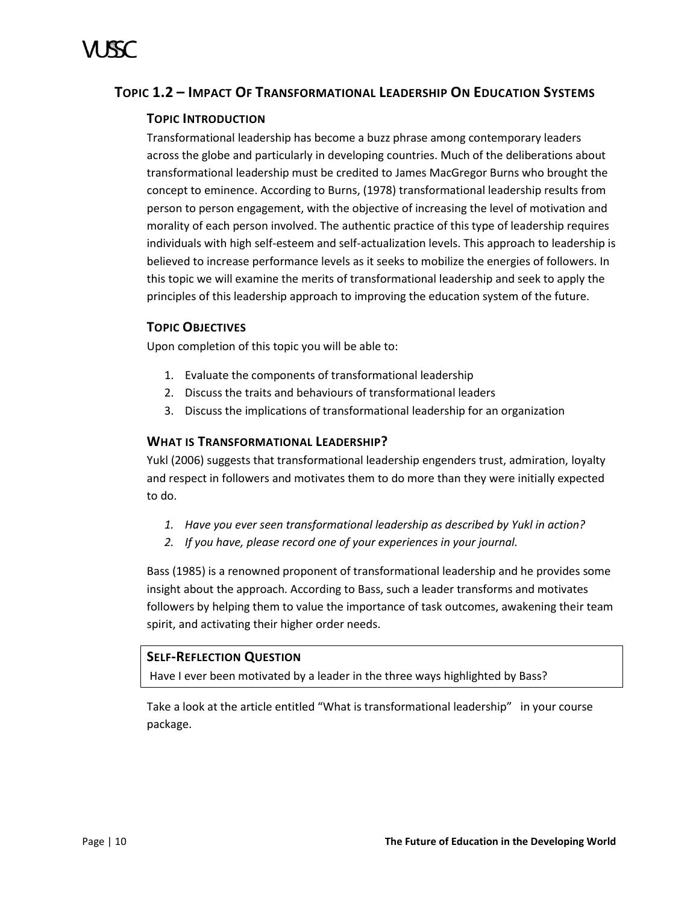## Topic 1.2 – Impact Of Transformational Leadership On Education Systems

### Topic Introduction

Transformational leadership has become a buzz phrase among contemporary leaders across the globe and particularly in developing countries. Much of the deliberations about transformational leadership must be credited to James MacGregor Burns who brought the concept to eminence. According to Burns, (1978) transformational leadership results from person to person engagement, with the objective of increasing the level of motivation and morality of each person involved. The authentic practice of this type of leadership requires individuals with high self-esteem and self-actualization levels. This approach to leadership is believed to increase performance levels as it seeks to mobilize the energies of followers. In this topic we will examine the merits of transformational leadership and seek to apply the principles of this leadership approach to improving the education system of the future.

### Topic Objectives

Upon completion of this topic you will be able to:

1. Evaluate the components of transformational leadership
2. Discuss the traits and behaviours of transformational leaders
3. Discuss the implications of transformational leadership for an organization

### What is Transformational Leadership?

Yukl (2006) suggests that transformational leadership engenders trust, admiration, loyalty and respect in followers and motivates them to do more than they were initially expected to do.

1. *Have you ever seen transformational leadership as described by Yukl in action?*
2. *If you have, please record one of your experiences in your journal.*

Bass (1985) is a renowned proponent of transformational leadership and he provides some insight about the approach. According to Bass, such a leader transforms and motivates followers by helping them to value the importance of task outcomes, awakening their team spirit, and activating their higher order needs.

**Self-Reflection Question**

Have I ever been motivated by a leader in the three ways highlighted by Bass?

Take a look at the article entitled "What is transformational leadership" in your course package.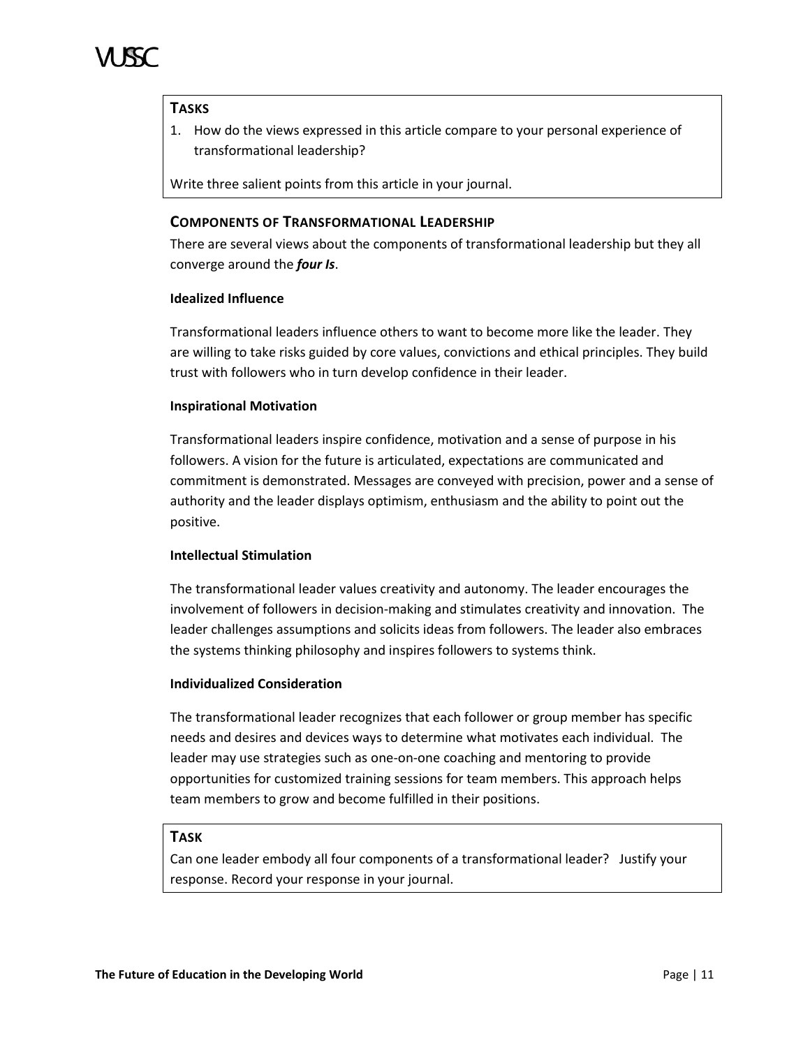**TASKS**

1. How do the views expressed in this article compare to your personal experience of transformational leadership?

Write three salient points from this article in your journal.

## COMPONENTS OF TRANSFORMATIONAL LEADERSHIP

There are several views about the components of transformational leadership but they all converge around the ***four Is***.

### Idealized Influence

Transformational leaders influence others to want to become more like the leader. They are willing to take risks guided by core values, convictions and ethical principles. They build trust with followers who in turn develop confidence in their leader.

### Inspirational Motivation

Transformational leaders inspire confidence, motivation and a sense of purpose in his followers. A vision for the future is articulated, expectations are communicated and commitment is demonstrated. Messages are conveyed with precision, power and a sense of authority and the leader displays optimism, enthusiasm and the ability to point out the positive.

### Intellectual Stimulation

The transformational leader values creativity and autonomy. The leader encourages the involvement of followers in decision-making and stimulates creativity and innovation. The leader challenges assumptions and solicits ideas from followers. The leader also embraces the systems thinking philosophy and inspires followers to systems think.

### Individualized Consideration

The transformational leader recognizes that each follower or group member has specific needs and desires and devices ways to determine what motivates each individual. The leader may use strategies such as one-on-one coaching and mentoring to provide opportunities for customized training sessions for team members. This approach helps team members to grow and become fulfilled in their positions.

**TASK**

Can one leader embody all four components of a transformational leader? Justify your response. Record your response in your journal.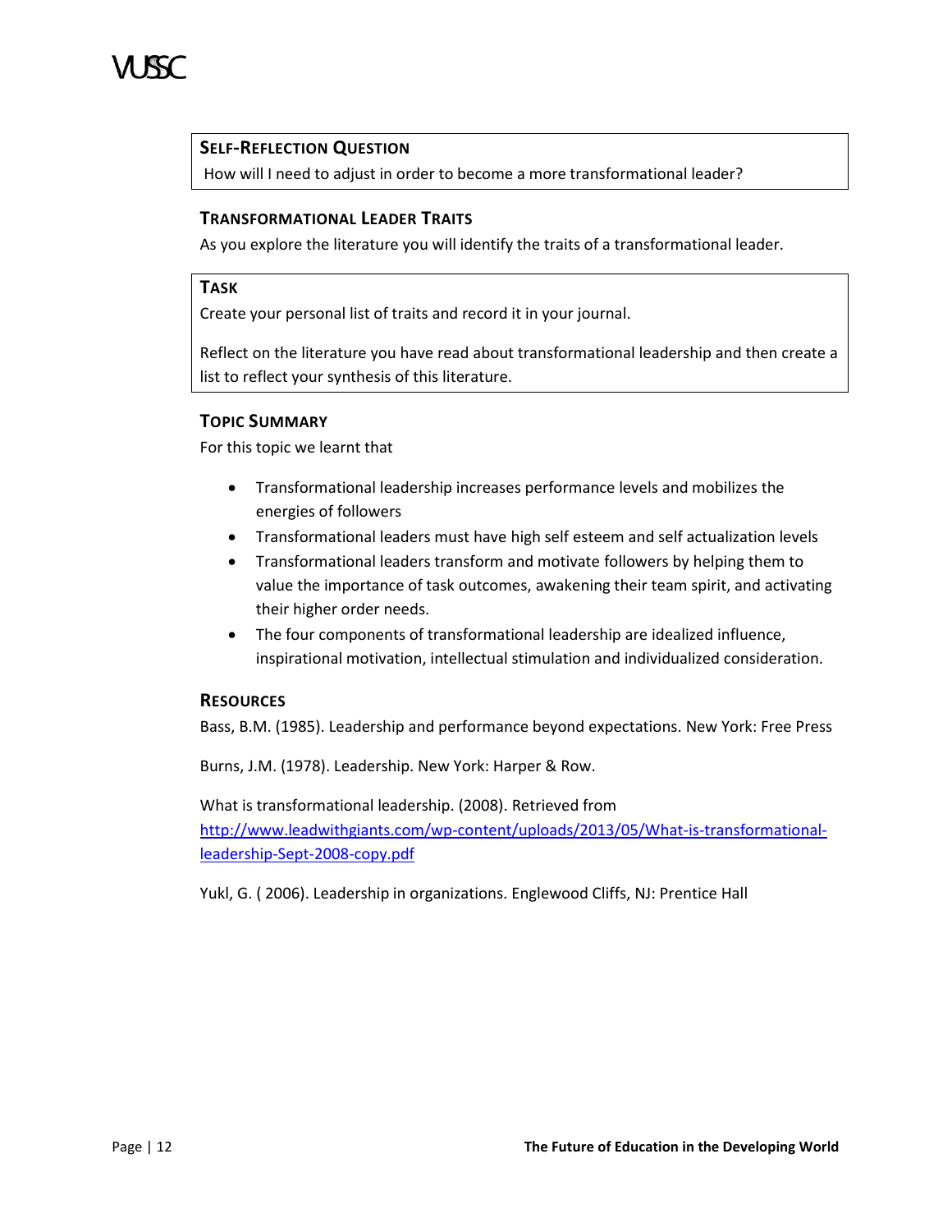### Self-Reflection Question

How will I need to adjust in order to become a more transformational leader?

### Transformational Leader Traits

As you explore the literature you will identify the traits of a transformational leader.

### Task

Create your personal list of traits and record it in your journal.

Reflect on the literature you have read about transformational leadership and then create a list to reflect your synthesis of this literature.

### Topic Summary

For this topic we learnt that

- Transformational leadership increases performance levels and mobilizes the energies of followers
- Transformational leaders must have high self esteem and self actualization levels
- Transformational leaders transform and motivate followers by helping them to value the importance of task outcomes, awakening their team spirit, and activating their higher order needs.
- The four components of transformational leadership are idealized influence, inspirational motivation, intellectual stimulation and individualized consideration.

### Resources

Bass, B.M. (1985). Leadership and performance beyond expectations. New York: Free Press

Burns, J.M. (1978). Leadership. New York: Harper & Row.

What is transformational leadership. (2008). Retrieved from http://www.leadwithgiants.com/wp-content/uploads/2013/05/What-is-transformational-leadership-Sept-2008-copy.pdf

Yukl, G. ( 2006). Leadership in organizations. Englewood Cliffs, NJ: Prentice Hall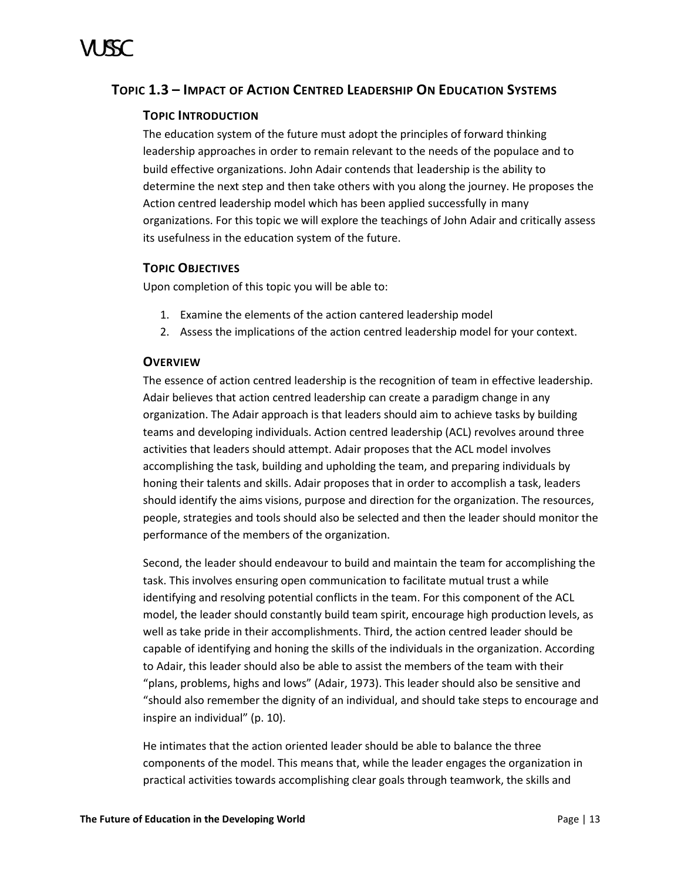## TOPIC 1.3 – IMPACT OF ACTION CENTRED LEADERSHIP ON EDUCATION SYSTEMS

### TOPIC INTRODUCTION

The education system of the future must adopt the principles of forward thinking leadership approaches in order to remain relevant to the needs of the populace and to build effective organizations. John Adair contends that leadership is the ability to determine the next step and then take others with you along the journey. He proposes the Action centred leadership model which has been applied successfully in many organizations. For this topic we will explore the teachings of John Adair and critically assess its usefulness in the education system of the future.

### TOPIC OBJECTIVES

Upon completion of this topic you will be able to:

1. Examine the elements of the action cantered leadership model
2. Assess the implications of the action centred leadership model for your context.

### OVERVIEW

The essence of action centred leadership is the recognition of team in effective leadership. Adair believes that action centred leadership can create a paradigm change in any organization. The Adair approach is that leaders should aim to achieve tasks by building teams and developing individuals. Action centred leadership (ACL) revolves around three activities that leaders should attempt. Adair proposes that the ACL model involves accomplishing the task, building and upholding the team, and preparing individuals by honing their talents and skills. Adair proposes that in order to accomplish a task, leaders should identify the aims visions, purpose and direction for the organization. The resources, people, strategies and tools should also be selected and then the leader should monitor the performance of the members of the organization.

Second, the leader should endeavour to build and maintain the team for accomplishing the task. This involves ensuring open communication to facilitate mutual trust a while identifying and resolving potential conflicts in the team. For this component of the ACL model, the leader should constantly build team spirit, encourage high production levels, as well as take pride in their accomplishments. Third, the action centred leader should be capable of identifying and honing the skills of the individuals in the organization. According to Adair, this leader should also be able to assist the members of the team with their "plans, problems, highs and lows" (Adair, 1973). This leader should also be sensitive and "should also remember the dignity of an individual, and should take steps to encourage and inspire an individual" (p. 10).

He intimates that the action oriented leader should be able to balance the three components of the model. This means that, while the leader engages the organization in practical activities towards accomplishing clear goals through teamwork, the skills and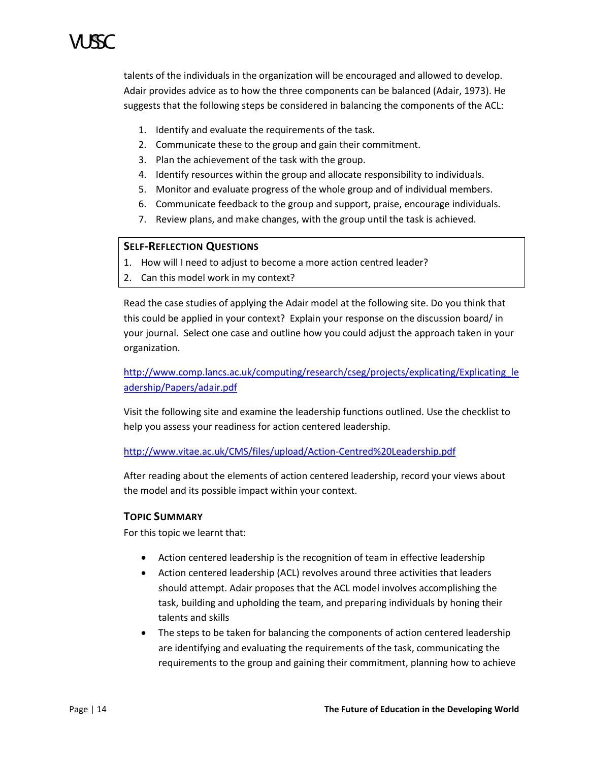talents of the individuals in the organization will be encouraged and allowed to develop. Adair provides advice as to how the three components can be balanced (Adair, 1973). He suggests that the following steps be considered in balancing the components of the ACL:

1. Identify and evaluate the requirements of the task.
2. Communicate these to the group and gain their commitment.
3. Plan the achievement of the task with the group.
4. Identify resources within the group and allocate responsibility to individuals.
5. Monitor and evaluate progress of the whole group and of individual members.
6. Communicate feedback to the group and support, praise, encourage individuals.
7. Review plans, and make changes, with the group until the task is achieved.

### Self-Reflection Questions

1. How will I need to adjust to become a more action centred leader?
2. Can this model work in my context?

Read the case studies of applying the Adair model at the following site. Do you think that this could be applied in your context? Explain your response on the discussion board/ in your journal. Select one case and outline how you could adjust the approach taken in your organization.

http://www.comp.lancs.ac.uk/computing/research/cseg/projects/explicating/Explicating_leadership/Papers/adair.pdf

Visit the following site and examine the leadership functions outlined. Use the checklist to help you assess your readiness for action centered leadership.

http://www.vitae.ac.uk/CMS/files/upload/Action-Centred%20Leadership.pdf

After reading about the elements of action centered leadership, record your views about the model and its possible impact within your context.

### Topic Summary

For this topic we learnt that:

- Action centered leadership is the recognition of team in effective leadership
- Action centered leadership (ACL) revolves around three activities that leaders should attempt. Adair proposes that the ACL model involves accomplishing the task, building and upholding the team, and preparing individuals by honing their talents and skills
- The steps to be taken for balancing the components of action centered leadership are identifying and evaluating the requirements of the task, communicating the requirements to the group and gaining their commitment, planning how to achieve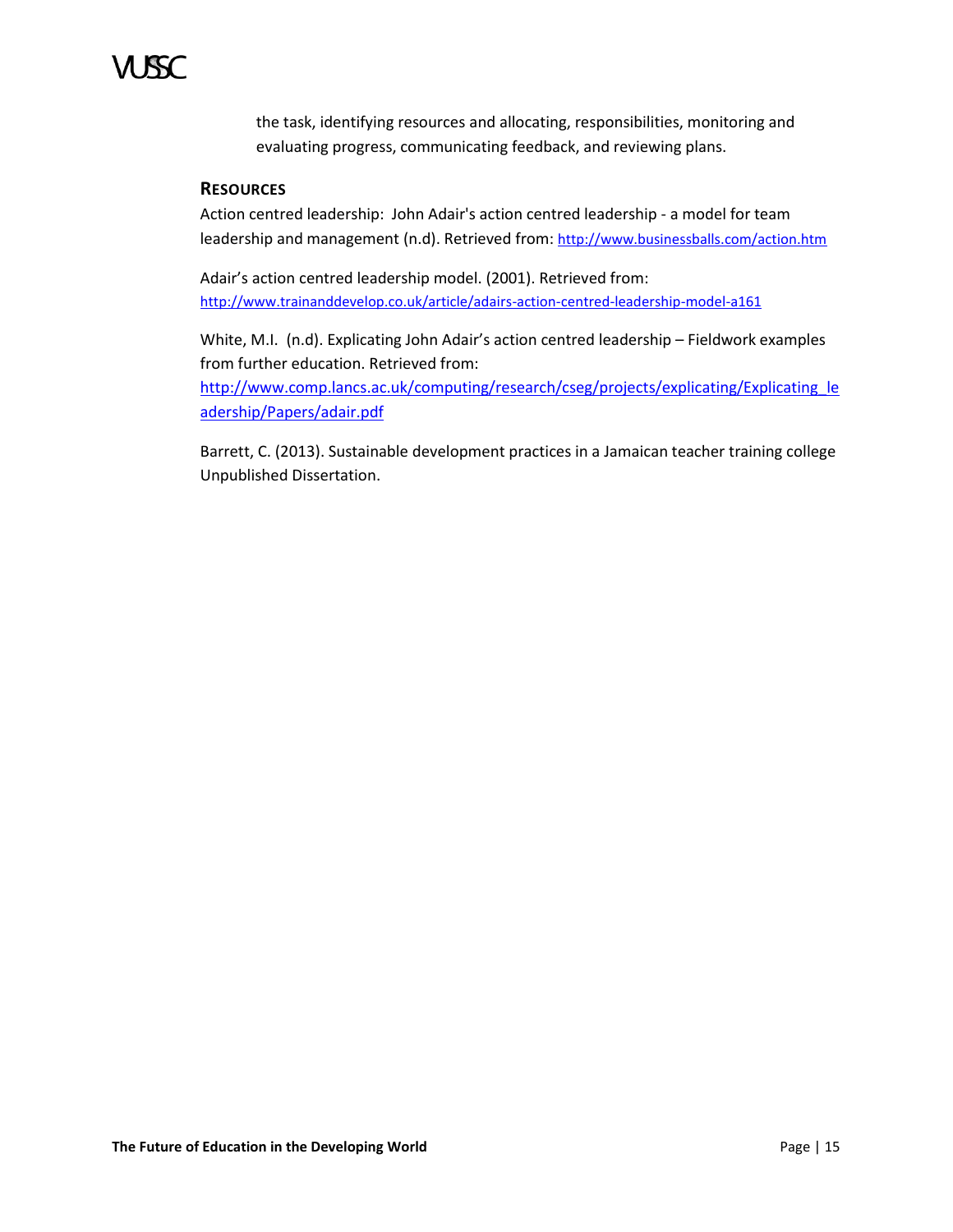the task, identifying resources and allocating, responsibilities, monitoring and evaluating progress, communicating feedback, and reviewing plans.

### RESOURCES

Action centred leadership: John Adair's action centred leadership - a model for team leadership and management (n.d). Retrieved from: http://www.businessballs.com/action.htm

Adair's action centred leadership model. (2001). Retrieved from: http://www.trainanddevelop.co.uk/article/adairs-action-centred-leadership-model-a161

White, M.I. (n.d). Explicating John Adair's action centred leadership – Fieldwork examples from further education. Retrieved from: http://www.comp.lancs.ac.uk/computing/research/cseg/projects/explicating/Explicating_leadership/Papers/adair.pdf

Barrett, C. (2013). Sustainable development practices in a Jamaican teacher training college Unpublished Dissertation.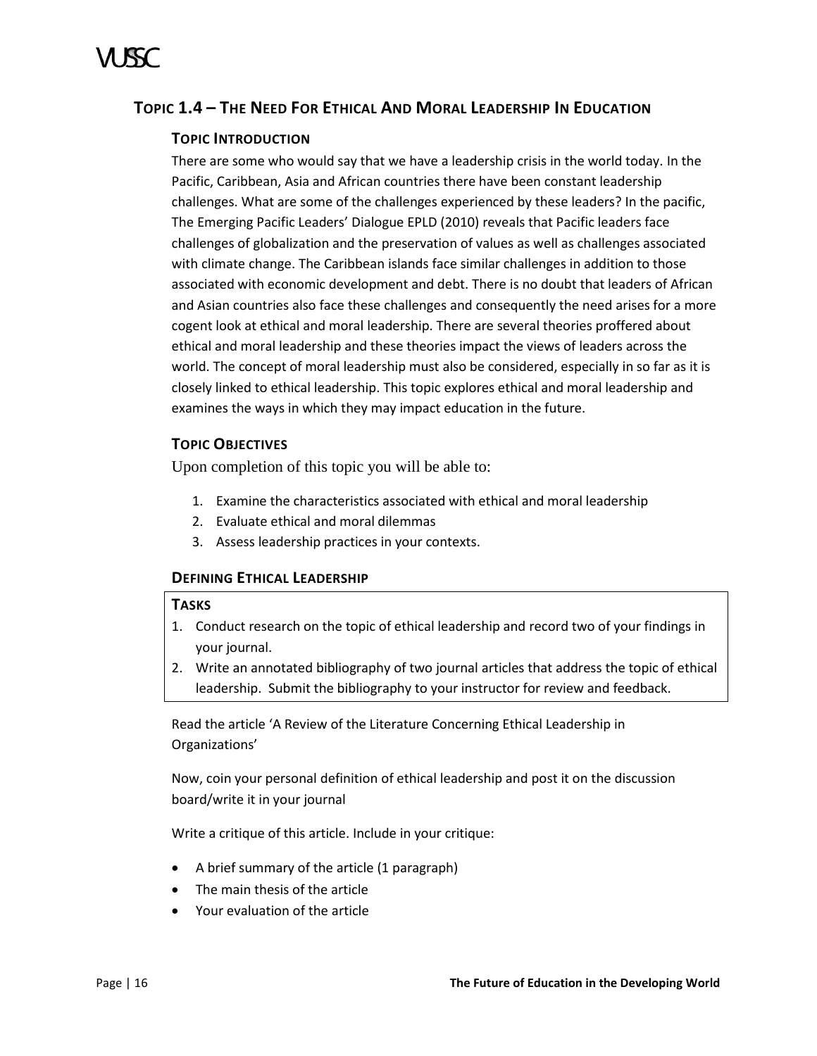## TOPIC 1.4 – THE NEED FOR ETHICAL AND MORAL LEADERSHIP IN EDUCATION

### TOPIC INTRODUCTION

There are some who would say that we have a leadership crisis in the world today. In the Pacific, Caribbean, Asia and African countries there have been constant leadership challenges. What are some of the challenges experienced by these leaders? In the pacific, The Emerging Pacific Leaders' Dialogue EPLD (2010) reveals that Pacific leaders face challenges of globalization and the preservation of values as well as challenges associated with climate change. The Caribbean islands face similar challenges in addition to those associated with economic development and debt. There is no doubt that leaders of African and Asian countries also face these challenges and consequently the need arises for a more cogent look at ethical and moral leadership. There are several theories proffered about ethical and moral leadership and these theories impact the views of leaders across the world. The concept of moral leadership must also be considered, especially in so far as it is closely linked to ethical leadership. This topic explores ethical and moral leadership and examines the ways in which they may impact education in the future.

### TOPIC OBJECTIVES

Upon completion of this topic you will be able to:

1. Examine the characteristics associated with ethical and moral leadership
2. Evaluate ethical and moral dilemmas
3. Assess leadership practices in your contexts.

### DEFINING ETHICAL LEADERSHIP

**TASKS**

1. Conduct research on the topic of ethical leadership and record two of your findings in your journal.
2. Write an annotated bibliography of two journal articles that address the topic of ethical leadership. Submit the bibliography to your instructor for review and feedback.

Read the article 'A Review of the Literature Concerning Ethical Leadership in Organizations'

Now, coin your personal definition of ethical leadership and post it on the discussion board/write it in your journal

Write a critique of this article. Include in your critique:

- A brief summary of the article (1 paragraph)
- The main thesis of the article
- Your evaluation of the article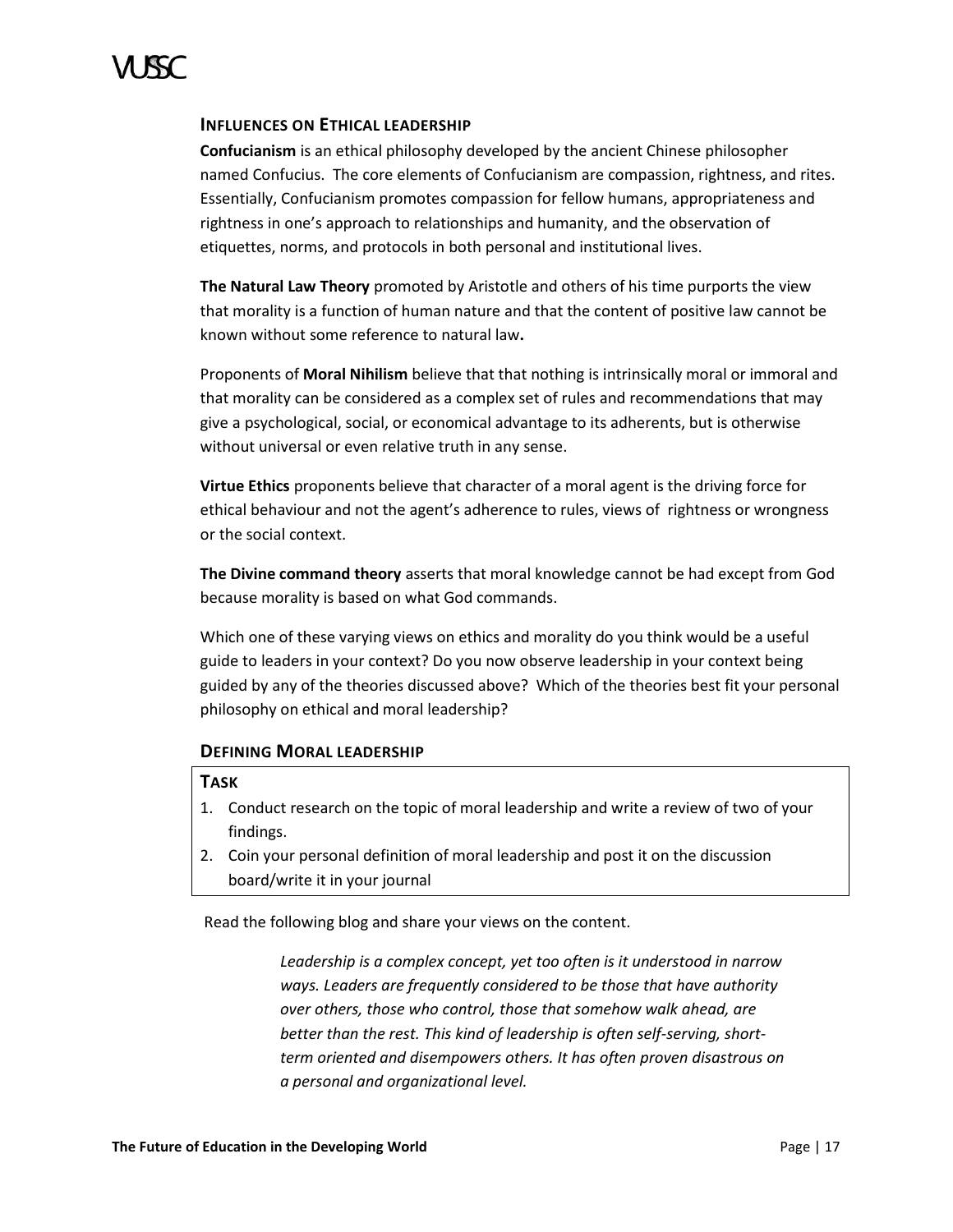## INFLUENCES ON ETHICAL LEADERSHIP

**Confucianism** is an ethical philosophy developed by the ancient Chinese philosopher named Confucius. The core elements of Confucianism are compassion, rightness, and rites. Essentially, Confucianism promotes compassion for fellow humans, appropriateness and rightness in one's approach to relationships and humanity, and the observation of etiquettes, norms, and protocols in both personal and institutional lives.

**The Natural Law Theory** promoted by Aristotle and others of his time purports the view that morality is a function of human nature and that the content of positive law cannot be known without some reference to natural law**.**

Proponents of **Moral Nihilism** believe that that nothing is intrinsically moral or immoral and that morality can be considered as a complex set of rules and recommendations that may give a psychological, social, or economical advantage to its adherents, but is otherwise without universal or even relative truth in any sense.

**Virtue Ethics** proponents believe that character of a moral agent is the driving force for ethical behaviour and not the agent's adherence to rules, views of rightness or wrongness or the social context.

**The Divine command theory** asserts that moral knowledge cannot be had except from God because morality is based on what God commands.

Which one of these varying views on ethics and morality do you think would be a useful guide to leaders in your context? Do you now observe leadership in your context being guided by any of the theories discussed above? Which of the theories best fit your personal philosophy on ethical and moral leadership?

## DEFINING MORAL LEADERSHIP

**TASK**

1. Conduct research on the topic of moral leadership and write a review of two of your findings.
2. Coin your personal definition of moral leadership and post it on the discussion board/write it in your journal

Read the following blog and share your views on the content.

> *Leadership is a complex concept, yet too often is it understood in narrow ways. Leaders are frequently considered to be those that have authority over others, those who control, those that somehow walk ahead, are better than the rest. This kind of leadership is often self-serving, short-term oriented and disempowers others. It has often proven disastrous on a personal and organizational level.*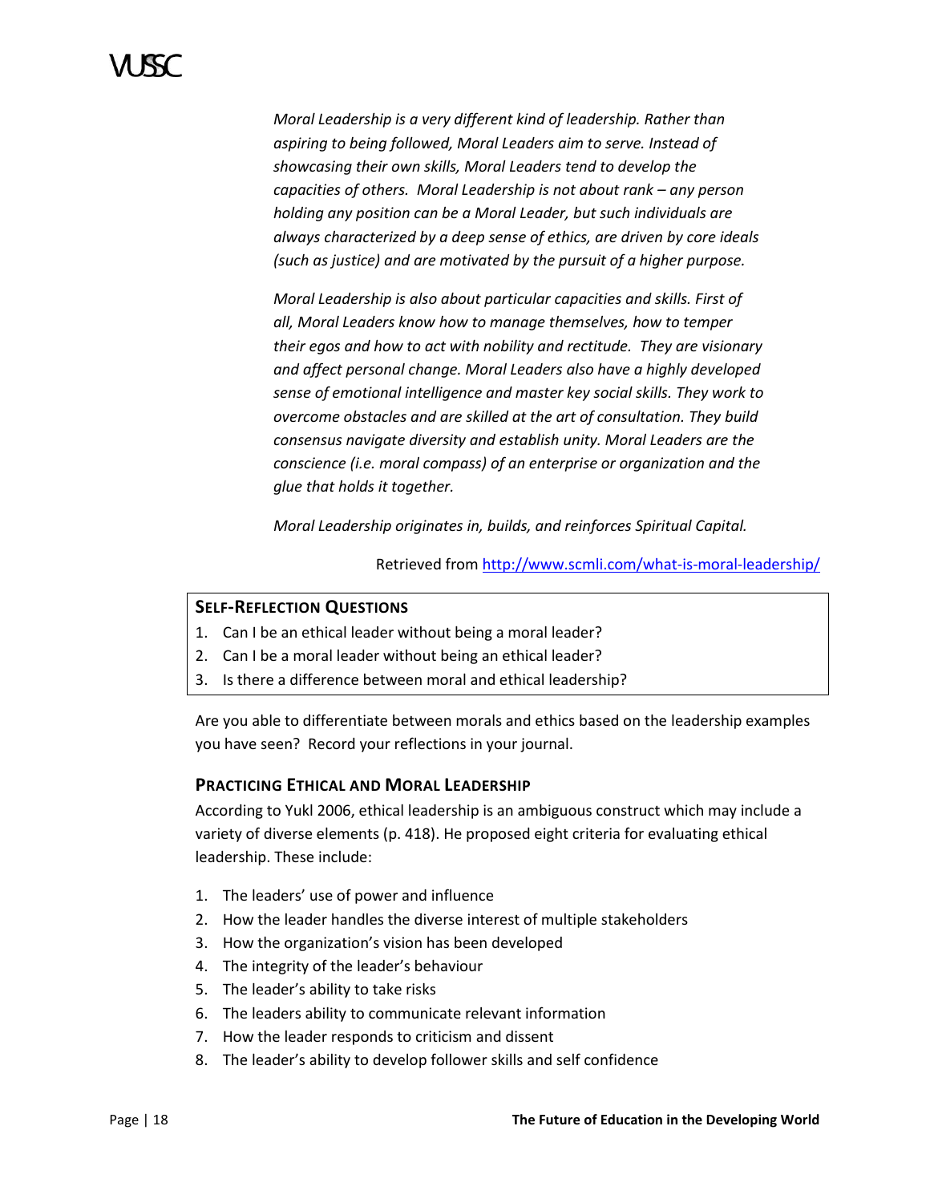*Moral Leadership is a very different kind of leadership. Rather than aspiring to being followed, Moral Leaders aim to serve. Instead of showcasing their own skills, Moral Leaders tend to develop the capacities of others. Moral Leadership is not about rank – any person holding any position can be a Moral Leader, but such individuals are always characterized by a deep sense of ethics, are driven by core ideals (such as justice) and are motivated by the pursuit of a higher purpose.*

*Moral Leadership is also about particular capacities and skills. First of all, Moral Leaders know how to manage themselves, how to temper their egos and how to act with nobility and rectitude. They are visionary and affect personal change. Moral Leaders also have a highly developed sense of emotional intelligence and master key social skills. They work to overcome obstacles and are skilled at the art of consultation. They build consensus navigate diversity and establish unity. Moral Leaders are the conscience (i.e. moral compass) of an enterprise or organization and the glue that holds it together.*

*Moral Leadership originates in, builds, and reinforces Spiritual Capital.*

Retrieved from [http://www.scmli.com/what-is-moral-leadership/](http://www.scmli.com/what-is-moral-leadership/)

**SELF-REFLECTION QUESTIONS**

1. Can I be an ethical leader without being a moral leader?
2. Can I be a moral leader without being an ethical leader?
3. Is there a difference between moral and ethical leadership?

Are you able to differentiate between morals and ethics based on the leadership examples you have seen? Record your reflections in your journal.

### PRACTICING ETHICAL AND MORAL LEADERSHIP

According to Yukl 2006, ethical leadership is an ambiguous construct which may include a variety of diverse elements (p. 418). He proposed eight criteria for evaluating ethical leadership. These include:

1. The leaders' use of power and influence
2. How the leader handles the diverse interest of multiple stakeholders
3. How the organization's vision has been developed
4. The integrity of the leader's behaviour
5. The leader's ability to take risks
6. The leaders ability to communicate relevant information
7. How the leader responds to criticism and dissent
8. The leader's ability to develop follower skills and self confidence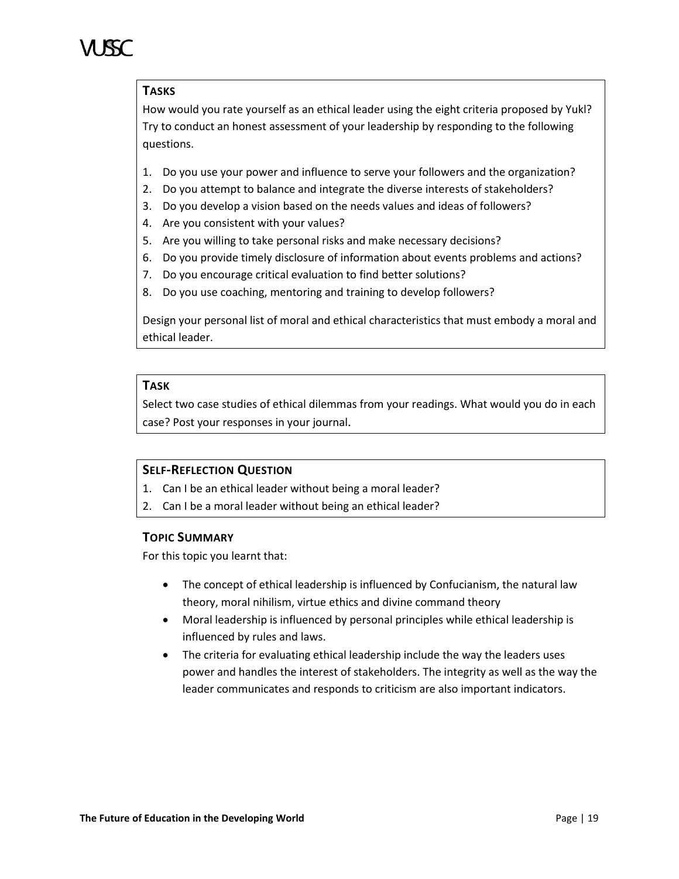**TASKS**

How would you rate yourself as an ethical leader using the eight criteria proposed by Yukl? Try to conduct an honest assessment of your leadership by responding to the following questions.

1. Do you use your power and influence to serve your followers and the organization?
2. Do you attempt to balance and integrate the diverse interests of stakeholders?
3. Do you develop a vision based on the needs values and ideas of followers?
4. Are you consistent with your values?
5. Are you willing to take personal risks and make necessary decisions?
6. Do you provide timely disclosure of information about events problems and actions?
7. Do you encourage critical evaluation to find better solutions?
8. Do you use coaching, mentoring and training to develop followers?

Design your personal list of moral and ethical characteristics that must embody a moral and ethical leader.

**TASK**

Select two case studies of ethical dilemmas from your readings. What would you do in each case? Post your responses in your journal.

**SELF-REFLECTION QUESTION**

1. Can I be an ethical leader without being a moral leader?
2. Can I be a moral leader without being an ethical leader?

## TOPIC SUMMARY

For this topic you learnt that:

- The concept of ethical leadership is influenced by Confucianism, the natural law theory, moral nihilism, virtue ethics and divine command theory
- Moral leadership is influenced by personal principles while ethical leadership is influenced by rules and laws.
- The criteria for evaluating ethical leadership include the way the leaders uses power and handles the interest of stakeholders. The integrity as well as the way the leader communicates and responds to criticism are also important indicators.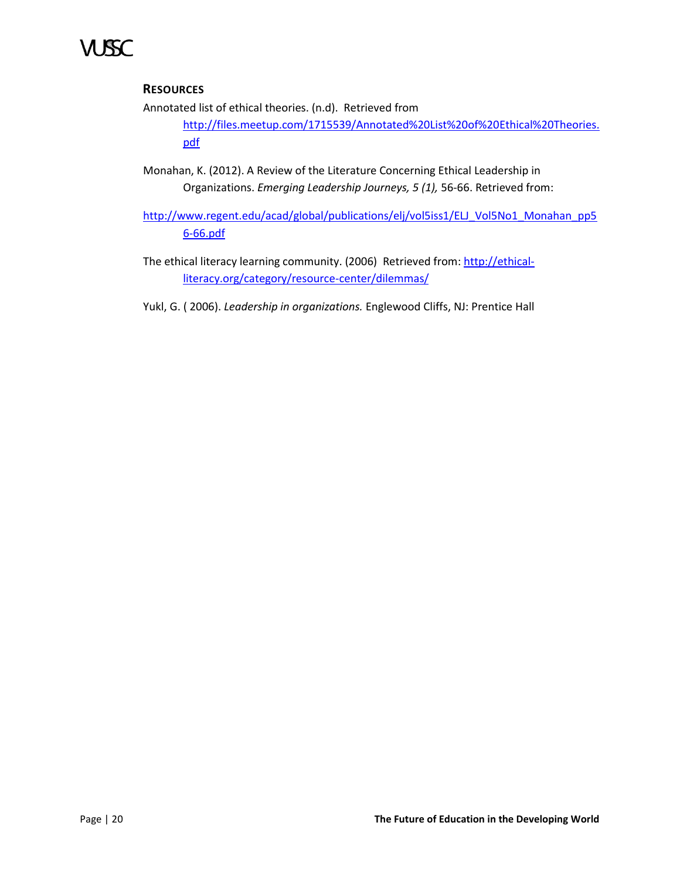## RESOURCES

Annotated list of ethical theories. (n.d). Retrieved from http://files.meetup.com/1715539/Annotated%20List%20of%20Ethical%20Theories.pdf

Monahan, K. (2012). A Review of the Literature Concerning Ethical Leadership in Organizations. *Emerging Leadership Journeys, 5 (1),* 56-66. Retrieved from:

http://www.regent.edu/acad/global/publications/elj/vol5iss1/ELJ_Vol5No1_Monahan_pp56-66.pdf

The ethical literacy learning community. (2006) Retrieved from: http://ethical-literacy.org/category/resource-center/dilemmas/

Yukl, G. ( 2006). *Leadership in organizations.* Englewood Cliffs, NJ: Prentice Hall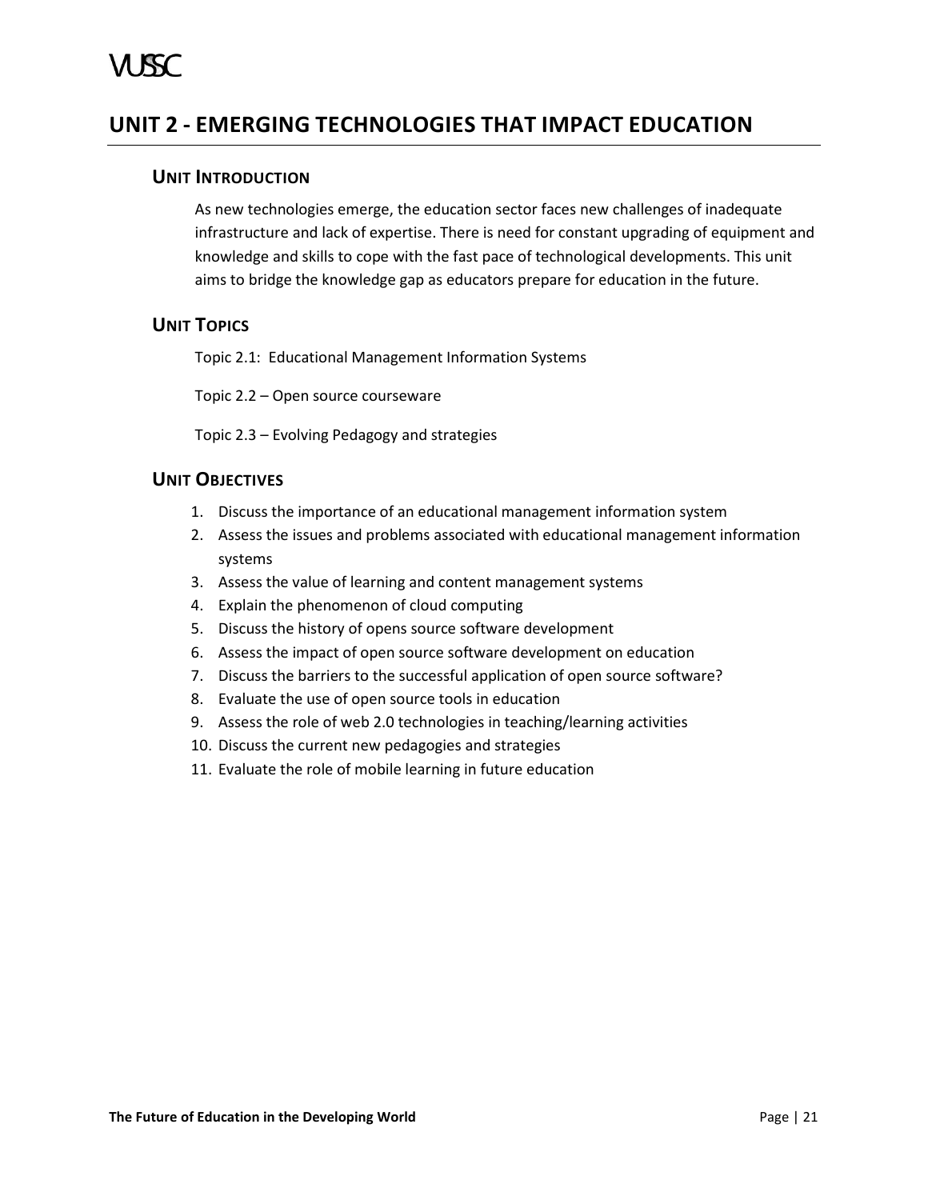# UNIT 2 - EMERGING TECHNOLOGIES THAT IMPACT EDUCATION

## UNIT INTRODUCTION

As new technologies emerge, the education sector faces new challenges of inadequate infrastructure and lack of expertise. There is need for constant upgrading of equipment and knowledge and skills to cope with the fast pace of technological developments. This unit aims to bridge the knowledge gap as educators prepare for education in the future.

## UNIT TOPICS

Topic 2.1: Educational Management Information Systems

Topic 2.2 – Open source courseware

Topic 2.3 – Evolving Pedagogy and strategies

## UNIT OBJECTIVES

1. Discuss the importance of an educational management information system
2. Assess the issues and problems associated with educational management information systems
3. Assess the value of learning and content management systems
4. Explain the phenomenon of cloud computing
5. Discuss the history of opens source software development
6. Assess the impact of open source software development on education
7. Discuss the barriers to the successful application of open source software?
8. Evaluate the use of open source tools in education
9. Assess the role of web 2.0 technologies in teaching/learning activities
10. Discuss the current new pedagogies and strategies
11. Evaluate the role of mobile learning in future education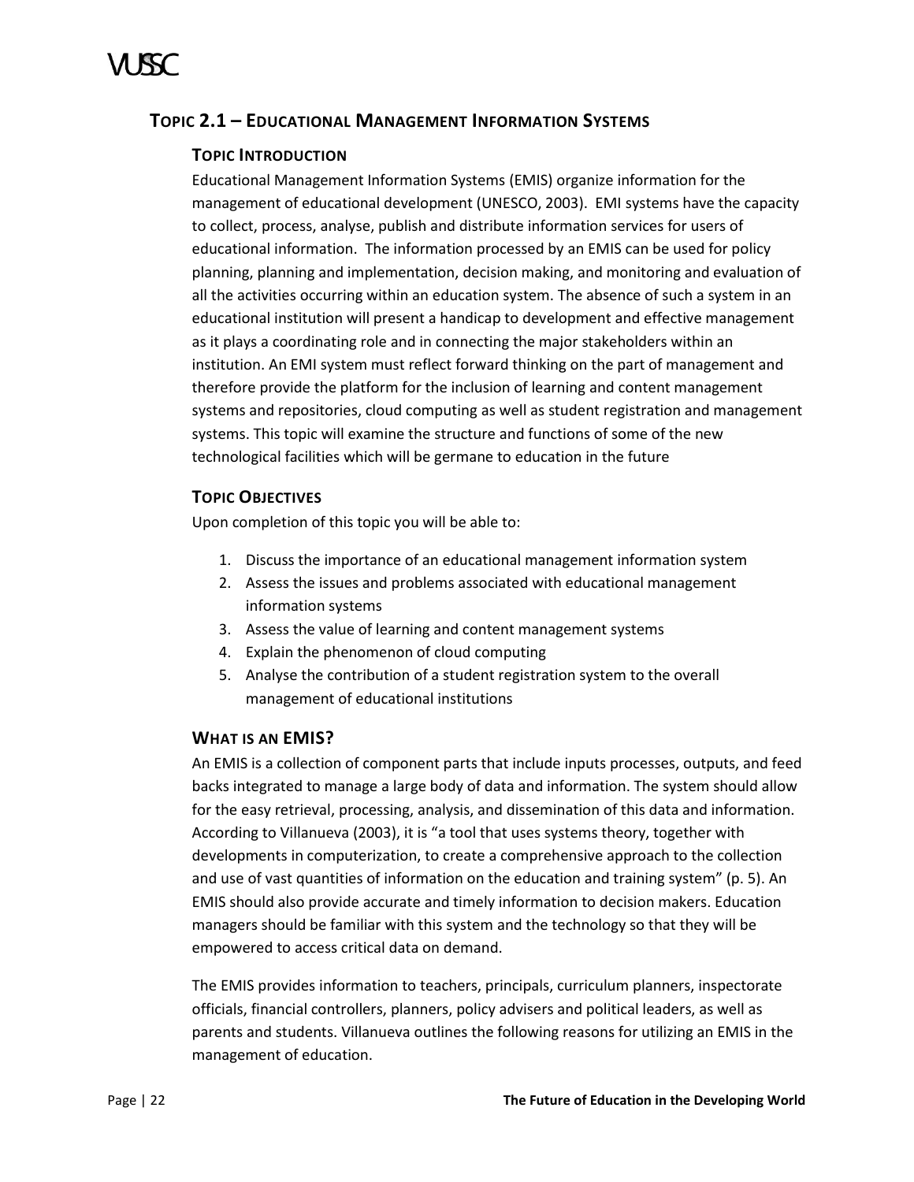## TOPIC 2.1 – EDUCATIONAL MANAGEMENT INFORMATION SYSTEMS

### TOPIC INTRODUCTION

Educational Management Information Systems (EMIS) organize information for the management of educational development (UNESCO, 2003). EMI systems have the capacity to collect, process, analyse, publish and distribute information services for users of educational information. The information processed by an EMIS can be used for policy planning, planning and implementation, decision making, and monitoring and evaluation of all the activities occurring within an education system. The absence of such a system in an educational institution will present a handicap to development and effective management as it plays a coordinating role and in connecting the major stakeholders within an institution. An EMI system must reflect forward thinking on the part of management and therefore provide the platform for the inclusion of learning and content management systems and repositories, cloud computing as well as student registration and management systems. This topic will examine the structure and functions of some of the new technological facilities which will be germane to education in the future

### TOPIC OBJECTIVES

Upon completion of this topic you will be able to:

1. Discuss the importance of an educational management information system
2. Assess the issues and problems associated with educational management information systems
3. Assess the value of learning and content management systems
4. Explain the phenomenon of cloud computing
5. Analyse the contribution of a student registration system to the overall management of educational institutions

### WHAT IS AN EMIS?

An EMIS is a collection of component parts that include inputs processes, outputs, and feed backs integrated to manage a large body of data and information. The system should allow for the easy retrieval, processing, analysis, and dissemination of this data and information. According to Villanueva (2003), it is "a tool that uses systems theory, together with developments in computerization, to create a comprehensive approach to the collection and use of vast quantities of information on the education and training system" (p. 5). An EMIS should also provide accurate and timely information to decision makers. Education managers should be familiar with this system and the technology so that they will be empowered to access critical data on demand.

The EMIS provides information to teachers, principals, curriculum planners, inspectorate officials, financial controllers, planners, policy advisers and political leaders, as well as parents and students. Villanueva outlines the following reasons for utilizing an EMIS in the management of education.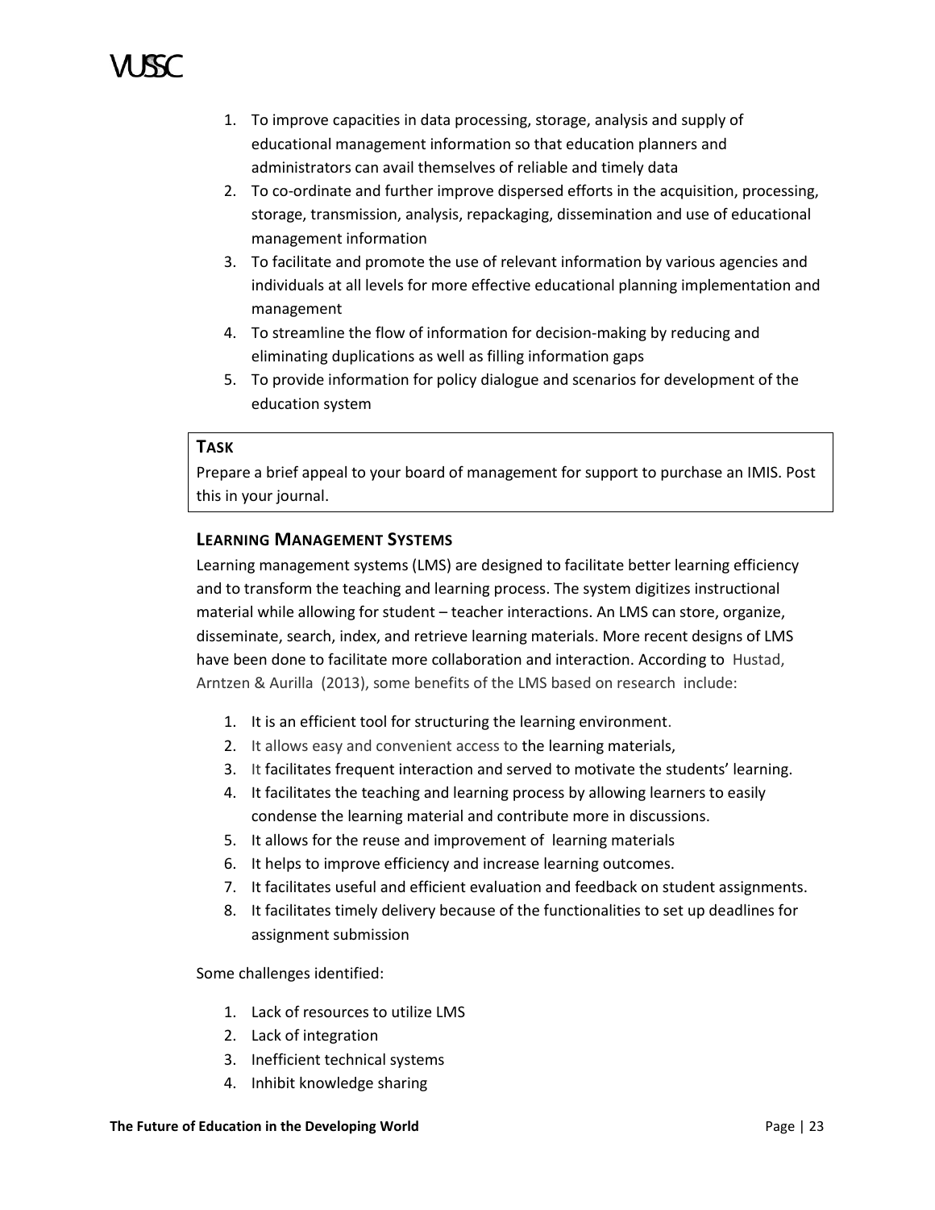1. To improve capacities in data processing, storage, analysis and supply of educational management information so that education planners and administrators can avail themselves of reliable and timely data
2. To co-ordinate and further improve dispersed efforts in the acquisition, processing, storage, transmission, analysis, repackaging, dissemination and use of educational management information
3. To facilitate and promote the use of relevant information by various agencies and individuals at all levels for more effective educational planning implementation and management
4. To streamline the flow of information for decision-making by reducing and eliminating duplications as well as filling information gaps
5. To provide information for policy dialogue and scenarios for development of the education system

**TASK**

Prepare a brief appeal to your board of management for support to purchase an IMIS. Post this in your journal.

### LEARNING MANAGEMENT SYSTEMS

Learning management systems (LMS) are designed to facilitate better learning efficiency and to transform the teaching and learning process. The system digitizes instructional material while allowing for student – teacher interactions. An LMS can store, organize, disseminate, search, index, and retrieve learning materials. More recent designs of LMS have been done to facilitate more collaboration and interaction. According to Hustad, Arntzen & Aurilla (2013), some benefits of the LMS based on research include:

1. It is an efficient tool for structuring the learning environment.
2. It allows easy and convenient access to the learning materials,
3. It facilitates frequent interaction and served to motivate the students' learning.
4. It facilitates the teaching and learning process by allowing learners to easily condense the learning material and contribute more in discussions.
5. It allows for the reuse and improvement of learning materials
6. It helps to improve efficiency and increase learning outcomes.
7. It facilitates useful and efficient evaluation and feedback on student assignments.
8. It facilitates timely delivery because of the functionalities to set up deadlines for assignment submission

Some challenges identified:

1. Lack of resources to utilize LMS
2. Lack of integration
3. Inefficient technical systems
4. Inhibit knowledge sharing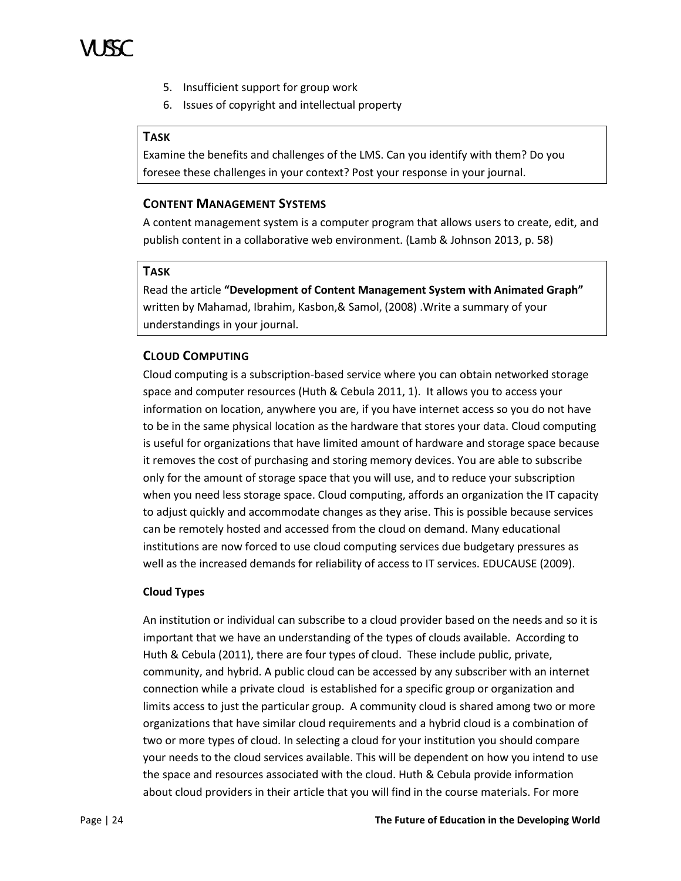5. Insufficient support for group work
6. Issues of copyright and intellectual property

> **TASK**
>
> Examine the benefits and challenges of the LMS. Can you identify with them? Do you foresee these challenges in your context? Post your response in your journal.

### CONTENT MANAGEMENT SYSTEMS

A content management system is a computer program that allows users to create, edit, and publish content in a collaborative web environment. (Lamb & Johnson 2013, p. 58)

> **TASK**
>
> Read the article **"Development of Content Management System with Animated Graph"** written by Mahamad, Ibrahim, Kasbon,& Samol, (2008) .Write a summary of your understandings in your journal.

### CLOUD COMPUTING

Cloud computing is a subscription-based service where you can obtain networked storage space and computer resources (Huth & Cebula 2011, 1). It allows you to access your information on location, anywhere you are, if you have internet access so you do not have to be in the same physical location as the hardware that stores your data. Cloud computing is useful for organizations that have limited amount of hardware and storage space because it removes the cost of purchasing and storing memory devices. You are able to subscribe only for the amount of storage space that you will use, and to reduce your subscription when you need less storage space. Cloud computing, affords an organization the IT capacity to adjust quickly and accommodate changes as they arise. This is possible because services can be remotely hosted and accessed from the cloud on demand. Many educational institutions are now forced to use cloud computing services due budgetary pressures as well as the increased demands for reliability of access to IT services. EDUCAUSE (2009).

#### Cloud Types

An institution or individual can subscribe to a cloud provider based on the needs and so it is important that we have an understanding of the types of clouds available. According to Huth & Cebula (2011), there are four types of cloud. These include public, private, community, and hybrid. A public cloud can be accessed by any subscriber with an internet connection while a private cloud is established for a specific group or organization and limits access to just the particular group. A community cloud is shared among two or more organizations that have similar cloud requirements and a hybrid cloud is a combination of two or more types of cloud. In selecting a cloud for your institution you should compare your needs to the cloud services available. This will be dependent on how you intend to use the space and resources associated with the cloud. Huth & Cebula provide information about cloud providers in their article that you will find in the course materials. For more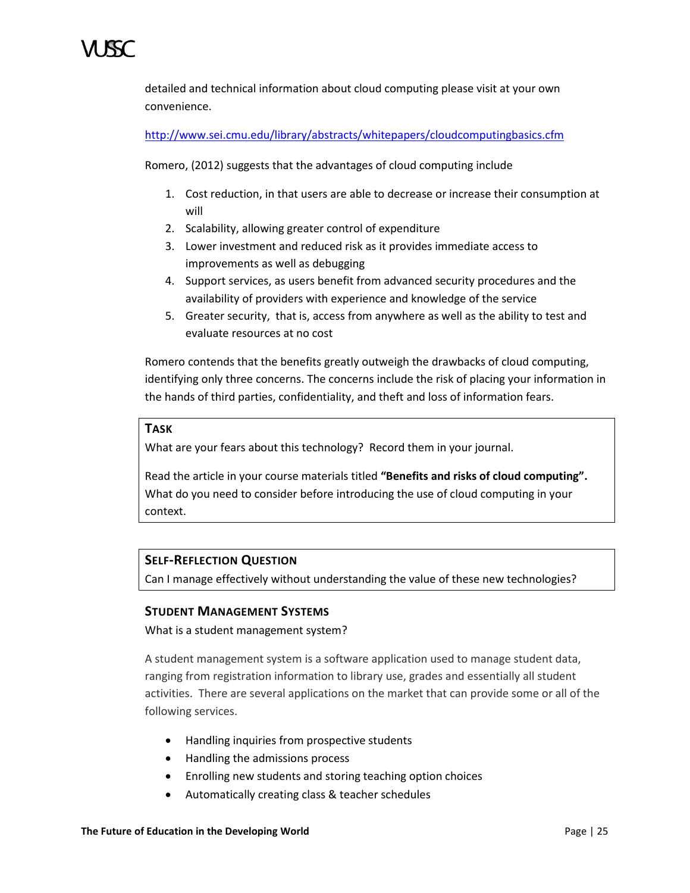detailed and technical information about cloud computing please visit at your own convenience.

http://www.sei.cmu.edu/library/abstracts/whitepapers/cloudcomputingbasics.cfm

Romero, (2012) suggests that the advantages of cloud computing include

1. Cost reduction, in that users are able to decrease or increase their consumption at will
2. Scalability, allowing greater control of expenditure
3. Lower investment and reduced risk as it provides immediate access to improvements as well as debugging
4. Support services, as users benefit from advanced security procedures and the availability of providers with experience and knowledge of the service
5. Greater security, that is, access from anywhere as well as the ability to test and evaluate resources at no cost

Romero contends that the benefits greatly outweigh the drawbacks of cloud computing, identifying only three concerns. The concerns include the risk of placing your information in the hands of third parties, confidentiality, and theft and loss of information fears.

**TASK**

What are your fears about this technology? Record them in your journal.

Read the article in your course materials titled **"Benefits and risks of cloud computing".** What do you need to consider before introducing the use of cloud computing in your context.

**SELF-REFLECTION QUESTION**

Can I manage effectively without understanding the value of these new technologies?

## STUDENT MANAGEMENT SYSTEMS

What is a student management system?

A student management system is a software application used to manage student data, ranging from registration information to library use, grades and essentially all student activities. There are several applications on the market that can provide some or all of the following services.

- Handling inquiries from prospective students
- Handling the admissions process
- Enrolling new students and storing teaching option choices
- Automatically creating class & teacher schedules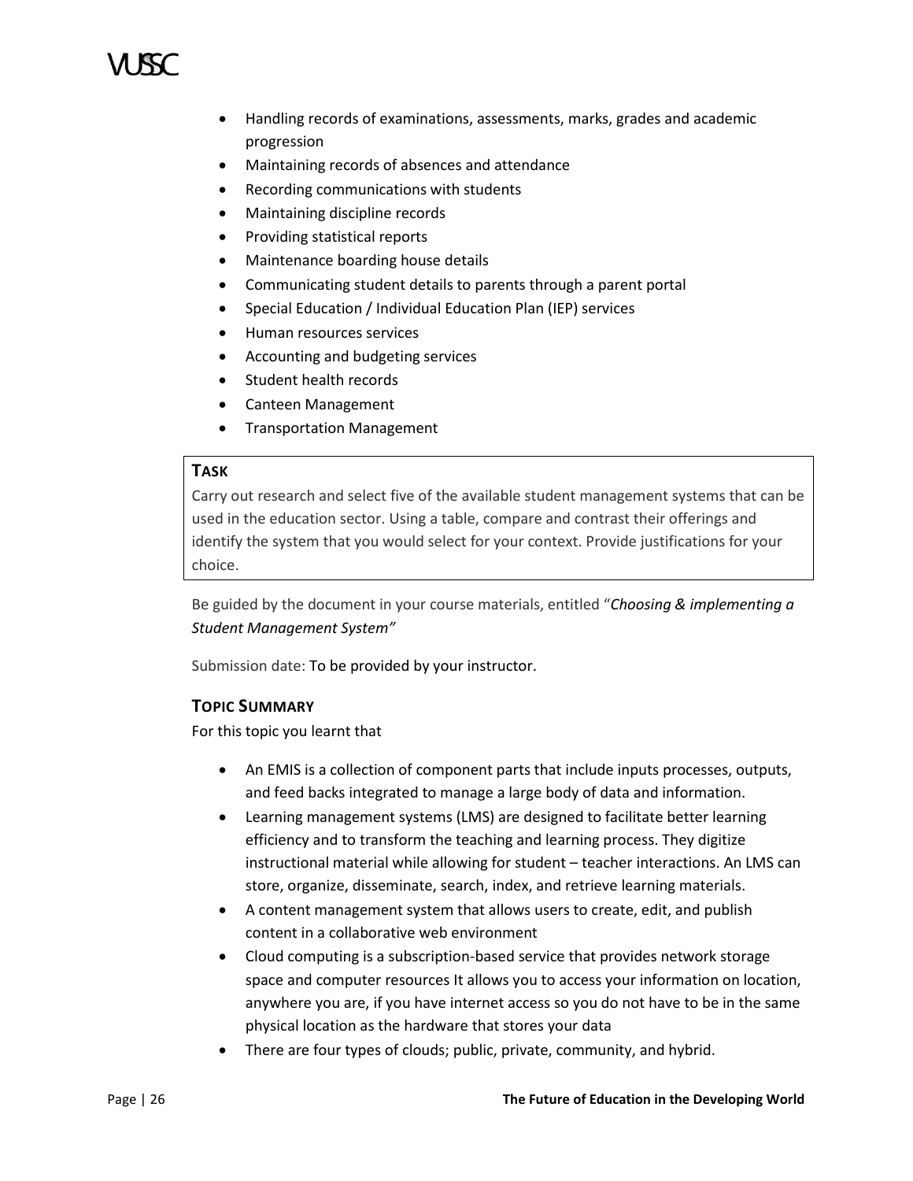- Handling records of examinations, assessments, marks, grades and academic progression
- Maintaining records of absences and attendance
- Recording communications with students
- Maintaining discipline records
- Providing statistical reports
- Maintenance boarding house details
- Communicating student details to parents through a parent portal
- Special Education / Individual Education Plan (IEP) services
- Human resources services
- Accounting and budgeting services
- Student health records
- Canteen Management
- Transportation Management

**TASK**

Carry out research and select five of the available student management systems that can be used in the education sector. Using a table, compare and contrast their offerings and identify the system that you would select for your context. Provide justifications for your choice.

Be guided by the document in your course materials, entitled "*Choosing & implementing a Student Management System"*

Submission date: To be provided by your instructor.

### TOPIC SUMMARY

For this topic you learnt that

- An EMIS is a collection of component parts that include inputs processes, outputs, and feed backs integrated to manage a large body of data and information.
- Learning management systems (LMS) are designed to facilitate better learning efficiency and to transform the teaching and learning process. They digitize instructional material while allowing for student – teacher interactions. An LMS can store, organize, disseminate, search, index, and retrieve learning materials.
- A content management system that allows users to create, edit, and publish content in a collaborative web environment
- Cloud computing is a subscription-based service that provides network storage space and computer resources It allows you to access your information on location, anywhere you are, if you have internet access so you do not have to be in the same physical location as the hardware that stores your data
- There are four types of clouds; public, private, community, and hybrid.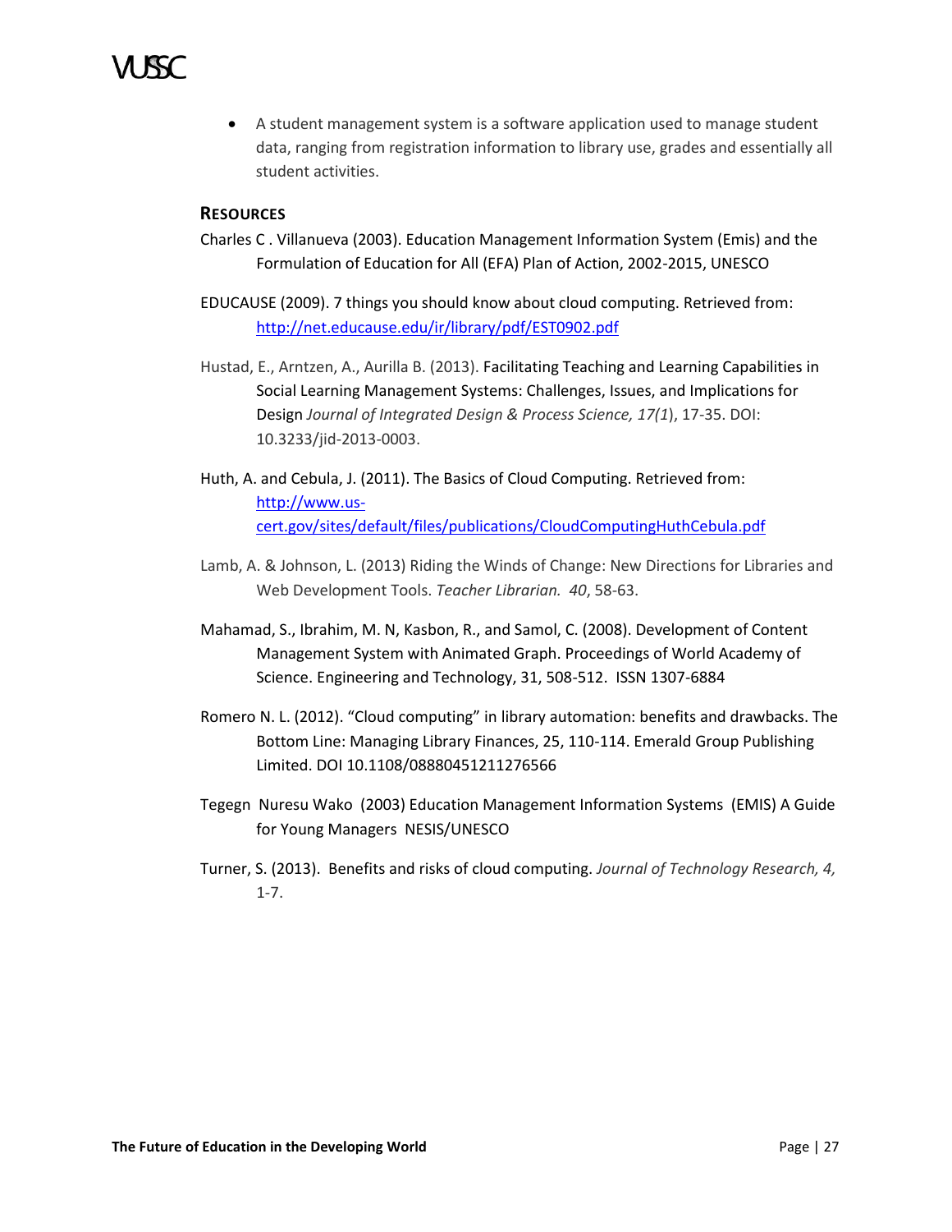- A student management system is a software application used to manage student data, ranging from registration information to library use, grades and essentially all student activities.

## Resources

Charles C . Villanueva (2003). Education Management Information System (Emis) and the Formulation of Education for All (EFA) Plan of Action, 2002-2015, UNESCO

EDUCAUSE (2009). 7 things you should know about cloud computing. Retrieved from: http://net.educause.edu/ir/library/pdf/EST0902.pdf

Hustad, E., Arntzen, A., Aurilla B. (2013). Facilitating Teaching and Learning Capabilities in Social Learning Management Systems: Challenges, Issues, and Implications for Design *Journal of Integrated Design & Process Science, 17(1*), 17-35. DOI: 10.3233/jid-2013-0003.

Huth, A. and Cebula, J. (2011). The Basics of Cloud Computing. Retrieved from: http://www.us-cert.gov/sites/default/files/publications/CloudComputingHuthCebula.pdf

Lamb, A. & Johnson, L. (2013) Riding the Winds of Change: New Directions for Libraries and Web Development Tools. *Teacher Librarian. 40*, 58-63.

Mahamad, S., Ibrahim, M. N, Kasbon, R., and Samol, C. (2008). Development of Content Management System with Animated Graph. Proceedings of World Academy of Science. Engineering and Technology, 31, 508-512. ISSN 1307-6884

Romero N. L. (2012). "Cloud computing" in library automation: benefits and drawbacks. The Bottom Line: Managing Library Finances, 25, 110-114. Emerald Group Publishing Limited. DOI 10.1108/08880451211276566

Tegegn Nuresu Wako (2003) Education Management Information Systems (EMIS) A Guide for Young Managers NESIS/UNESCO

Turner, S. (2013). Benefits and risks of cloud computing. *Journal of Technology Research, 4,* 1-7.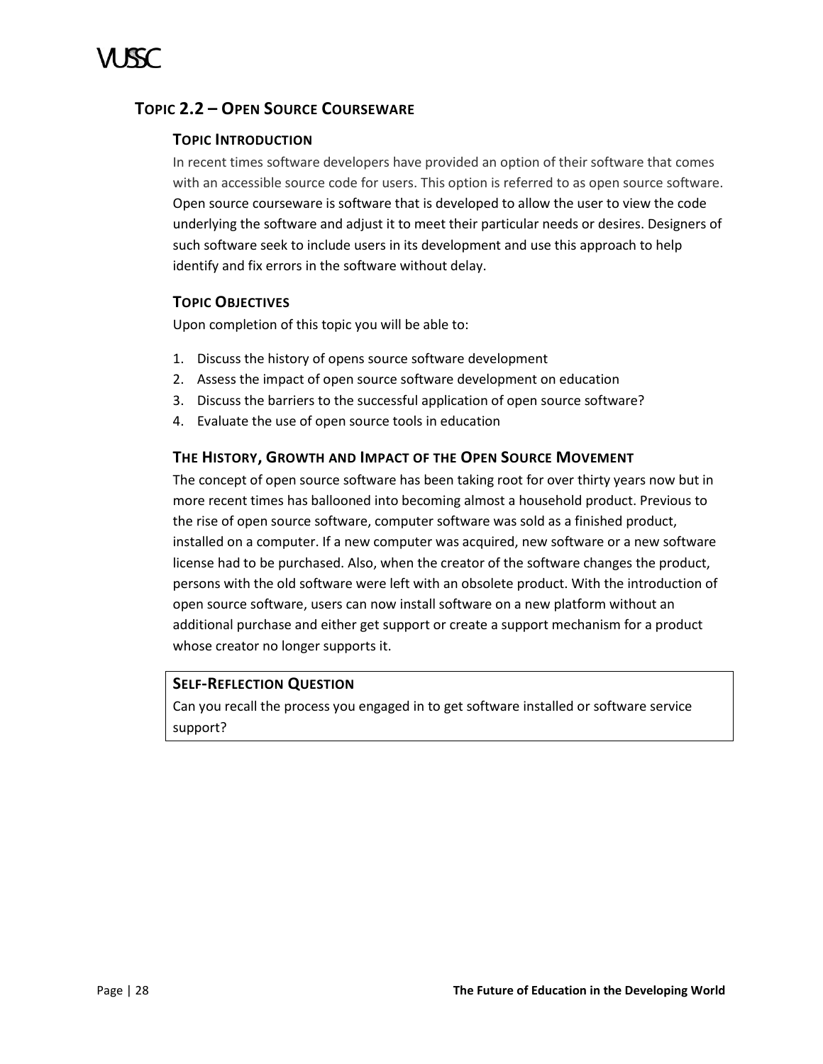## Topic 2.2 – Open Source Courseware

### Topic Introduction

In recent times software developers have provided an option of their software that comes with an accessible source code for users. This option is referred to as open source software. Open source courseware is software that is developed to allow the user to view the code underlying the software and adjust it to meet their particular needs or desires. Designers of such software seek to include users in its development and use this approach to help identify and fix errors in the software without delay.

### Topic Objectives

Upon completion of this topic you will be able to:

1. Discuss the history of opens source software development
2. Assess the impact of open source software development on education
3. Discuss the barriers to the successful application of open source software?
4. Evaluate the use of open source tools in education

### The History, Growth and Impact of the Open Source Movement

The concept of open source software has been taking root for over thirty years now but in more recent times has ballooned into becoming almost a household product. Previous to the rise of open source software, computer software was sold as a finished product, installed on a computer. If a new computer was acquired, new software or a new software license had to be purchased. Also, when the creator of the software changes the product, persons with the old software were left with an obsolete product. With the introduction of open source software, users can now install software on a new platform without an additional purchase and either get support or create a support mechanism for a product whose creator no longer supports it.

> **Self-Reflection Question**
>
> Can you recall the process you engaged in to get software installed or software service support?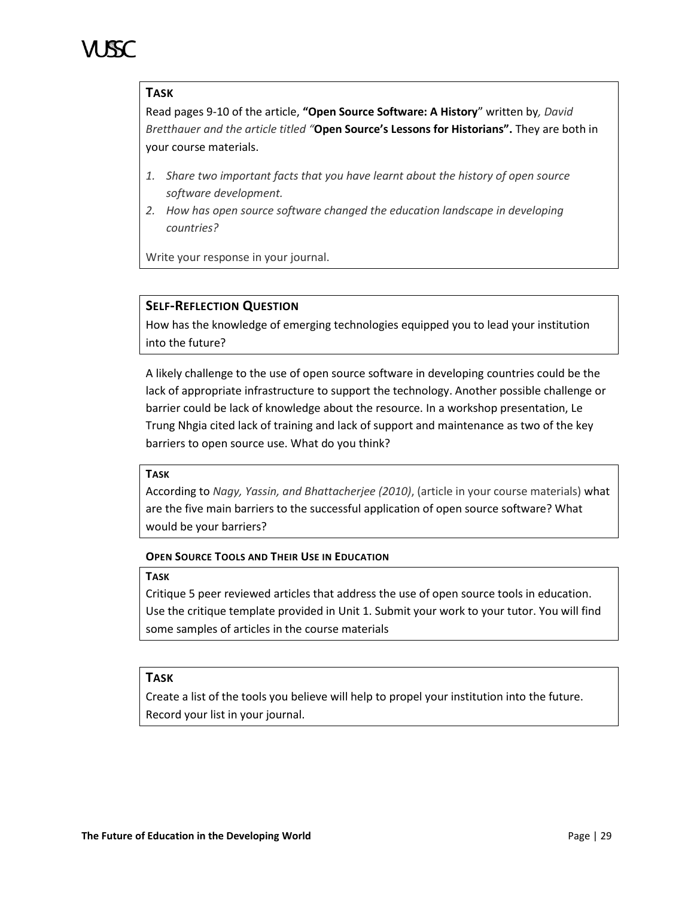**TASK**

Read pages 9-10 of the article, **"Open Source Software: A History**" written by*, David Bretthauer and the article titled "***Open Source's Lessons for Historians".** They are both in your course materials.

1. *Share two important facts that you have learnt about the history of open source software development.*
2. *How has open source software changed the education landscape in developing countries?*

Write your response in your journal.

**SELF-REFLECTION QUESTION**

How has the knowledge of emerging technologies equipped you to lead your institution into the future?

A likely challenge to the use of open source software in developing countries could be the lack of appropriate infrastructure to support the technology. Another possible challenge or barrier could be lack of knowledge about the resource. In a workshop presentation, Le Trung Nhgia cited lack of training and lack of support and maintenance as two of the key barriers to open source use. What do you think?

**TASK**

According to *Nagy, Yassin, and Bhattacherjee (2010)*, (article in your course materials) what are the five main barriers to the successful application of open source software? What would be your barriers?

**OPEN SOURCE TOOLS AND THEIR USE IN EDUCATION**

**TASK**

Critique 5 peer reviewed articles that address the use of open source tools in education. Use the critique template provided in Unit 1. Submit your work to your tutor. You will find some samples of articles in the course materials

**TASK**

Create a list of the tools you believe will help to propel your institution into the future. Record your list in your journal.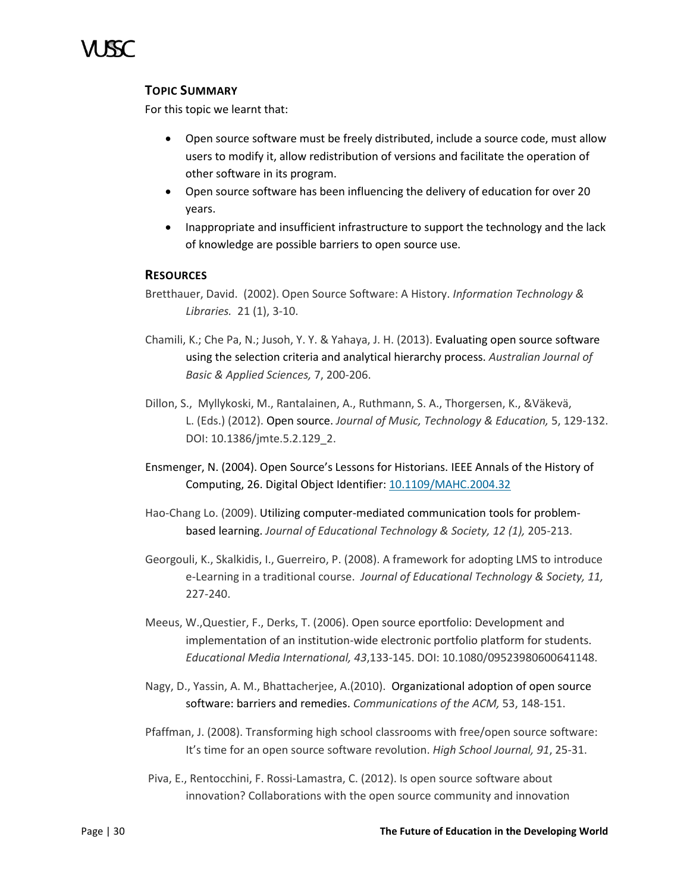## TOPIC SUMMARY

For this topic we learnt that:

- Open source software must be freely distributed, include a source code, must allow users to modify it, allow redistribution of versions and facilitate the operation of other software in its program.
- Open source software has been influencing the delivery of education for over 20 years.
- Inappropriate and insufficient infrastructure to support the technology and the lack of knowledge are possible barriers to open source use.

## RESOURCES

Bretthauer, David. (2002). Open Source Software: A History. *Information Technology & Libraries.* 21 (1), 3-10.

Chamili, K.; Che Pa, N.; Jusoh, Y. Y. & Yahaya, J. H. (2013). Evaluating open source software using the selection criteria and analytical hierarchy process. *Australian Journal of Basic & Applied Sciences,* 7, 200-206.

Dillon, S., Myllykoski, M., Rantalainen, A., Ruthmann, S. A., Thorgersen, K., &Väkevä, L. (Eds.) (2012). Open source. *Journal of Music, Technology & Education,* 5, 129-132. DOI: 10.1386/jmte.5.2.129_2.

Ensmenger, N. (2004). Open Source's Lessons for Historians. IEEE Annals of the History of Computing, 26. Digital Object Identifier: 10.1109/MAHC.2004.32

Hao-Chang Lo. (2009). Utilizing computer-mediated communication tools for problem-based learning. *Journal of Educational Technology & Society, 12 (1),* 205-213.

Georgouli, K., Skalkidis, I., Guerreiro, P. (2008). A framework for adopting LMS to introduce e-Learning in a traditional course. *Journal of Educational Technology & Society, 11,* 227-240.

Meeus, W.,Questier, F., Derks, T. (2006). Open source eportfolio: Development and implementation of an institution-wide electronic portfolio platform for students. *Educational Media International, 43*,133-145. DOI: 10.1080/09523980600641148.

Nagy, D., Yassin, A. M., Bhattacherjee, A.(2010). Organizational adoption of open source software: barriers and remedies. *Communications of the ACM,* 53, 148-151.

Pfaffman, J. (2008). Transforming high school classrooms with free/open source software: It's time for an open source software revolution. *High School Journal, 91*, 25-31.

Piva, E., Rentocchini, F. Rossi-Lamastra, C. (2012). Is open source software about innovation? Collaborations with the open source community and innovation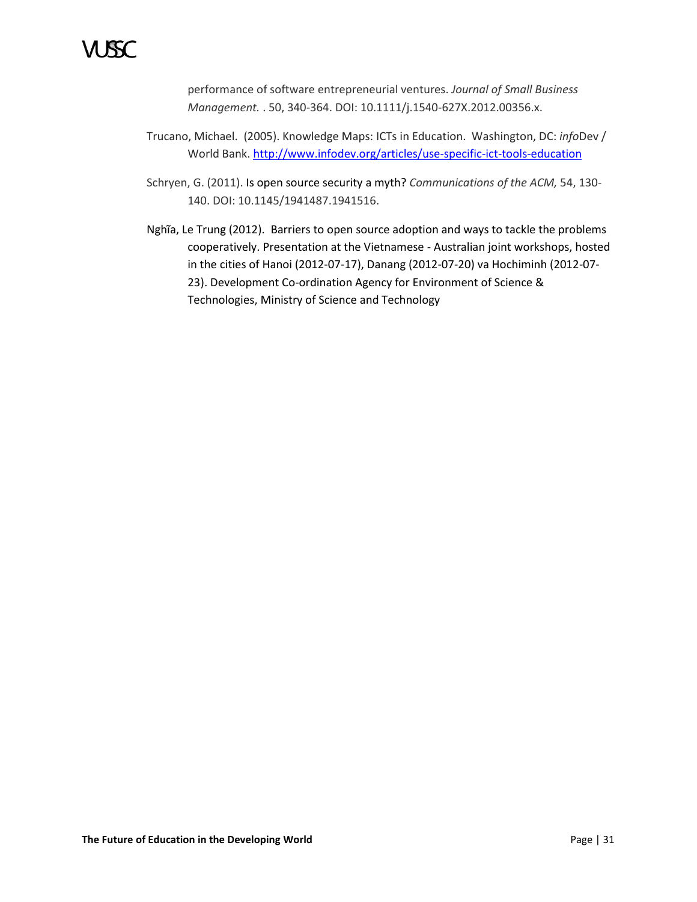performance of software entrepreneurial ventures. *Journal of Small Business Management.* . 50, 340-364. DOI: 10.1111/j.1540-627X.2012.00356.x.

Trucano, Michael. (2005). Knowledge Maps: ICTs in Education. Washington, DC: *info*Dev / World Bank. http://www.infodev.org/articles/use-specific-ict-tools-education

Schryen, G. (2011). Is open source security a myth? *Communications of the ACM,* 54, 130-140. DOI: 10.1145/1941487.1941516.

Nghĩa, Le Trung (2012). Barriers to open source adoption and ways to tackle the problems cooperatively. Presentation at the Vietnamese - Australian joint workshops, hosted in the cities of Hanoi (2012-07-17), Danang (2012-07-20) va Hochiminh (2012-07-23). Development Co-ordination Agency for Environment of Science & Technologies, Ministry of Science and Technology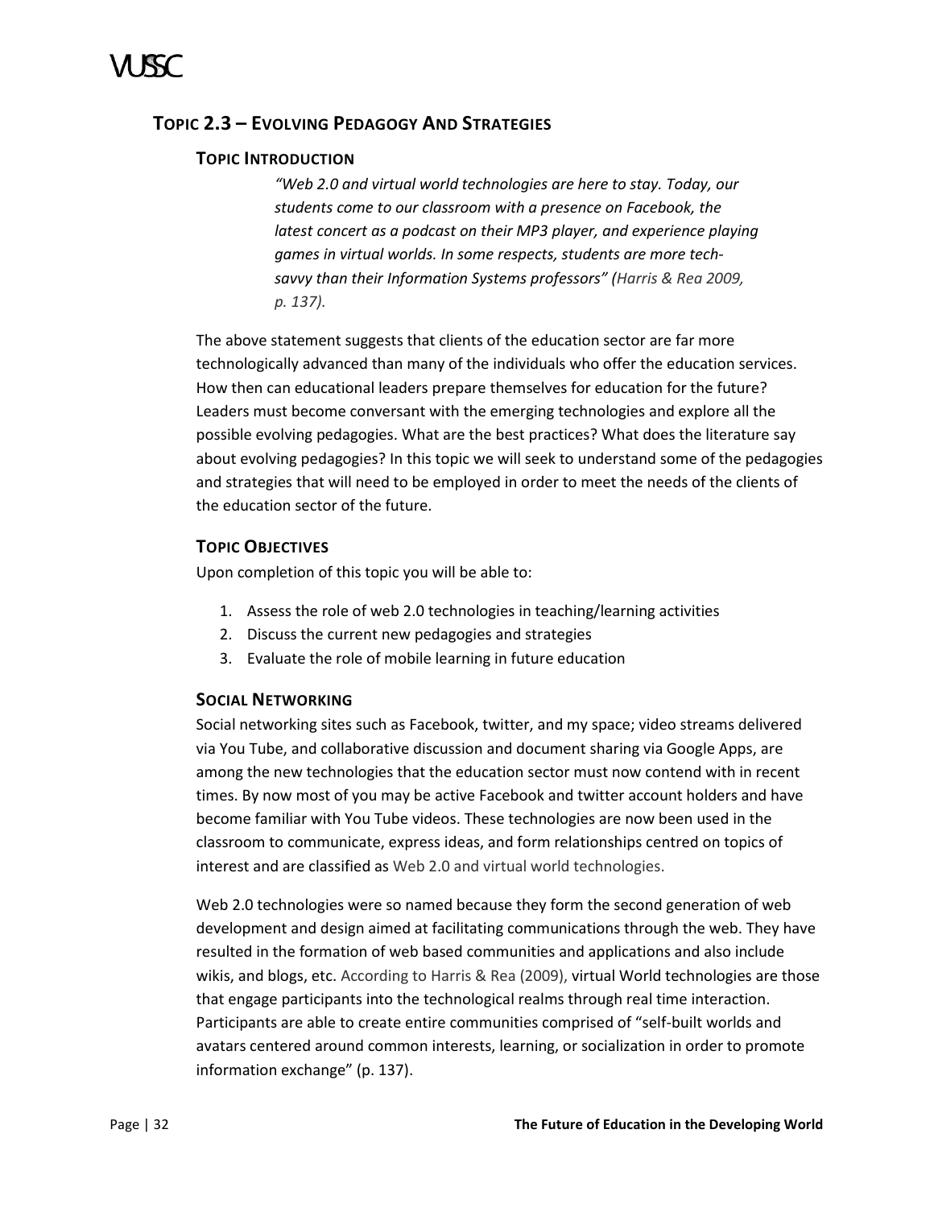## Topic 2.3 – Evolving Pedagogy And Strategies

### Topic Introduction

> *"Web 2.0 and virtual world technologies are here to stay. Today, our students come to our classroom with a presence on Facebook, the latest concert as a podcast on their MP3 player, and experience playing games in virtual worlds. In some respects, students are more tech-savvy than their Information Systems professors" (Harris & Rea 2009, p. 137).*

The above statement suggests that clients of the education sector are far more technologically advanced than many of the individuals who offer the education services. How then can educational leaders prepare themselves for education for the future? Leaders must become conversant with the emerging technologies and explore all the possible evolving pedagogies. What are the best practices? What does the literature say about evolving pedagogies? In this topic we will seek to understand some of the pedagogies and strategies that will need to be employed in order to meet the needs of the clients of the education sector of the future.

### Topic Objectives

Upon completion of this topic you will be able to:

1. Assess the role of web 2.0 technologies in teaching/learning activities
2. Discuss the current new pedagogies and strategies
3. Evaluate the role of mobile learning in future education

### Social Networking

Social networking sites such as Facebook, twitter, and my space; video streams delivered via You Tube, and collaborative discussion and document sharing via Google Apps, are among the new technologies that the education sector must now contend with in recent times. By now most of you may be active Facebook and twitter account holders and have become familiar with You Tube videos. These technologies are now been used in the classroom to communicate, express ideas, and form relationships centred on topics of interest and are classified as Web 2.0 and virtual world technologies.

Web 2.0 technologies were so named because they form the second generation of web development and design aimed at facilitating communications through the web. They have resulted in the formation of web based communities and applications and also include wikis, and blogs, etc. According to Harris & Rea (2009), virtual World technologies are those that engage participants into the technological realms through real time interaction. Participants are able to create entire communities comprised of "self-built worlds and avatars centered around common interests, learning, or socialization in order to promote information exchange" (p. 137).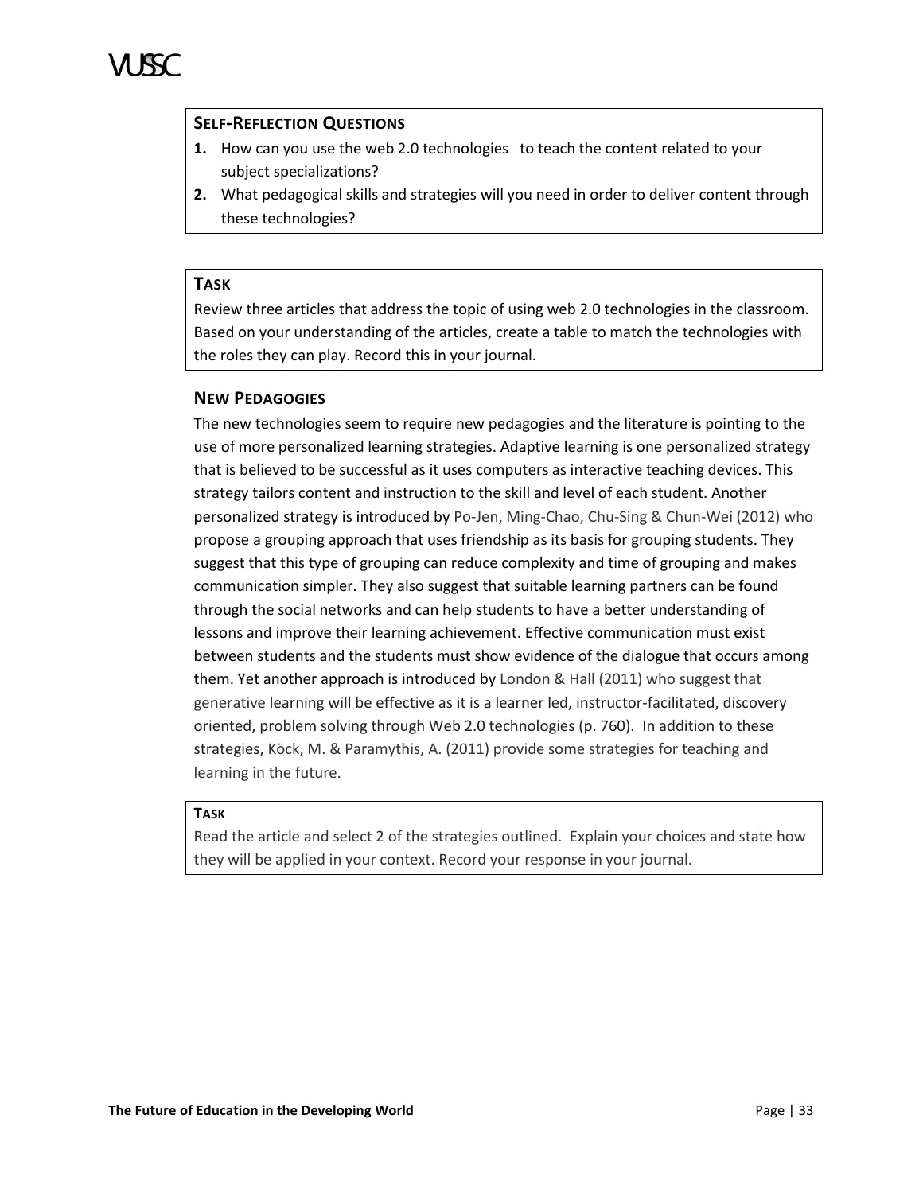**SELF-REFLECTION QUESTIONS**

1. How can you use the web 2.0 technologies to teach the content related to your subject specializations?
2. What pedagogical skills and strategies will you need in order to deliver content through these technologies?

**TASK**

Review three articles that address the topic of using web 2.0 technologies in the classroom. Based on your understanding of the articles, create a table to match the technologies with the roles they can play. Record this in your journal.

### NEW PEDAGOGIES

The new technologies seem to require new pedagogies and the literature is pointing to the use of more personalized learning strategies. Adaptive learning is one personalized strategy that is believed to be successful as it uses computers as interactive teaching devices. This strategy tailors content and instruction to the skill and level of each student. Another personalized strategy is introduced by Po-Jen, Ming-Chao, Chu-Sing & Chun-Wei (2012) who propose a grouping approach that uses friendship as its basis for grouping students. They suggest that this type of grouping can reduce complexity and time of grouping and makes communication simpler. They also suggest that suitable learning partners can be found through the social networks and can help students to have a better understanding of lessons and improve their learning achievement. Effective communication must exist between students and the students must show evidence of the dialogue that occurs among them. Yet another approach is introduced by London & Hall (2011) who suggest that generative learning will be effective as it is a learner led, instructor-facilitated, discovery oriented, problem solving through Web 2.0 technologies (p. 760). In addition to these strategies, Köck, M. & Paramythis, A. (2011) provide some strategies for teaching and learning in the future.

**TASK**

Read the article and select 2 of the strategies outlined. Explain your choices and state how they will be applied in your context. Record your response in your journal.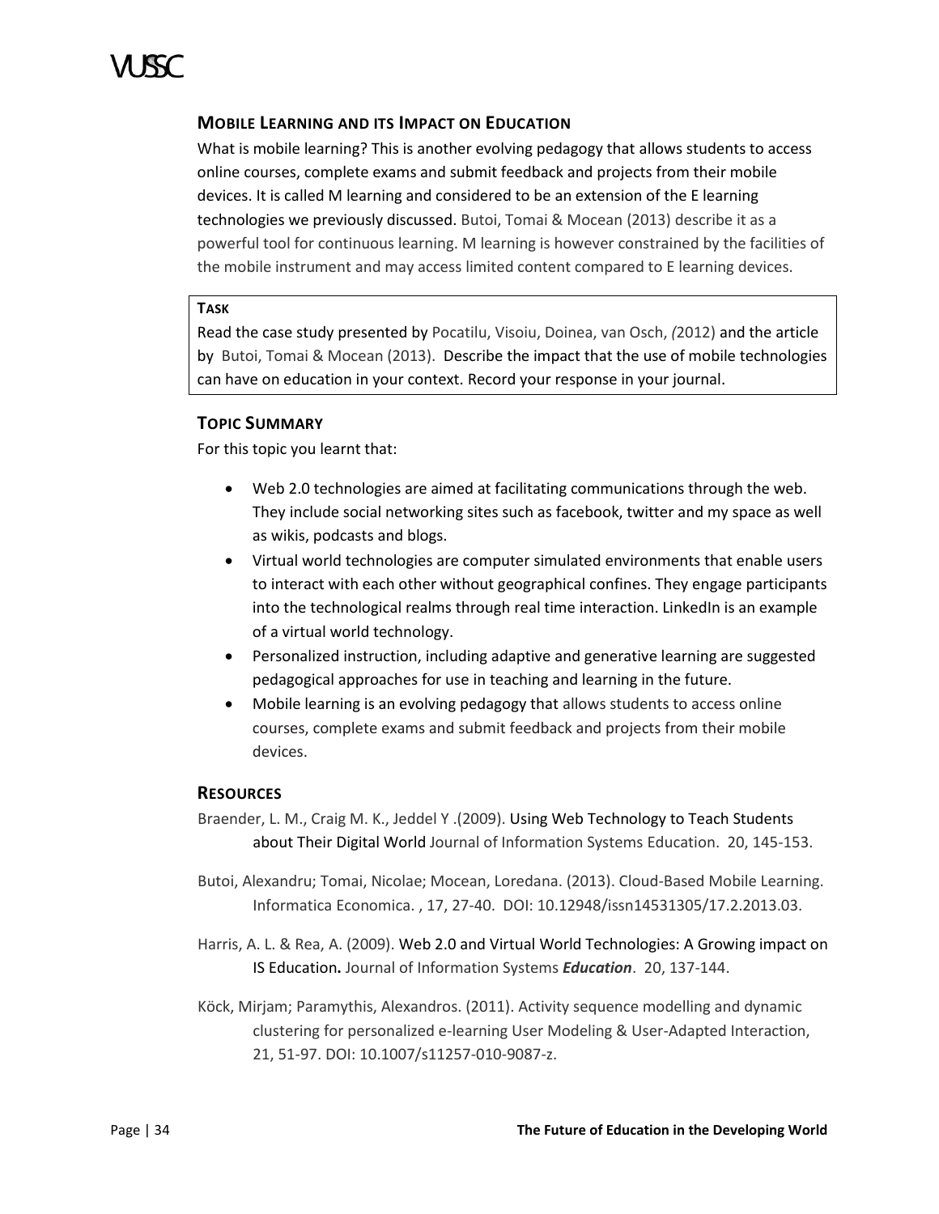### Mobile Learning and its Impact on Education

What is mobile learning? This is another evolving pedagogy that allows students to access online courses, complete exams and submit feedback and projects from their mobile devices. It is called M learning and considered to be an extension of the E learning technologies we previously discussed. Butoi, Tomai & Mocean (2013) describe it as a powerful tool for continuous learning. M learning is however constrained by the facilities of the mobile instrument and may access limited content compared to E learning devices.

> **Task**
>
> Read the case study presented by Pocatilu, Visoiu, Doinea, van Osch, *(*2012) and the article by Butoi, Tomai & Mocean (2013). Describe the impact that the use of mobile technologies can have on education in your context. Record your response in your journal.

### Topic Summary

For this topic you learnt that:

- Web 2.0 technologies are aimed at facilitating communications through the web. They include social networking sites such as facebook, twitter and my space as well as wikis, podcasts and blogs.
- Virtual world technologies are computer simulated environments that enable users to interact with each other without geographical confines. They engage participants into the technological realms through real time interaction. LinkedIn is an example of a virtual world technology.
- Personalized instruction, including adaptive and generative learning are suggested pedagogical approaches for use in teaching and learning in the future.
- Mobile learning is an evolving pedagogy that allows students to access online courses, complete exams and submit feedback and projects from their mobile devices.

### Resources

Braender, L. M., Craig M. K., Jeddel Y .(2009). Using Web Technology to Teach Students about Their Digital World Journal of Information Systems Education. 20, 145-153.

Butoi, Alexandru; Tomai, Nicolae; Mocean, Loredana. (2013). Cloud-Based Mobile Learning. Informatica Economica. , 17, 27-40. DOI: 10.12948/issn14531305/17.2.2013.03.

Harris, A. L. & Rea, A. (2009). Web 2.0 and Virtual World Technologies: A Growing impact on IS Education**.** Journal of Information Systems ***Education***. 20, 137-144.

Köck, Mirjam; Paramythis, Alexandros. (2011). Activity sequence modelling and dynamic clustering for personalized e-learning User Modeling & User-Adapted Interaction, 21, 51-97. DOI: 10.1007/s11257-010-9087-z.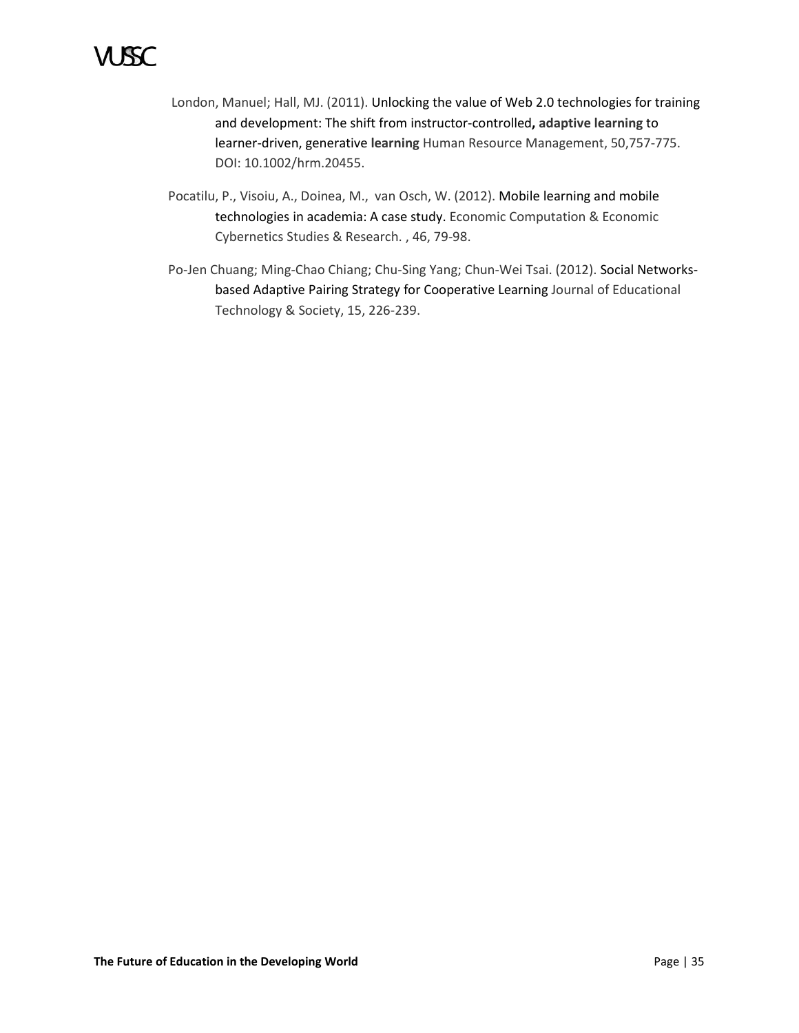London, Manuel; Hall, MJ. (2011). Unlocking the value of Web 2.0 technologies for training and development: The shift from instructor-controlled**, adaptive learning** to learner-driven, generative **learning** Human Resource Management, 50,757-775. DOI: 10.1002/hrm.20455.

Pocatilu, P., Visoiu, A., Doinea, M., van Osch, W. (2012). Mobile learning and mobile technologies in academia: A case study. Economic Computation & Economic Cybernetics Studies & Research. , 46, 79-98.

Po-Jen Chuang; Ming-Chao Chiang; Chu-Sing Yang; Chun-Wei Tsai. (2012). Social Networks-based Adaptive Pairing Strategy for Cooperative Learning Journal of Educational Technology & Society, 15, 226-239.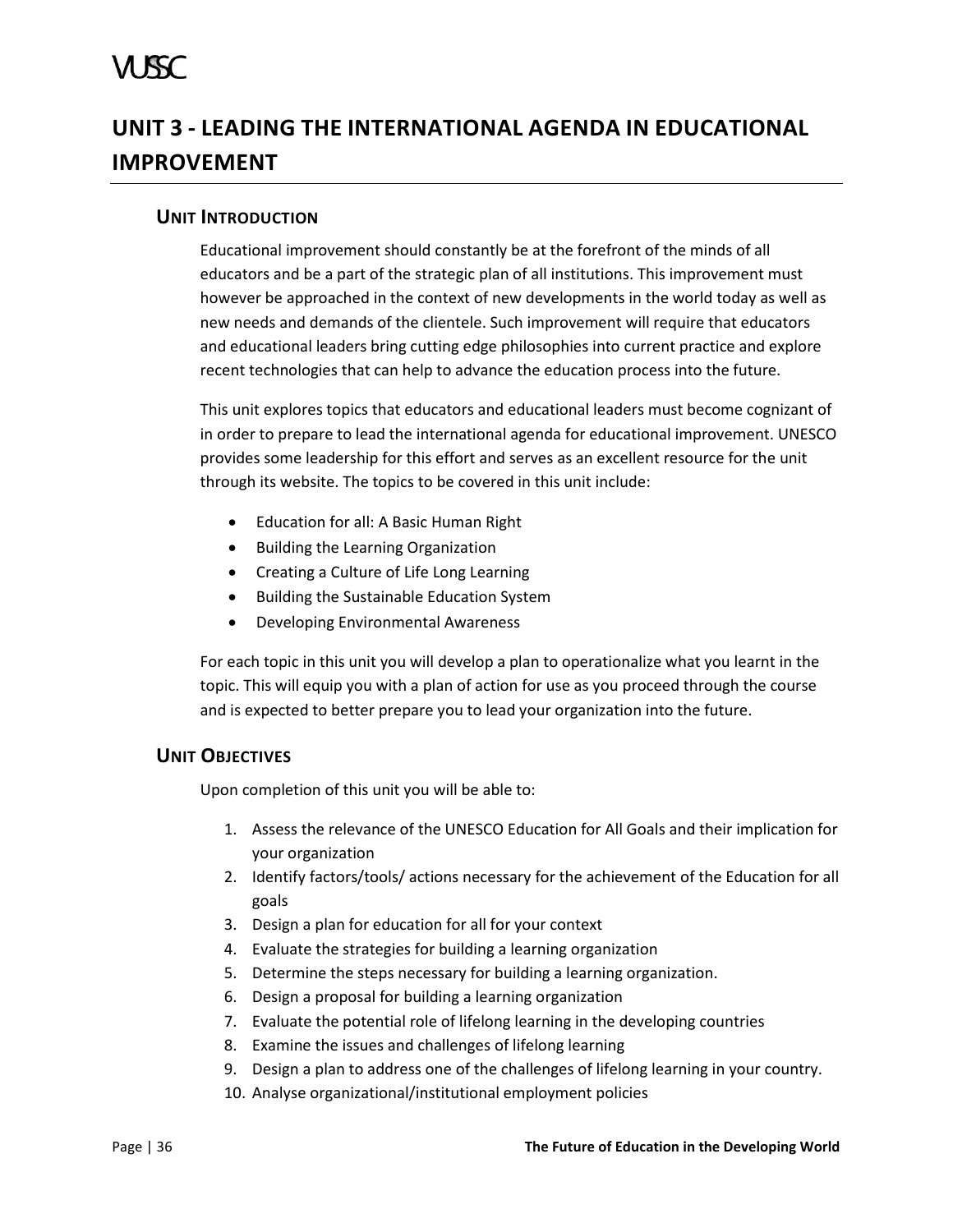# UNIT 3 - LEADING THE INTERNATIONAL AGENDA IN EDUCATIONAL IMPROVEMENT

## UNIT INTRODUCTION

Educational improvement should constantly be at the forefront of the minds of all educators and be a part of the strategic plan of all institutions. This improvement must however be approached in the context of new developments in the world today as well as new needs and demands of the clientele. Such improvement will require that educators and educational leaders bring cutting edge philosophies into current practice and explore recent technologies that can help to advance the education process into the future.

This unit explores topics that educators and educational leaders must become cognizant of in order to prepare to lead the international agenda for educational improvement. UNESCO provides some leadership for this effort and serves as an excellent resource for the unit through its website. The topics to be covered in this unit include:

- Education for all: A Basic Human Right
- Building the Learning Organization
- Creating a Culture of Life Long Learning
- Building the Sustainable Education System
- Developing Environmental Awareness

For each topic in this unit you will develop a plan to operationalize what you learnt in the topic. This will equip you with a plan of action for use as you proceed through the course and is expected to better prepare you to lead your organization into the future.

## UNIT OBJECTIVES

Upon completion of this unit you will be able to:

1. Assess the relevance of the UNESCO Education for All Goals and their implication for your organization
2. Identify factors/tools/ actions necessary for the achievement of the Education for all goals
3. Design a plan for education for all for your context
4. Evaluate the strategies for building a learning organization
5. Determine the steps necessary for building a learning organization.
6. Design a proposal for building a learning organization
7. Evaluate the potential role of lifelong learning in the developing countries
8. Examine the issues and challenges of lifelong learning
9. Design a plan to address one of the challenges of lifelong learning in your country.
10. Analyse organizational/institutional employment policies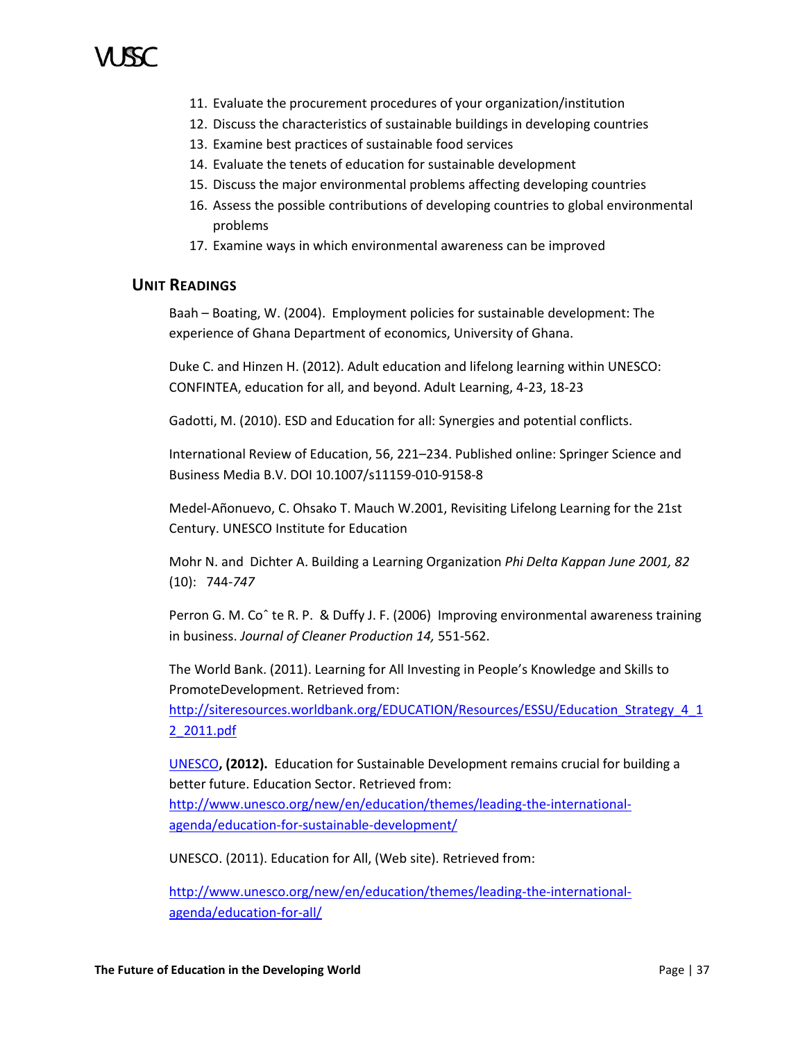11. Evaluate the procurement procedures of your organization/institution
12. Discuss the characteristics of sustainable buildings in developing countries
13. Examine best practices of sustainable food services
14. Evaluate the tenets of education for sustainable development
15. Discuss the major environmental problems affecting developing countries
16. Assess the possible contributions of developing countries to global environmental problems
17. Examine ways in which environmental awareness can be improved

## Unit Readings

Baah – Boating, W. (2004). Employment policies for sustainable development: The experience of Ghana Department of economics, University of Ghana.

Duke C. and Hinzen H. (2012). Adult education and lifelong learning within UNESCO: CONFINTEA, education for all, and beyond. Adult Learning, 4-23, 18-23

Gadotti, M. (2010). ESD and Education for all: Synergies and potential conflicts.

International Review of Education, 56, 221–234. Published online: Springer Science and Business Media B.V. DOI 10.1007/s11159-010-9158-8

Medel-Añonuevo, C. Ohsako T. Mauch W.2001, Revisiting Lifelong Learning for the 21st Century. UNESCO Institute for Education

Mohr N. and Dichter A. Building a Learning Organization *Phi Delta Kappan June 2001, 82* (10): 744-*747*

Perron G. M. Coˆ te R. P. & Duffy J. F. (2006) Improving environmental awareness training in business. *Journal of Cleaner Production 14,* 551-562.

The World Bank. (2011). Learning for All Investing in People's Knowledge and Skills to PromoteDevelopment. Retrieved from: http://siteresources.worldbank.org/EDUCATION/Resources/ESSU/Education_Strategy_4_12_2011.pdf

UNESCO**, (2012).** Education for Sustainable Development remains crucial for building a better future. Education Sector. Retrieved from: http://www.unesco.org/new/en/education/themes/leading-the-international-agenda/education-for-sustainable-development/

UNESCO. (2011). Education for All, (Web site). Retrieved from:

http://www.unesco.org/new/en/education/themes/leading-the-international-agenda/education-for-all/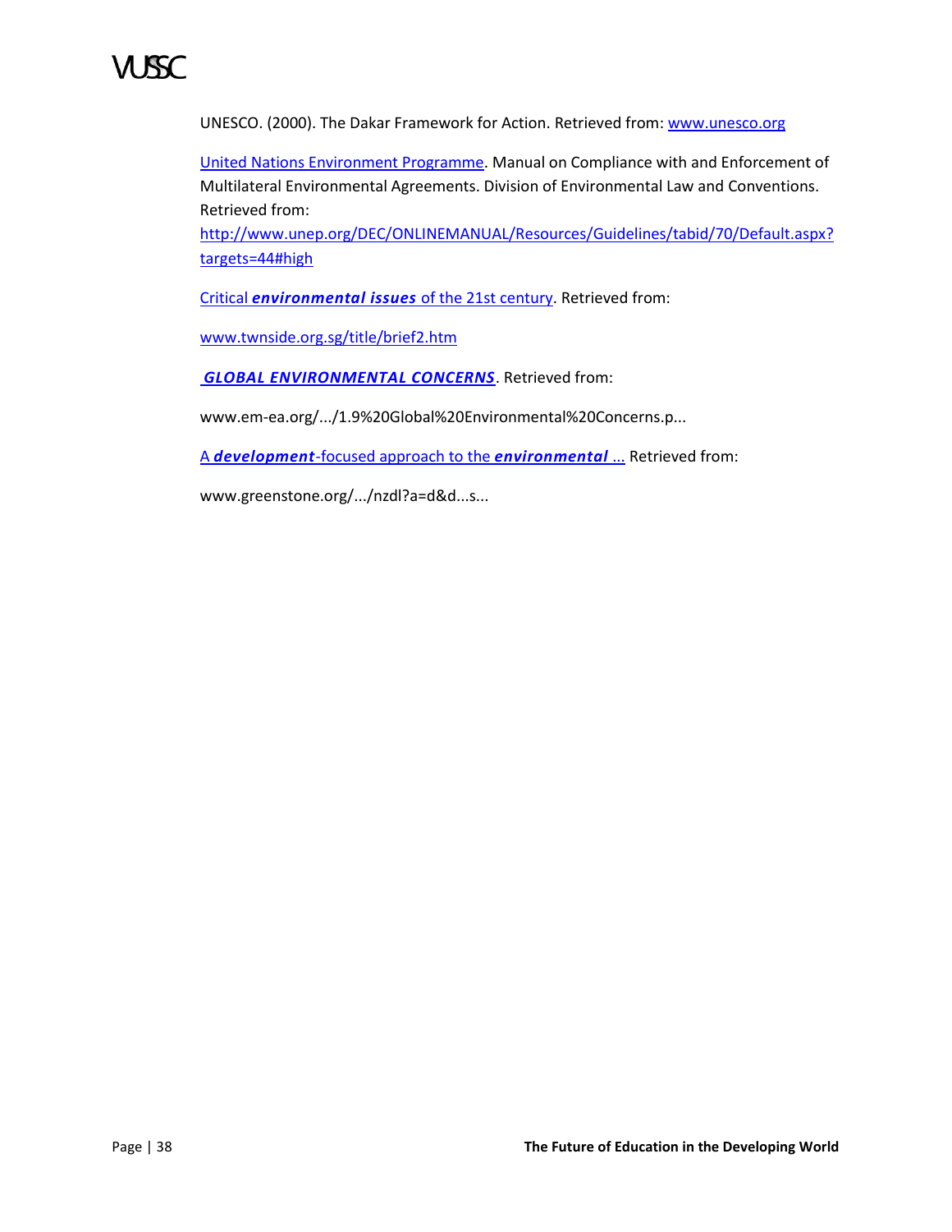UNESCO. (2000). The Dakar Framework for Action. Retrieved from: www.unesco.org

United Nations Environment Programme. Manual on Compliance with and Enforcement of Multilateral Environmental Agreements. Division of Environmental Law and Conventions. Retrieved from: http://www.unep.org/DEC/ONLINEMANUAL/Resources/Guidelines/tabid/70/Default.aspx?targets=44#high

Critical ***environmental issues*** of the 21st century. Retrieved from:

www.twnside.org.sg/title/brief2.htm

***GLOBAL ENVIRONMENTAL CONCERNS***. Retrieved from:

www.em-ea.org/.../1.9%20Global%20Environmental%20Concerns.p...

A ***development***-focused approach to the ***environmental*** ... Retrieved from:

www.greenstone.org/.../nzdl?a=d&d...s...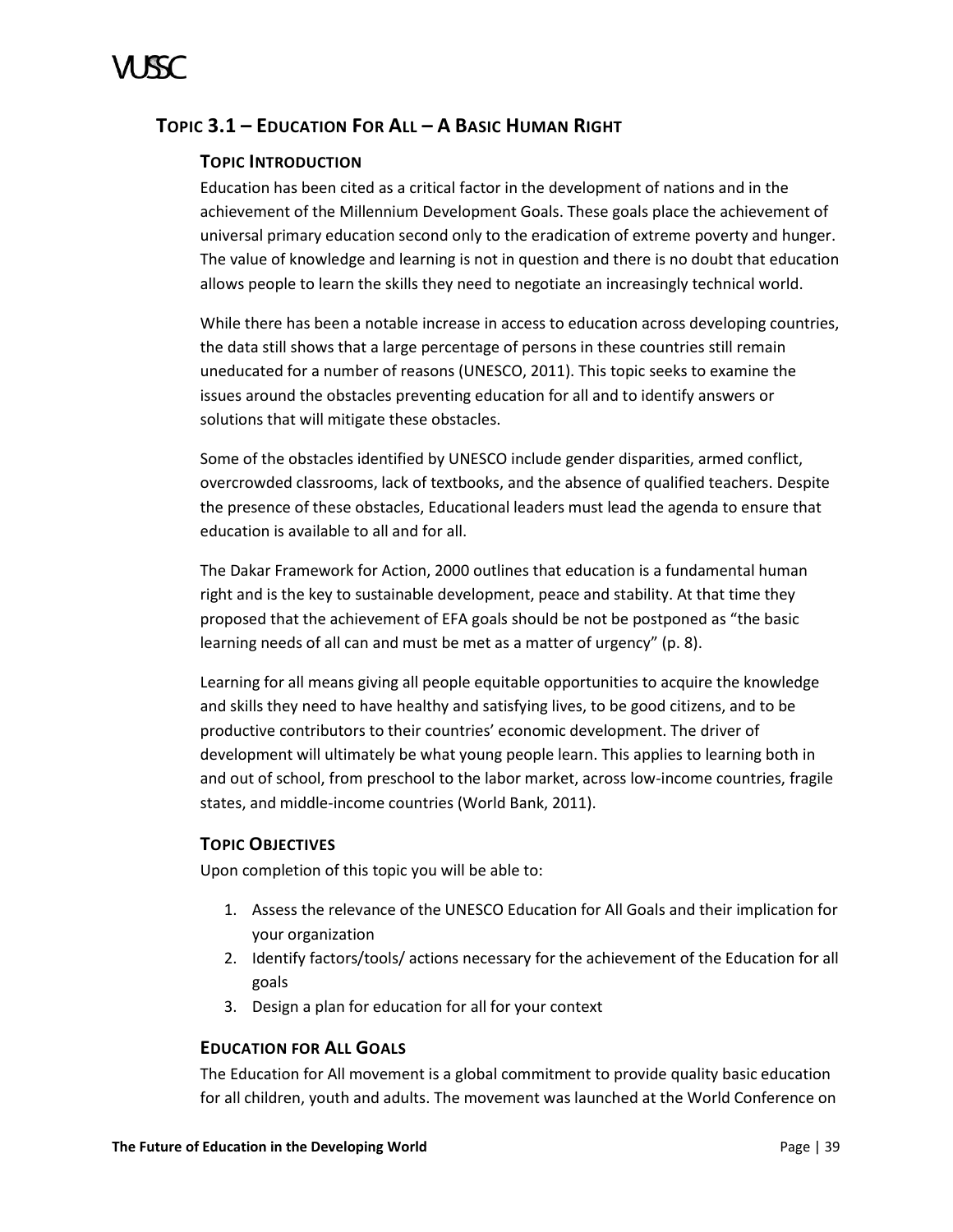## Topic 3.1 – Education For All – A Basic Human Right

### Topic Introduction

Education has been cited as a critical factor in the development of nations and in the achievement of the Millennium Development Goals. These goals place the achievement of universal primary education second only to the eradication of extreme poverty and hunger. The value of knowledge and learning is not in question and there is no doubt that education allows people to learn the skills they need to negotiate an increasingly technical world.

While there has been a notable increase in access to education across developing countries, the data still shows that a large percentage of persons in these countries still remain uneducated for a number of reasons (UNESCO, 2011). This topic seeks to examine the issues around the obstacles preventing education for all and to identify answers or solutions that will mitigate these obstacles.

Some of the obstacles identified by UNESCO include gender disparities, armed conflict, overcrowded classrooms, lack of textbooks, and the absence of qualified teachers. Despite the presence of these obstacles, Educational leaders must lead the agenda to ensure that education is available to all and for all.

The Dakar Framework for Action, 2000 outlines that education is a fundamental human right and is the key to sustainable development, peace and stability. At that time they proposed that the achievement of EFA goals should be not be postponed as "the basic learning needs of all can and must be met as a matter of urgency" (p. 8).

Learning for all means giving all people equitable opportunities to acquire the knowledge and skills they need to have healthy and satisfying lives, to be good citizens, and to be productive contributors to their countries' economic development. The driver of development will ultimately be what young people learn. This applies to learning both in and out of school, from preschool to the labor market, across low-income countries, fragile states, and middle-income countries (World Bank, 2011).

### Topic Objectives

Upon completion of this topic you will be able to:

1. Assess the relevance of the UNESCO Education for All Goals and their implication for your organization
2. Identify factors/tools/ actions necessary for the achievement of the Education for all goals
3. Design a plan for education for all for your context

### Education for All Goals

The Education for All movement is a global commitment to provide quality basic education for all children, youth and adults. The movement was launched at the World Conference on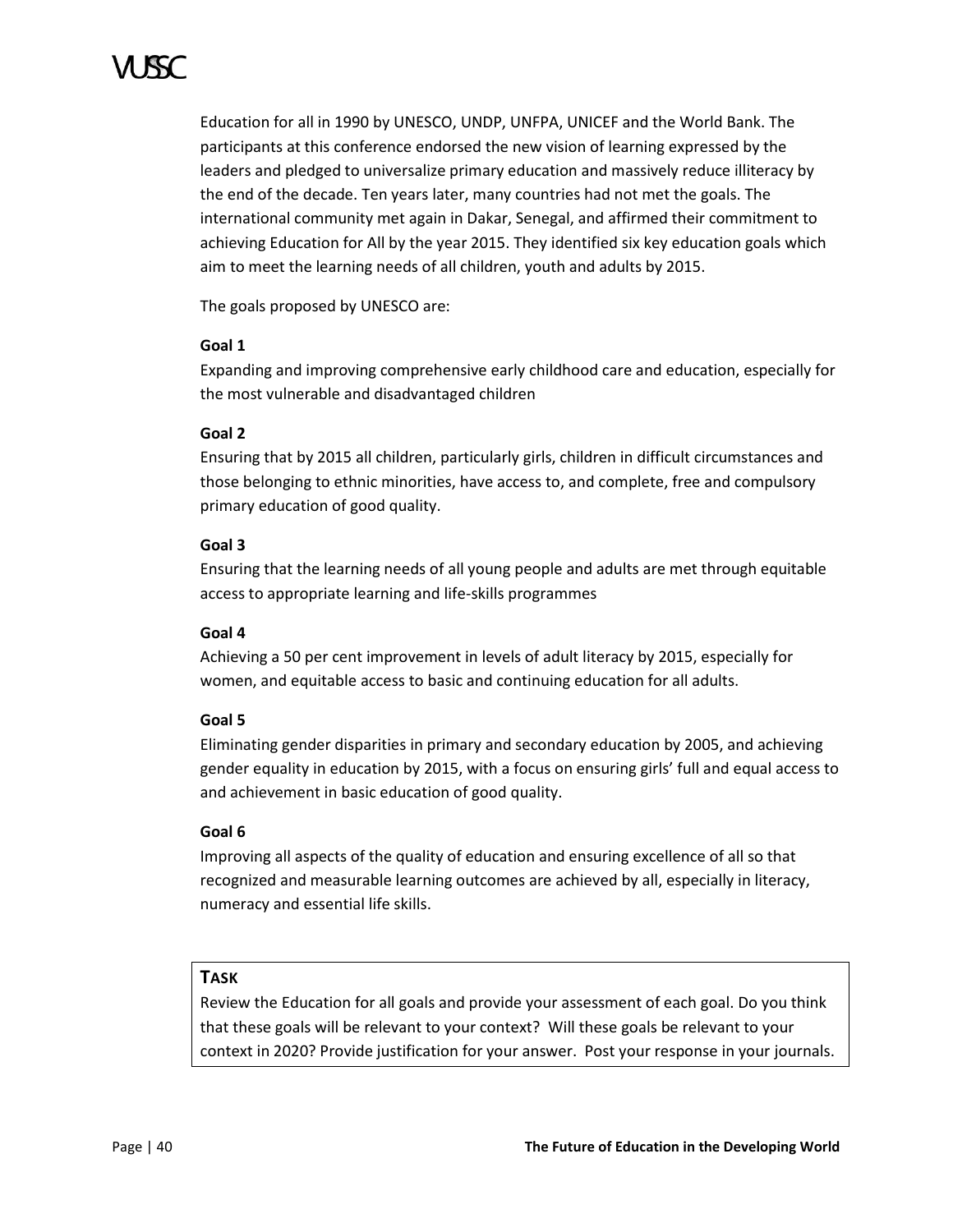Education for all in 1990 by UNESCO, UNDP, UNFPA, UNICEF and the World Bank. The participants at this conference endorsed the new vision of learning expressed by the leaders and pledged to universalize primary education and massively reduce illiteracy by the end of the decade. Ten years later, many countries had not met the goals. The international community met again in Dakar, Senegal, and affirmed their commitment to achieving Education for All by the year 2015. They identified six key education goals which aim to meet the learning needs of all children, youth and adults by 2015.

The goals proposed by UNESCO are:

**Goal 1**

Expanding and improving comprehensive early childhood care and education, especially for the most vulnerable and disadvantaged children

**Goal 2**

Ensuring that by 2015 all children, particularly girls, children in difficult circumstances and those belonging to ethnic minorities, have access to, and complete, free and compulsory primary education of good quality.

**Goal 3**

Ensuring that the learning needs of all young people and adults are met through equitable access to appropriate learning and life-skills programmes

**Goal 4**

Achieving a 50 per cent improvement in levels of adult literacy by 2015, especially for women, and equitable access to basic and continuing education for all adults.

**Goal 5**

Eliminating gender disparities in primary and secondary education by 2005, and achieving gender equality in education by 2015, with a focus on ensuring girls' full and equal access to and achievement in basic education of good quality.

**Goal 6**

Improving all aspects of the quality of education and ensuring excellence of all so that recognized and measurable learning outcomes are achieved by all, especially in literacy, numeracy and essential life skills.

**TASK**

Review the Education for all goals and provide your assessment of each goal. Do you think that these goals will be relevant to your context? Will these goals be relevant to your context in 2020? Provide justification for your answer. Post your response in your journals.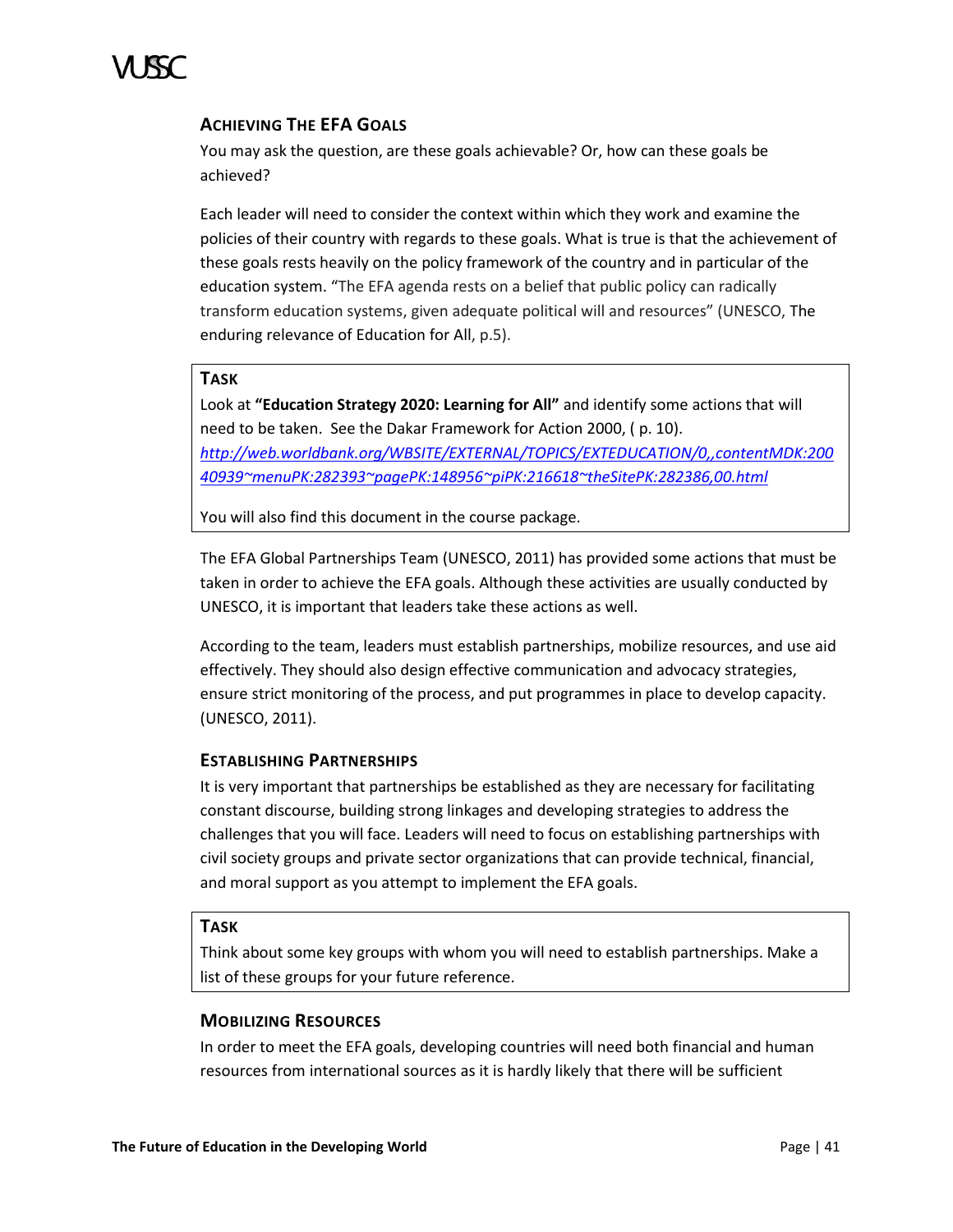### ACHIEVING THE EFA GOALS

You may ask the question, are these goals achievable? Or, how can these goals be achieved?

Each leader will need to consider the context within which they work and examine the policies of their country with regards to these goals. What is true is that the achievement of these goals rests heavily on the policy framework of the country and in particular of the education system. "The EFA agenda rests on a belief that public policy can radically transform education systems, given adequate political will and resources" (UNESCO, The enduring relevance of Education for All, p.5).

> **TASK**
>
> Look at **"Education Strategy 2020: Learning for All"** and identify some actions that will need to be taken. See the Dakar Framework for Action 2000, ( p. 10). *http://web.worldbank.org/WBSITE/EXTERNAL/TOPICS/EXTEDUCATION/0,,contentMDK:20040939~menuPK:282393~pagePK:148956~piPK:216618~theSitePK:282386,00.html*
>
> You will also find this document in the course package.

The EFA Global Partnerships Team (UNESCO, 2011) has provided some actions that must be taken in order to achieve the EFA goals. Although these activities are usually conducted by UNESCO, it is important that leaders take these actions as well.

According to the team, leaders must establish partnerships, mobilize resources, and use aid effectively. They should also design effective communication and advocacy strategies, ensure strict monitoring of the process, and put programmes in place to develop capacity. (UNESCO, 2011).

### ESTABLISHING PARTNERSHIPS

It is very important that partnerships be established as they are necessary for facilitating constant discourse, building strong linkages and developing strategies to address the challenges that you will face. Leaders will need to focus on establishing partnerships with civil society groups and private sector organizations that can provide technical, financial, and moral support as you attempt to implement the EFA goals.

> **TASK**
>
> Think about some key groups with whom you will need to establish partnerships. Make a list of these groups for your future reference.

### MOBILIZING RESOURCES

In order to meet the EFA goals, developing countries will need both financial and human resources from international sources as it is hardly likely that there will be sufficient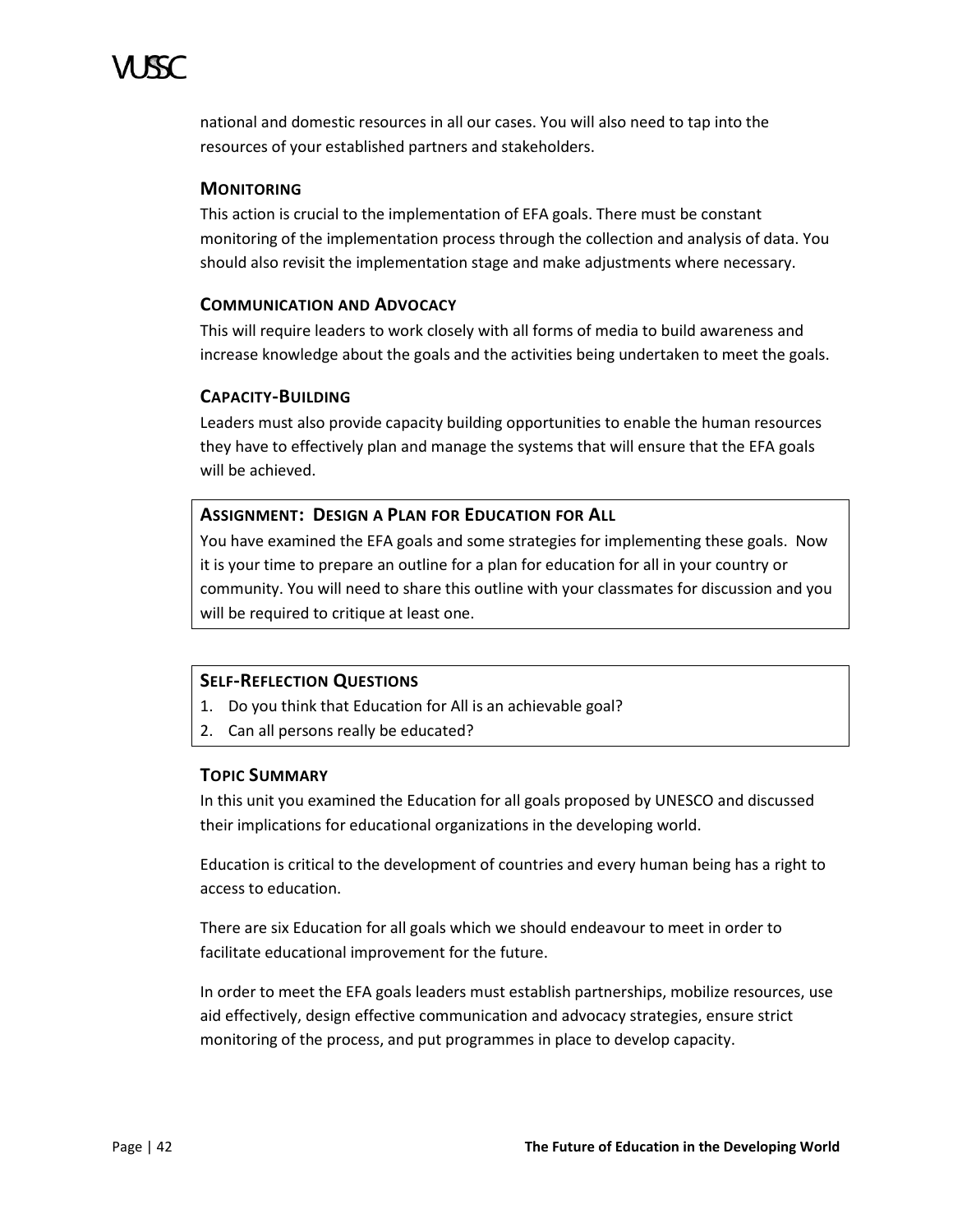national and domestic resources in all our cases. You will also need to tap into the resources of your established partners and stakeholders.

### MONITORING

This action is crucial to the implementation of EFA goals. There must be constant monitoring of the implementation process through the collection and analysis of data. You should also revisit the implementation stage and make adjustments where necessary.

### COMMUNICATION AND ADVOCACY

This will require leaders to work closely with all forms of media to build awareness and increase knowledge about the goals and the activities being undertaken to meet the goals.

### CAPACITY-BUILDING

Leaders must also provide capacity building opportunities to enable the human resources they have to effectively plan and manage the systems that will ensure that the EFA goals will be achieved.

### ASSIGNMENT: DESIGN A PLAN FOR EDUCATION FOR ALL

You have examined the EFA goals and some strategies for implementing these goals. Now it is your time to prepare an outline for a plan for education for all in your country or community. You will need to share this outline with your classmates for discussion and you will be required to critique at least one.

### SELF-REFLECTION QUESTIONS

1. Do you think that Education for All is an achievable goal?
2. Can all persons really be educated?

### TOPIC SUMMARY

In this unit you examined the Education for all goals proposed by UNESCO and discussed their implications for educational organizations in the developing world.

Education is critical to the development of countries and every human being has a right to access to education.

There are six Education for all goals which we should endeavour to meet in order to facilitate educational improvement for the future.

In order to meet the EFA goals leaders must establish partnerships, mobilize resources, use aid effectively, design effective communication and advocacy strategies, ensure strict monitoring of the process, and put programmes in place to develop capacity.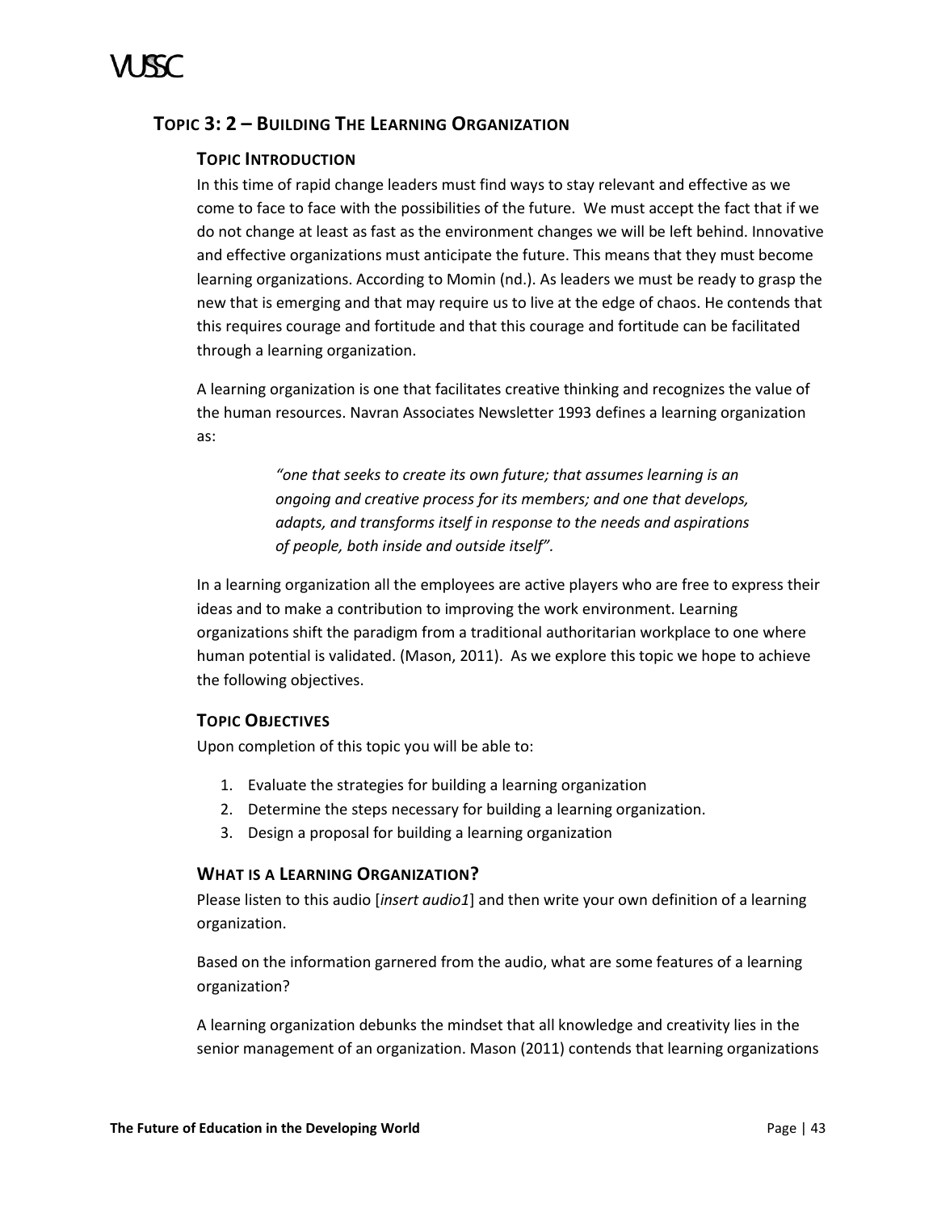## Topic 3: 2 – Building The Learning Organization

### Topic Introduction

In this time of rapid change leaders must find ways to stay relevant and effective as we come to face to face with the possibilities of the future. We must accept the fact that if we do not change at least as fast as the environment changes we will be left behind. Innovative and effective organizations must anticipate the future. This means that they must become learning organizations. According to Momin (nd.). As leaders we must be ready to grasp the new that is emerging and that may require us to live at the edge of chaos. He contends that this requires courage and fortitude and that this courage and fortitude can be facilitated through a learning organization.

A learning organization is one that facilitates creative thinking and recognizes the value of the human resources. Navran Associates Newsletter 1993 defines a learning organization as:

> *"one that seeks to create its own future; that assumes learning is an ongoing and creative process for its members; and one that develops, adapts, and transforms itself in response to the needs and aspirations of people, both inside and outside itself".*

In a learning organization all the employees are active players who are free to express their ideas and to make a contribution to improving the work environment. Learning organizations shift the paradigm from a traditional authoritarian workplace to one where human potential is validated. (Mason, 2011). As we explore this topic we hope to achieve the following objectives.

### Topic Objectives

Upon completion of this topic you will be able to:

1. Evaluate the strategies for building a learning organization
2. Determine the steps necessary for building a learning organization.
3. Design a proposal for building a learning organization

### What is a Learning Organization?

Please listen to this audio [*insert audio1*] and then write your own definition of a learning organization.

Based on the information garnered from the audio, what are some features of a learning organization?

A learning organization debunks the mindset that all knowledge and creativity lies in the senior management of an organization. Mason (2011) contends that learning organizations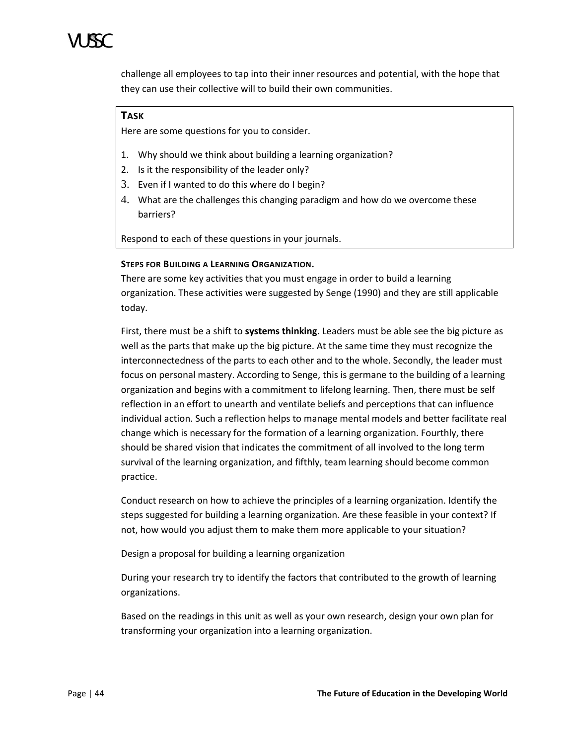challenge all employees to tap into their inner resources and potential, with the hope that they can use their collective will to build their own communities.

> **TASK**
>
> Here are some questions for you to consider.
>
> 1. Why should we think about building a learning organization?
> 2. Is it the responsibility of the leader only?
> 3. Even if I wanted to do this where do I begin?
> 4. What are the challenges this changing paradigm and how do we overcome these barriers?
>
> Respond to each of these questions in your journals.

**STEPS FOR BUILDING A LEARNING ORGANIZATION.**

There are some key activities that you must engage in order to build a learning organization. These activities were suggested by Senge (1990) and they are still applicable today.

First, there must be a shift to **systems thinking**. Leaders must be able see the big picture as well as the parts that make up the big picture. At the same time they must recognize the interconnectedness of the parts to each other and to the whole. Secondly, the leader must focus on personal mastery. According to Senge, this is germane to the building of a learning organization and begins with a commitment to lifelong learning. Then, there must be self reflection in an effort to unearth and ventilate beliefs and perceptions that can influence individual action. Such a reflection helps to manage mental models and better facilitate real change which is necessary for the formation of a learning organization. Fourthly, there should be shared vision that indicates the commitment of all involved to the long term survival of the learning organization, and fifthly, team learning should become common practice.

Conduct research on how to achieve the principles of a learning organization. Identify the steps suggested for building a learning organization. Are these feasible in your context? If not, how would you adjust them to make them more applicable to your situation?

Design a proposal for building a learning organization

During your research try to identify the factors that contributed to the growth of learning organizations.

Based on the readings in this unit as well as your own research, design your own plan for transforming your organization into a learning organization.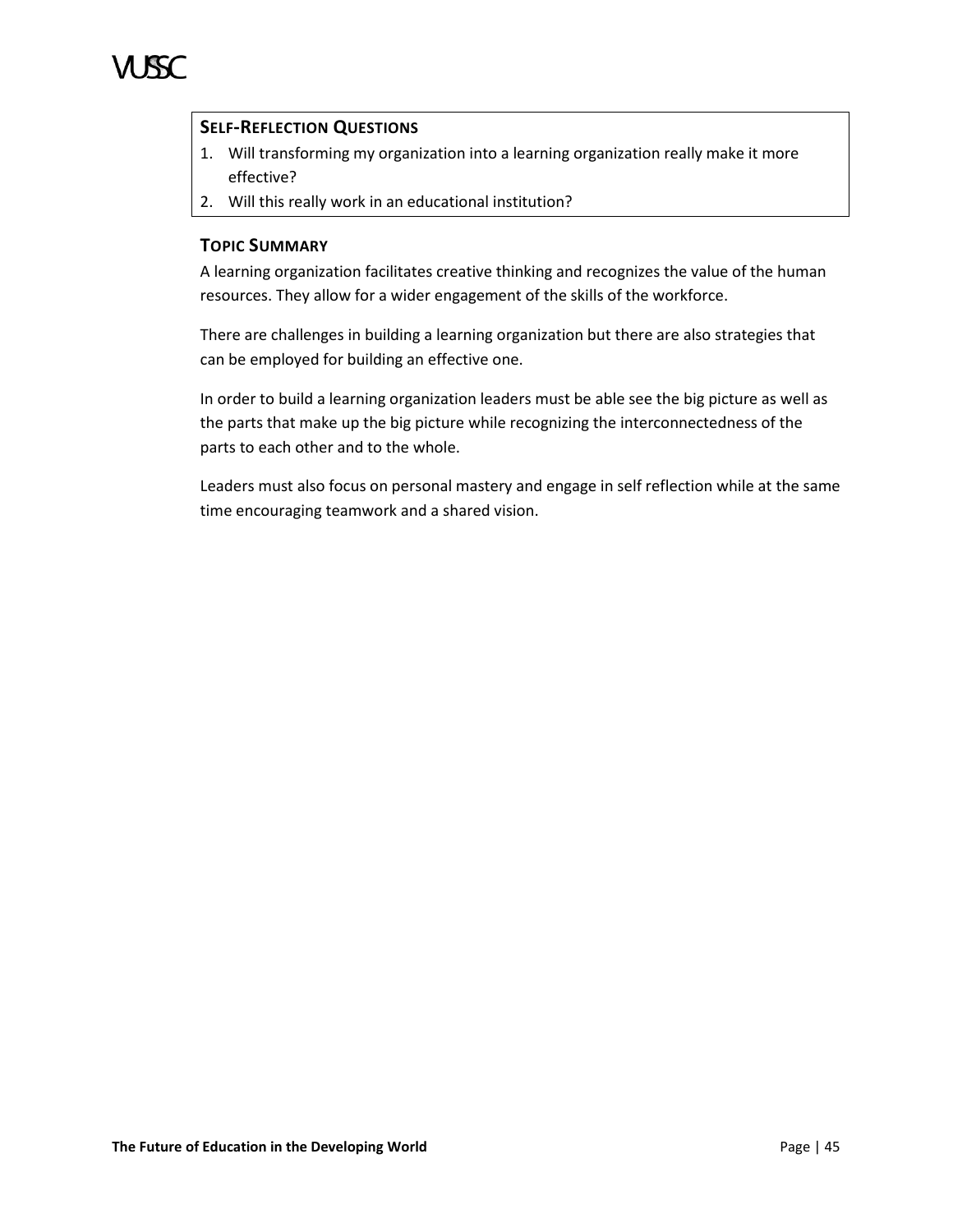### Self-Reflection Questions

1. Will transforming my organization into a learning organization really make it more effective?
2. Will this really work in an educational institution?

### Topic Summary

A learning organization facilitates creative thinking and recognizes the value of the human resources. They allow for a wider engagement of the skills of the workforce.

There are challenges in building a learning organization but there are also strategies that can be employed for building an effective one.

In order to build a learning organization leaders must be able see the big picture as well as the parts that make up the big picture while recognizing the interconnectedness of the parts to each other and to the whole.

Leaders must also focus on personal mastery and engage in self reflection while at the same time encouraging teamwork and a shared vision.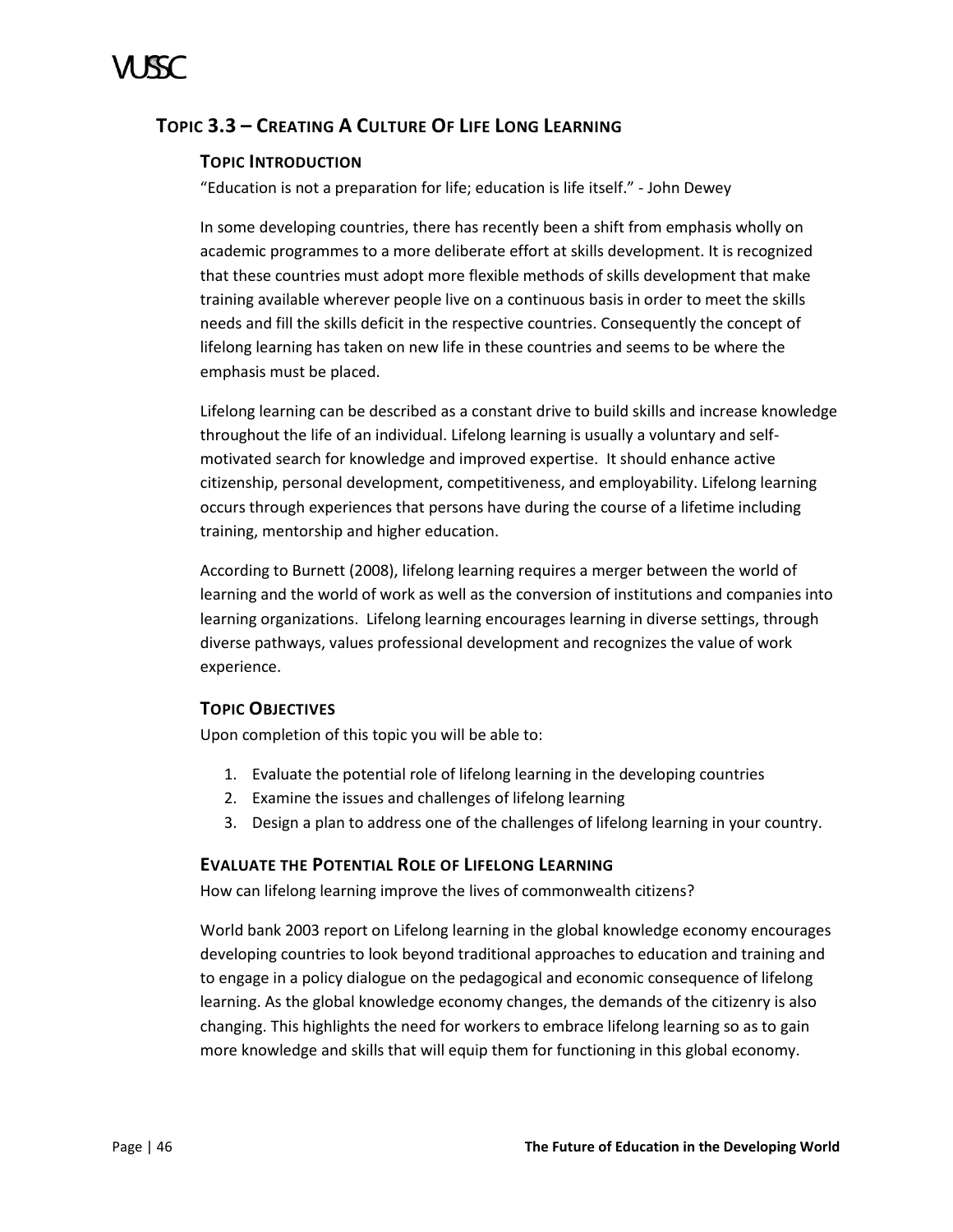## Topic 3.3 – Creating A Culture Of Life Long Learning

### Topic Introduction

"Education is not a preparation for life; education is life itself." - John Dewey

In some developing countries, there has recently been a shift from emphasis wholly on academic programmes to a more deliberate effort at skills development. It is recognized that these countries must adopt more flexible methods of skills development that make training available wherever people live on a continuous basis in order to meet the skills needs and fill the skills deficit in the respective countries. Consequently the concept of lifelong learning has taken on new life in these countries and seems to be where the emphasis must be placed.

Lifelong learning can be described as a constant drive to build skills and increase knowledge throughout the life of an individual. Lifelong learning is usually a voluntary and self-motivated search for knowledge and improved expertise. It should enhance active citizenship, personal development, competitiveness, and employability. Lifelong learning occurs through experiences that persons have during the course of a lifetime including training, mentorship and higher education.

According to Burnett (2008), lifelong learning requires a merger between the world of learning and the world of work as well as the conversion of institutions and companies into learning organizations. Lifelong learning encourages learning in diverse settings, through diverse pathways, values professional development and recognizes the value of work experience.

### Topic Objectives

Upon completion of this topic you will be able to:

1. Evaluate the potential role of lifelong learning in the developing countries
2. Examine the issues and challenges of lifelong learning
3. Design a plan to address one of the challenges of lifelong learning in your country.

### Evaluate the Potential Role of Lifelong Learning

How can lifelong learning improve the lives of commonwealth citizens?

World bank 2003 report on Lifelong learning in the global knowledge economy encourages developing countries to look beyond traditional approaches to education and training and to engage in a policy dialogue on the pedagogical and economic consequence of lifelong learning. As the global knowledge economy changes, the demands of the citizenry is also changing. This highlights the need for workers to embrace lifelong learning so as to gain more knowledge and skills that will equip them for functioning in this global economy.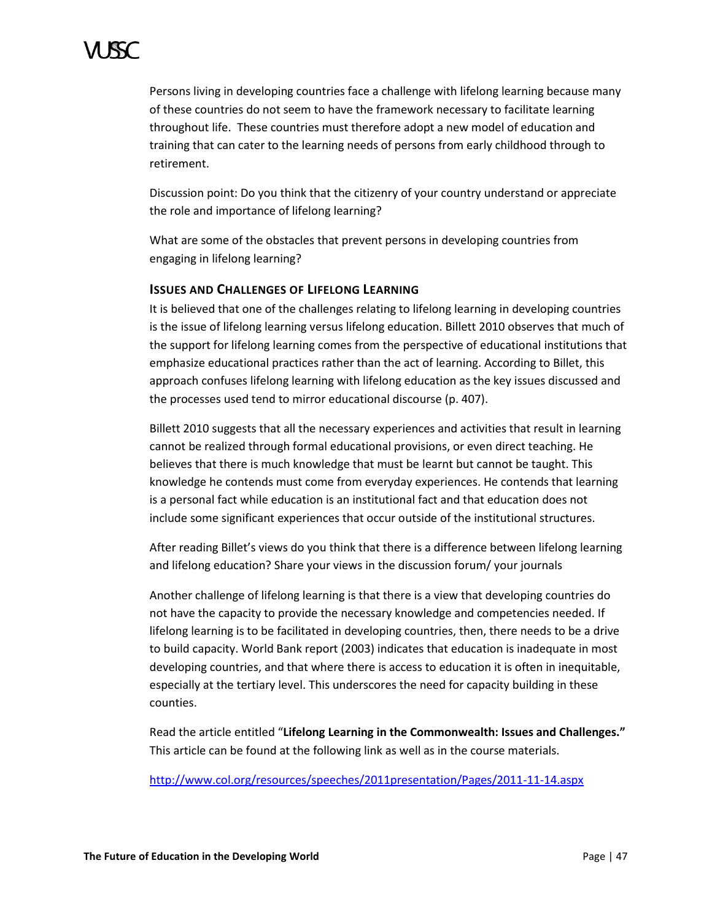Persons living in developing countries face a challenge with lifelong learning because many of these countries do not seem to have the framework necessary to facilitate learning throughout life. These countries must therefore adopt a new model of education and training that can cater to the learning needs of persons from early childhood through to retirement.

Discussion point: Do you think that the citizenry of your country understand or appreciate the role and importance of lifelong learning?

What are some of the obstacles that prevent persons in developing countries from engaging in lifelong learning?

### Issues and Challenges of Lifelong Learning

It is believed that one of the challenges relating to lifelong learning in developing countries is the issue of lifelong learning versus lifelong education. Billett 2010 observes that much of the support for lifelong learning comes from the perspective of educational institutions that emphasize educational practices rather than the act of learning. According to Billet, this approach confuses lifelong learning with lifelong education as the key issues discussed and the processes used tend to mirror educational discourse (p. 407).

Billett 2010 suggests that all the necessary experiences and activities that result in learning cannot be realized through formal educational provisions, or even direct teaching. He believes that there is much knowledge that must be learnt but cannot be taught. This knowledge he contends must come from everyday experiences. He contends that learning is a personal fact while education is an institutional fact and that education does not include some significant experiences that occur outside of the institutional structures.

After reading Billet's views do you think that there is a difference between lifelong learning and lifelong education? Share your views in the discussion forum/ your journals

Another challenge of lifelong learning is that there is a view that developing countries do not have the capacity to provide the necessary knowledge and competencies needed. If lifelong learning is to be facilitated in developing countries, then, there needs to be a drive to build capacity. World Bank report (2003) indicates that education is inadequate in most developing countries, and that where there is access to education it is often in inequitable, especially at the tertiary level. This underscores the need for capacity building in these counties.

Read the article entitled "**Lifelong Learning in the Commonwealth: Issues and Challenges."** This article can be found at the following link as well as in the course materials.

http://www.col.org/resources/speeches/2011presentation/Pages/2011-11-14.aspx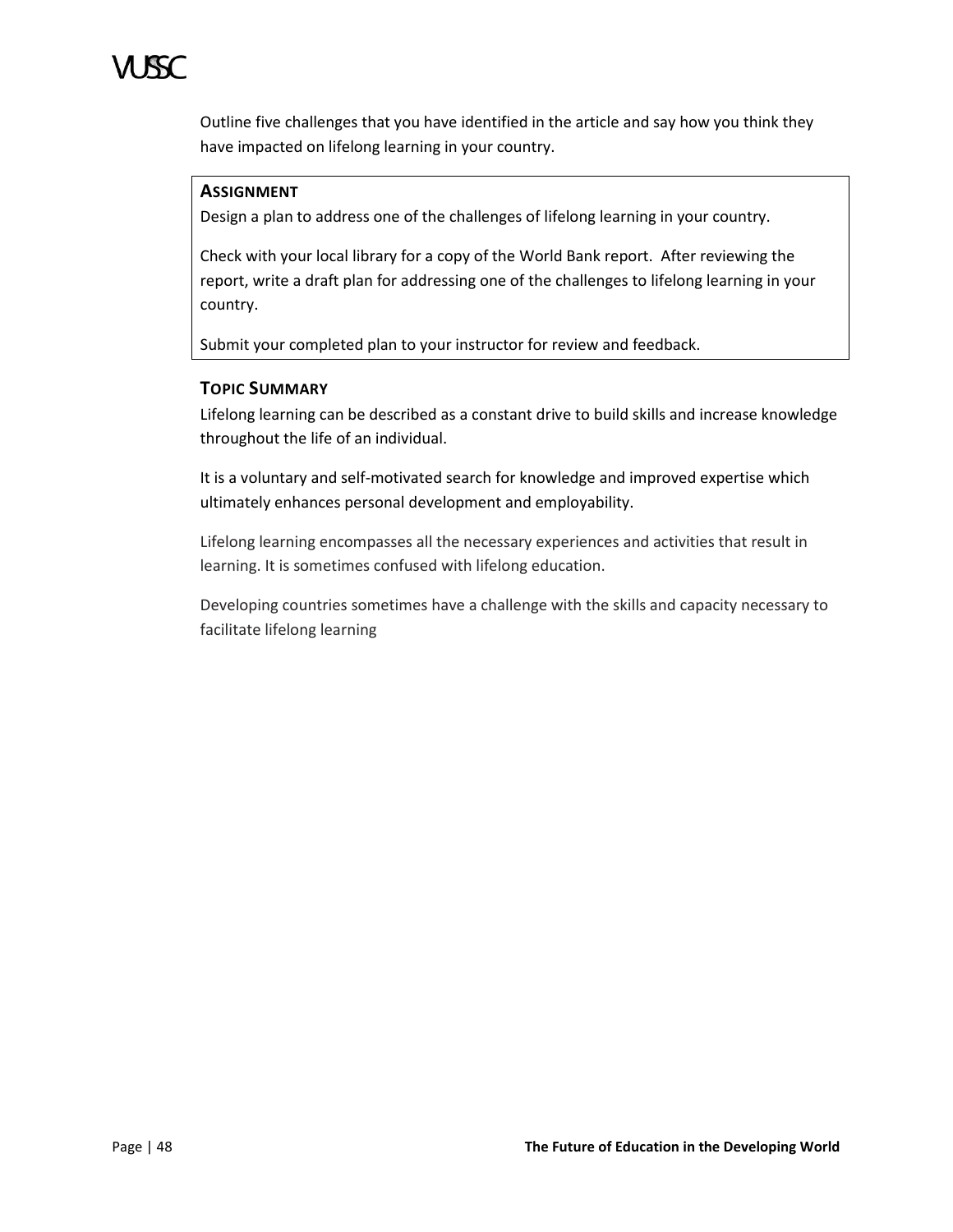Outline five challenges that you have identified in the article and say how you think they have impacted on lifelong learning in your country.

**ASSIGNMENT**

Design a plan to address one of the challenges of lifelong learning in your country.

Check with your local library for a copy of the World Bank report. After reviewing the report, write a draft plan for addressing one of the challenges to lifelong learning in your country.

Submit your completed plan to your instructor for review and feedback.

### TOPIC SUMMARY

Lifelong learning can be described as a constant drive to build skills and increase knowledge throughout the life of an individual.

It is a voluntary and self-motivated search for knowledge and improved expertise which ultimately enhances personal development and employability.

Lifelong learning encompasses all the necessary experiences and activities that result in learning. It is sometimes confused with lifelong education.

Developing countries sometimes have a challenge with the skills and capacity necessary to facilitate lifelong learning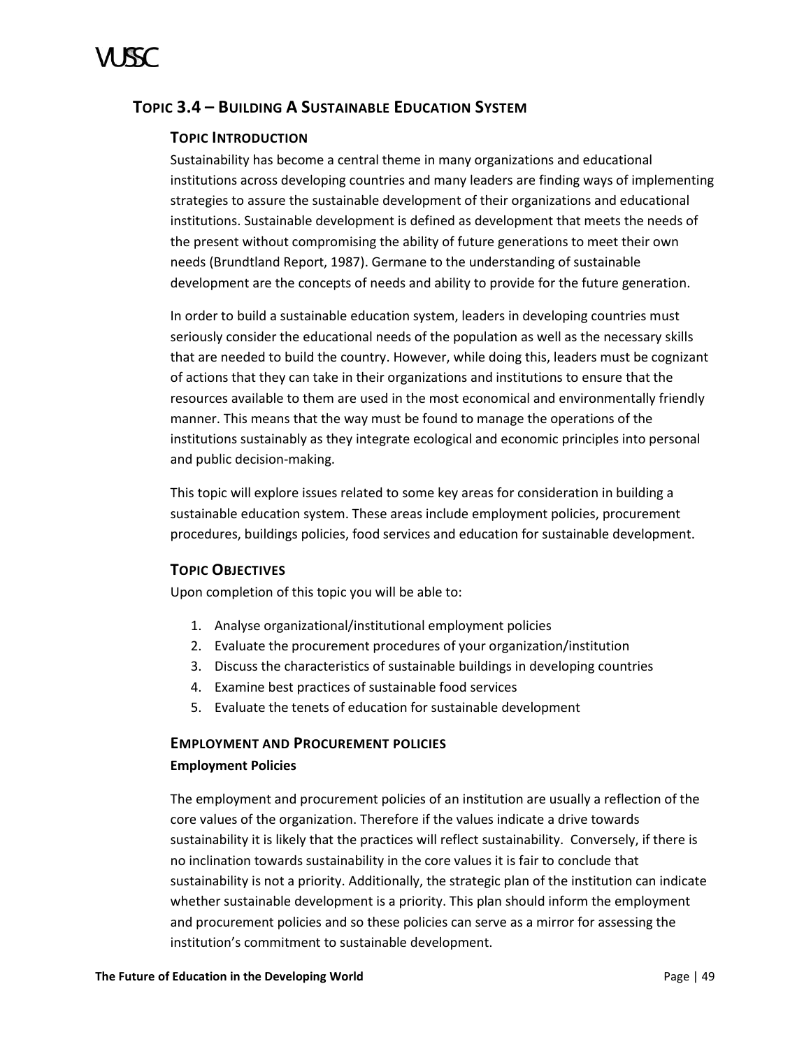## Topic 3.4 – Building a Sustainable Education System

### Topic Introduction

Sustainability has become a central theme in many organizations and educational institutions across developing countries and many leaders are finding ways of implementing strategies to assure the sustainable development of their organizations and educational institutions. Sustainable development is defined as development that meets the needs of the present without compromising the ability of future generations to meet their own needs (Brundtland Report, 1987). Germane to the understanding of sustainable development are the concepts of needs and ability to provide for the future generation.

In order to build a sustainable education system, leaders in developing countries must seriously consider the educational needs of the population as well as the necessary skills that are needed to build the country. However, while doing this, leaders must be cognizant of actions that they can take in their organizations and institutions to ensure that the resources available to them are used in the most economical and environmentally friendly manner. This means that the way must be found to manage the operations of the institutions sustainably as they integrate ecological and economic principles into personal and public decision-making.

This topic will explore issues related to some key areas for consideration in building a sustainable education system. These areas include employment policies, procurement procedures, buildings policies, food services and education for sustainable development.

### Topic Objectives

Upon completion of this topic you will be able to:

1. Analyse organizational/institutional employment policies
2. Evaluate the procurement procedures of your organization/institution
3. Discuss the characteristics of sustainable buildings in developing countries
4. Examine best practices of sustainable food services
5. Evaluate the tenets of education for sustainable development

### Employment and Procurement policies

**Employment Policies**

The employment and procurement policies of an institution are usually a reflection of the core values of the organization. Therefore if the values indicate a drive towards sustainability it is likely that the practices will reflect sustainability. Conversely, if there is no inclination towards sustainability in the core values it is fair to conclude that sustainability is not a priority. Additionally, the strategic plan of the institution can indicate whether sustainable development is a priority. This plan should inform the employment and procurement policies and so these policies can serve as a mirror for assessing the institution's commitment to sustainable development.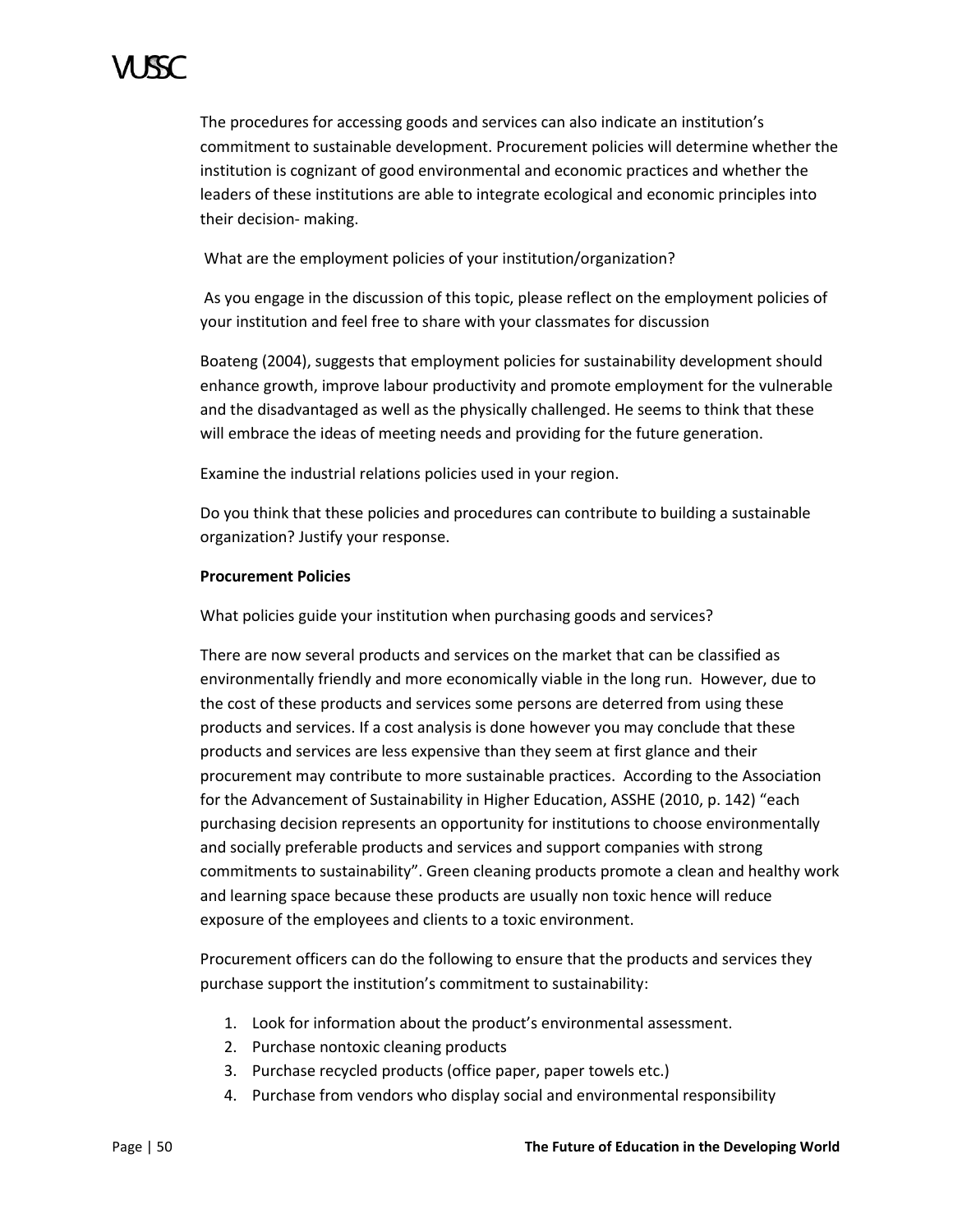The procedures for accessing goods and services can also indicate an institution's commitment to sustainable development. Procurement policies will determine whether the institution is cognizant of good environmental and economic practices and whether the leaders of these institutions are able to integrate ecological and economic principles into their decision- making.

What are the employment policies of your institution/organization?

As you engage in the discussion of this topic, please reflect on the employment policies of your institution and feel free to share with your classmates for discussion

Boateng (2004), suggests that employment policies for sustainability development should enhance growth, improve labour productivity and promote employment for the vulnerable and the disadvantaged as well as the physically challenged. He seems to think that these will embrace the ideas of meeting needs and providing for the future generation.

Examine the industrial relations policies used in your region.

Do you think that these policies and procedures can contribute to building a sustainable organization? Justify your response.

**Procurement Policies**

What policies guide your institution when purchasing goods and services?

There are now several products and services on the market that can be classified as environmentally friendly and more economically viable in the long run. However, due to the cost of these products and services some persons are deterred from using these products and services. If a cost analysis is done however you may conclude that these products and services are less expensive than they seem at first glance and their procurement may contribute to more sustainable practices. According to the Association for the Advancement of Sustainability in Higher Education, ASSHE (2010, p. 142) "each purchasing decision represents an opportunity for institutions to choose environmentally and socially preferable products and services and support companies with strong commitments to sustainability". Green cleaning products promote a clean and healthy work and learning space because these products are usually non toxic hence will reduce exposure of the employees and clients to a toxic environment.

Procurement officers can do the following to ensure that the products and services they purchase support the institution's commitment to sustainability:

1. Look for information about the product's environmental assessment.
2. Purchase nontoxic cleaning products
3. Purchase recycled products (office paper, paper towels etc.)
4. Purchase from vendors who display social and environmental responsibility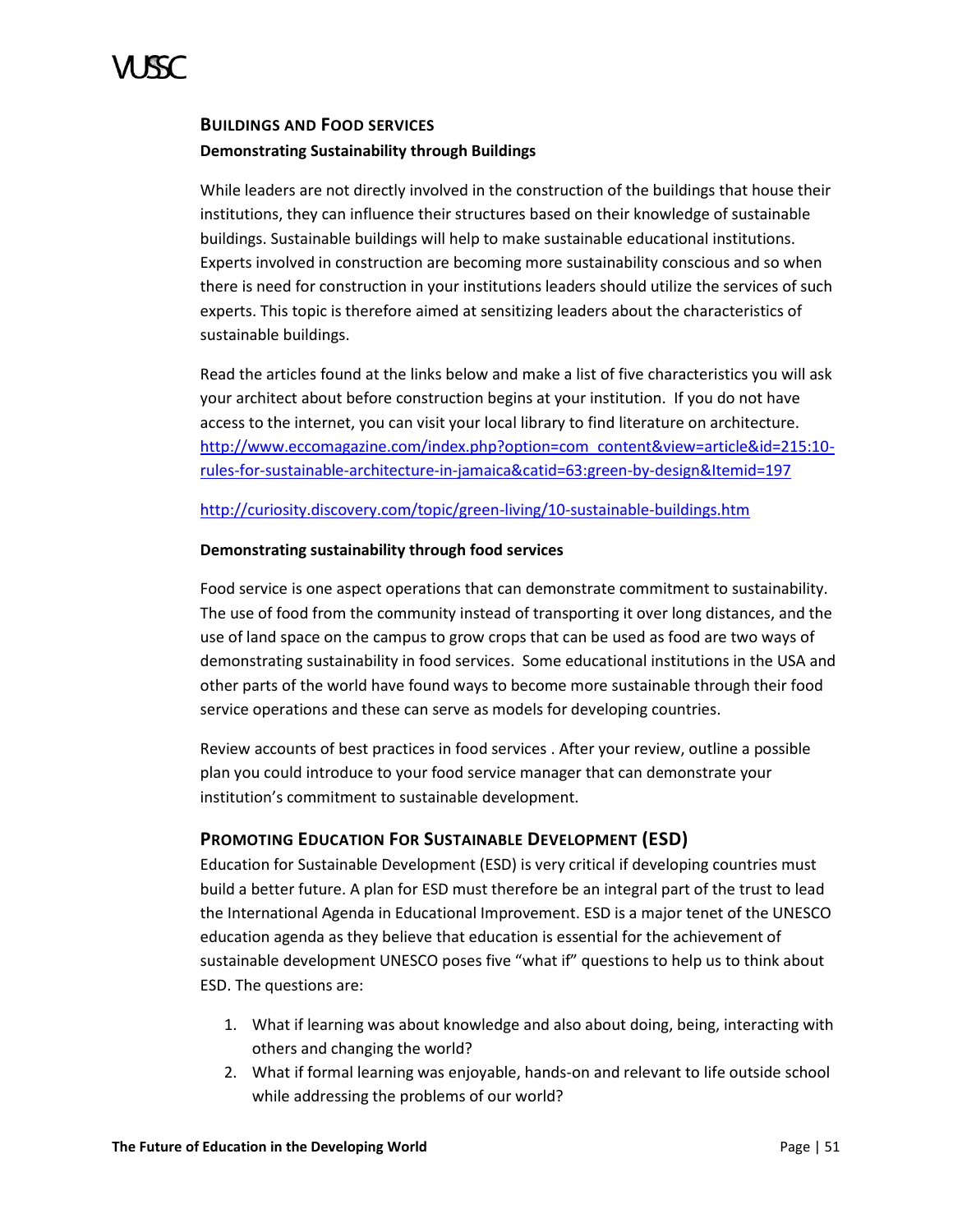## Buildings and Food services

**Demonstrating Sustainability through Buildings**

While leaders are not directly involved in the construction of the buildings that house their institutions, they can influence their structures based on their knowledge of sustainable buildings. Sustainable buildings will help to make sustainable educational institutions. Experts involved in construction are becoming more sustainability conscious and so when there is need for construction in your institutions leaders should utilize the services of such experts. This topic is therefore aimed at sensitizing leaders about the characteristics of sustainable buildings.

Read the articles found at the links below and make a list of five characteristics you will ask your architect about before construction begins at your institution. If you do not have access to the internet, you can visit your local library to find literature on architecture. http://www.eccomagazine.com/index.php?option=com_content&view=article&id=215:10-rules-for-sustainable-architecture-in-jamaica&catid=63:green-by-design&Itemid=197

http://curiosity.discovery.com/topic/green-living/10-sustainable-buildings.htm

**Demonstrating sustainability through food services**

Food service is one aspect operations that can demonstrate commitment to sustainability. The use of food from the community instead of transporting it over long distances, and the use of land space on the campus to grow crops that can be used as food are two ways of demonstrating sustainability in food services. Some educational institutions in the USA and other parts of the world have found ways to become more sustainable through their food service operations and these can serve as models for developing countries.

Review accounts of best practices in food services . After your review, outline a possible plan you could introduce to your food service manager that can demonstrate your institution's commitment to sustainable development.

## Promoting Education For Sustainable Development (ESD)

Education for Sustainable Development (ESD) is very critical if developing countries must build a better future. A plan for ESD must therefore be an integral part of the trust to lead the International Agenda in Educational Improvement. ESD is a major tenet of the UNESCO education agenda as they believe that education is essential for the achievement of sustainable development UNESCO poses five "what if" questions to help us to think about ESD. The questions are:

1. What if learning was about knowledge and also about doing, being, interacting with others and changing the world?
2. What if formal learning was enjoyable, hands-on and relevant to life outside school while addressing the problems of our world?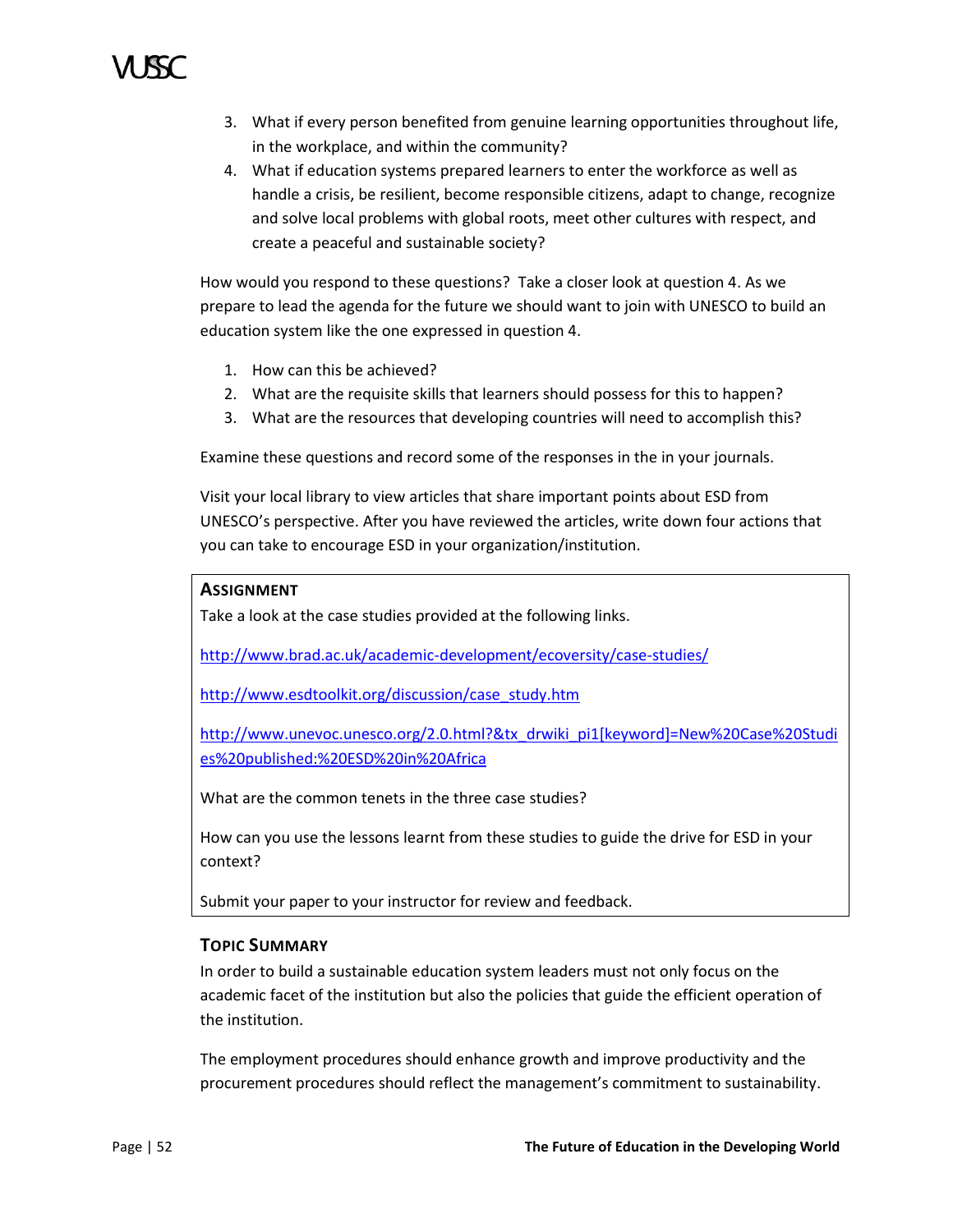3. What if every person benefited from genuine learning opportunities throughout life, in the workplace, and within the community?
4. What if education systems prepared learners to enter the workforce as well as handle a crisis, be resilient, become responsible citizens, adapt to change, recognize and solve local problems with global roots, meet other cultures with respect, and create a peaceful and sustainable society?

How would you respond to these questions? Take a closer look at question 4. As we prepare to lead the agenda for the future we should want to join with UNESCO to build an education system like the one expressed in question 4.

1. How can this be achieved?
2. What are the requisite skills that learners should possess for this to happen?
3. What are the resources that developing countries will need to accomplish this?

Examine these questions and record some of the responses in the in your journals.

Visit your local library to view articles that share important points about ESD from UNESCO's perspective. After you have reviewed the articles, write down four actions that you can take to encourage ESD in your organization/institution.

### Assignment

Take a look at the case studies provided at the following links.

http://www.brad.ac.uk/academic-development/ecoversity/case-studies/

http://www.esdtoolkit.org/discussion/case_study.htm

http://www.unevoc.unesco.org/2.0.html?&tx_drwiki_pi1[keyword]=New%20Case%20Studies%20published:%20ESD%20in%20Africa

What are the common tenets in the three case studies?

How can you use the lessons learnt from these studies to guide the drive for ESD in your context?

Submit your paper to your instructor for review and feedback.

### Topic Summary

In order to build a sustainable education system leaders must not only focus on the academic facet of the institution but also the policies that guide the efficient operation of the institution.

The employment procedures should enhance growth and improve productivity and the procurement procedures should reflect the management's commitment to sustainability.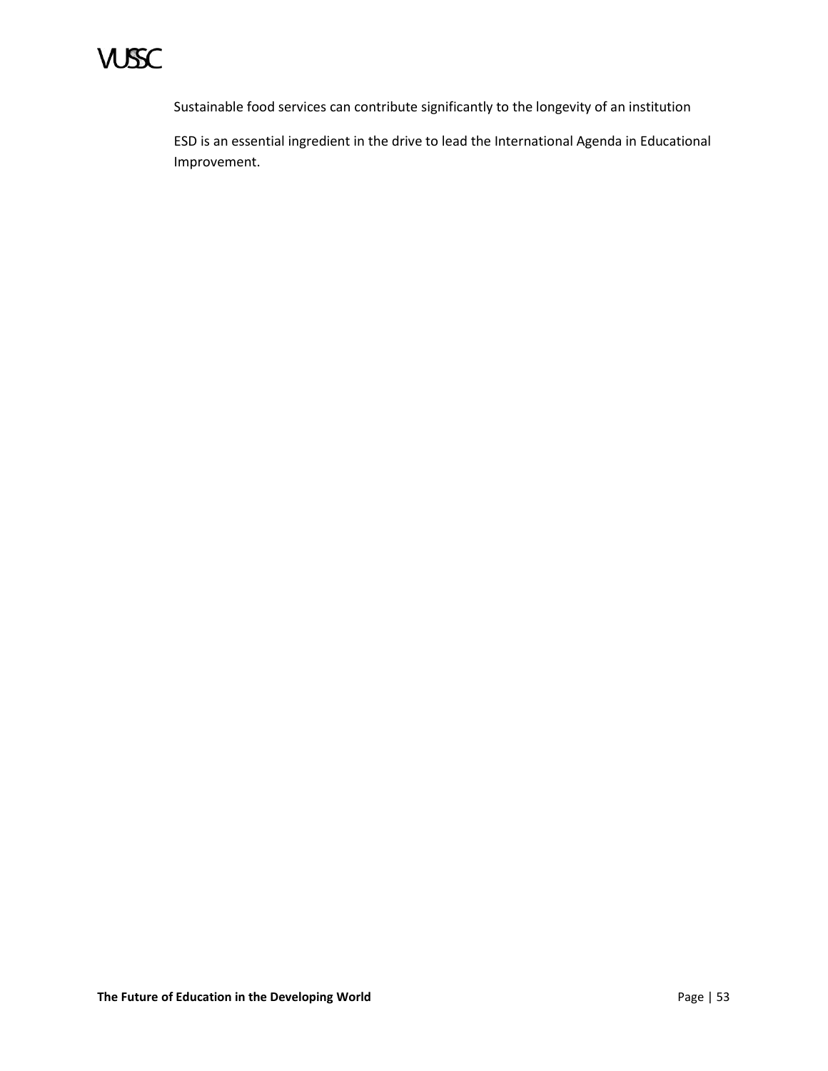Sustainable food services can contribute significantly to the longevity of an institution

ESD is an essential ingredient in the drive to lead the International Agenda in Educational Improvement.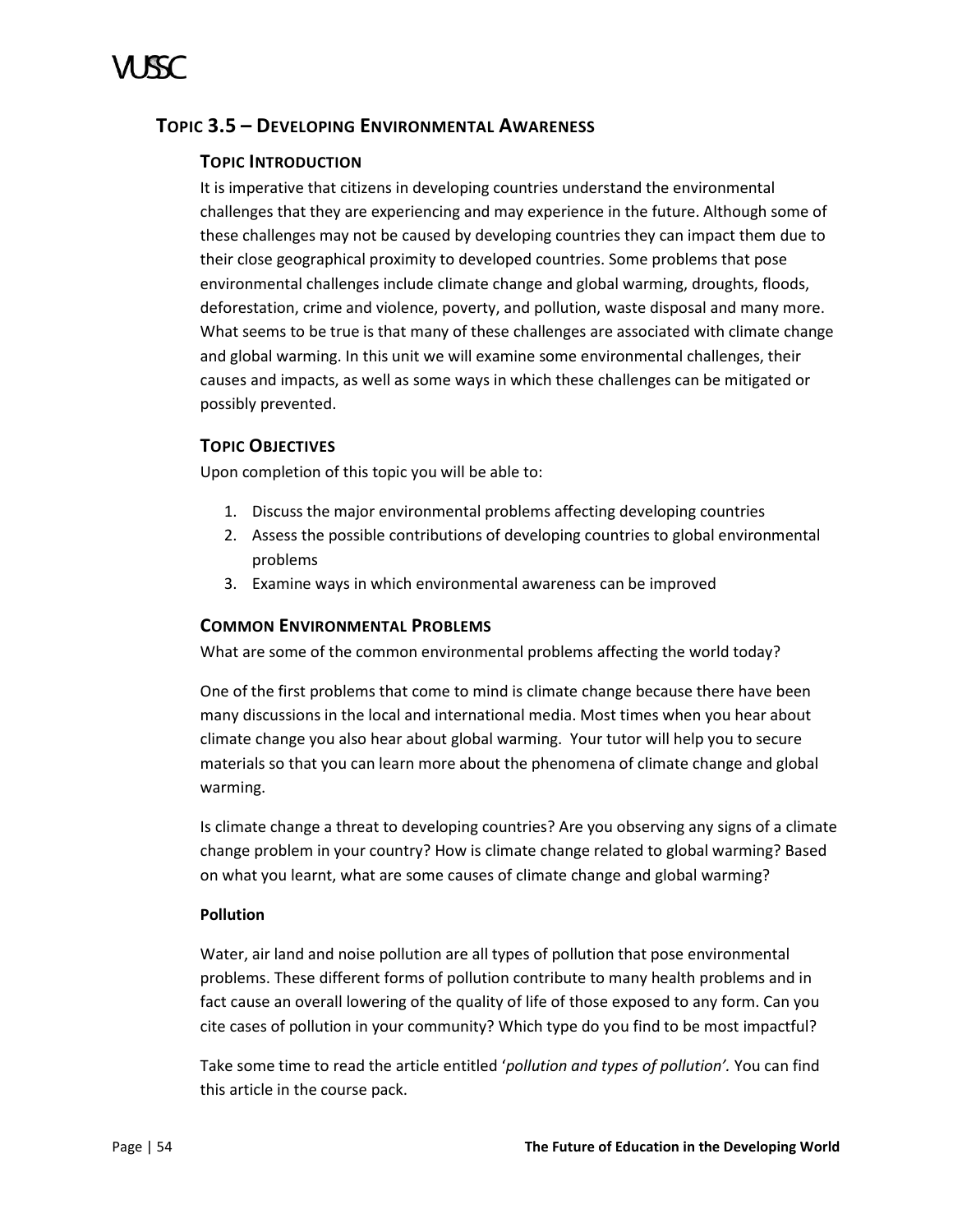## TOPIC 3.5 – DEVELOPING ENVIRONMENTAL AWARENESS

### TOPIC INTRODUCTION

It is imperative that citizens in developing countries understand the environmental challenges that they are experiencing and may experience in the future. Although some of these challenges may not be caused by developing countries they can impact them due to their close geographical proximity to developed countries. Some problems that pose environmental challenges include climate change and global warming, droughts, floods, deforestation, crime and violence, poverty, and pollution, waste disposal and many more. What seems to be true is that many of these challenges are associated with climate change and global warming. In this unit we will examine some environmental challenges, their causes and impacts, as well as some ways in which these challenges can be mitigated or possibly prevented.

### TOPIC OBJECTIVES

Upon completion of this topic you will be able to:

1. Discuss the major environmental problems affecting developing countries
2. Assess the possible contributions of developing countries to global environmental problems
3. Examine ways in which environmental awareness can be improved

### COMMON ENVIRONMENTAL PROBLEMS

What are some of the common environmental problems affecting the world today?

One of the first problems that come to mind is climate change because there have been many discussions in the local and international media. Most times when you hear about climate change you also hear about global warming. Your tutor will help you to secure materials so that you can learn more about the phenomena of climate change and global warming.

Is climate change a threat to developing countries? Are you observing any signs of a climate change problem in your country? How is climate change related to global warming? Based on what you learnt, what are some causes of climate change and global warming?

**Pollution**

Water, air land and noise pollution are all types of pollution that pose environmental problems. These different forms of pollution contribute to many health problems and in fact cause an overall lowering of the quality of life of those exposed to any form. Can you cite cases of pollution in your community? Which type do you find to be most impactful?

Take some time to read the article entitled '*pollution and types of pollution'.* You can find this article in the course pack.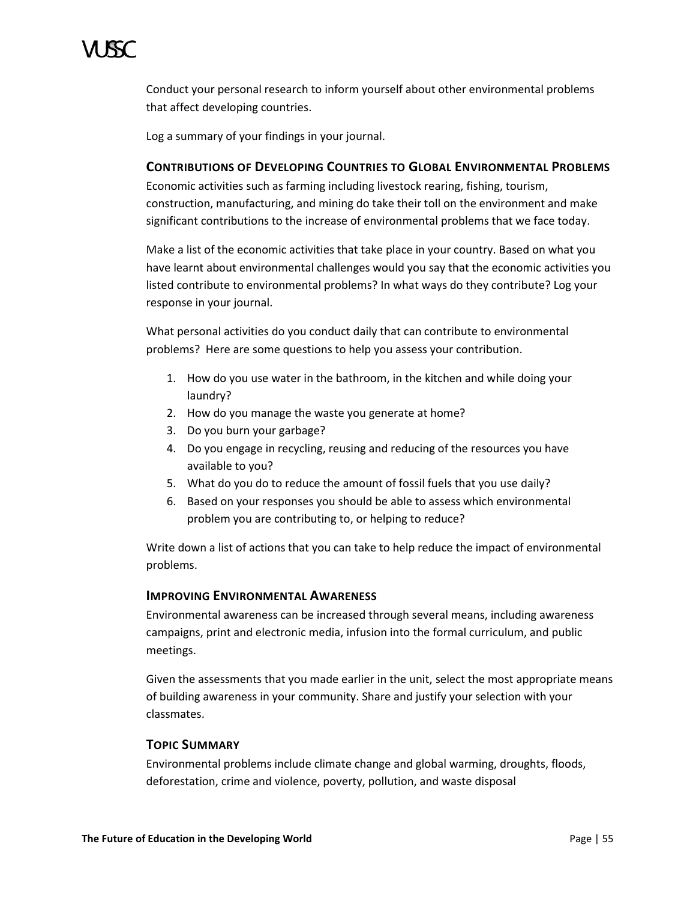Conduct your personal research to inform yourself about other environmental problems that affect developing countries.

Log a summary of your findings in your journal.

### Contributions of Developing Countries to Global Environmental Problems

Economic activities such as farming including livestock rearing, fishing, tourism, construction, manufacturing, and mining do take their toll on the environment and make significant contributions to the increase of environmental problems that we face today.

Make a list of the economic activities that take place in your country. Based on what you have learnt about environmental challenges would you say that the economic activities you listed contribute to environmental problems? In what ways do they contribute? Log your response in your journal.

What personal activities do you conduct daily that can contribute to environmental problems? Here are some questions to help you assess your contribution.

1. How do you use water in the bathroom, in the kitchen and while doing your laundry?
2. How do you manage the waste you generate at home?
3. Do you burn your garbage?
4. Do you engage in recycling, reusing and reducing of the resources you have available to you?
5. What do you do to reduce the amount of fossil fuels that you use daily?
6. Based on your responses you should be able to assess which environmental problem you are contributing to, or helping to reduce?

Write down a list of actions that you can take to help reduce the impact of environmental problems.

### Improving Environmental Awareness

Environmental awareness can be increased through several means, including awareness campaigns, print and electronic media, infusion into the formal curriculum, and public meetings.

Given the assessments that you made earlier in the unit, select the most appropriate means of building awareness in your community. Share and justify your selection with your classmates.

### Topic Summary

Environmental problems include climate change and global warming, droughts, floods, deforestation, crime and violence, poverty, pollution, and waste disposal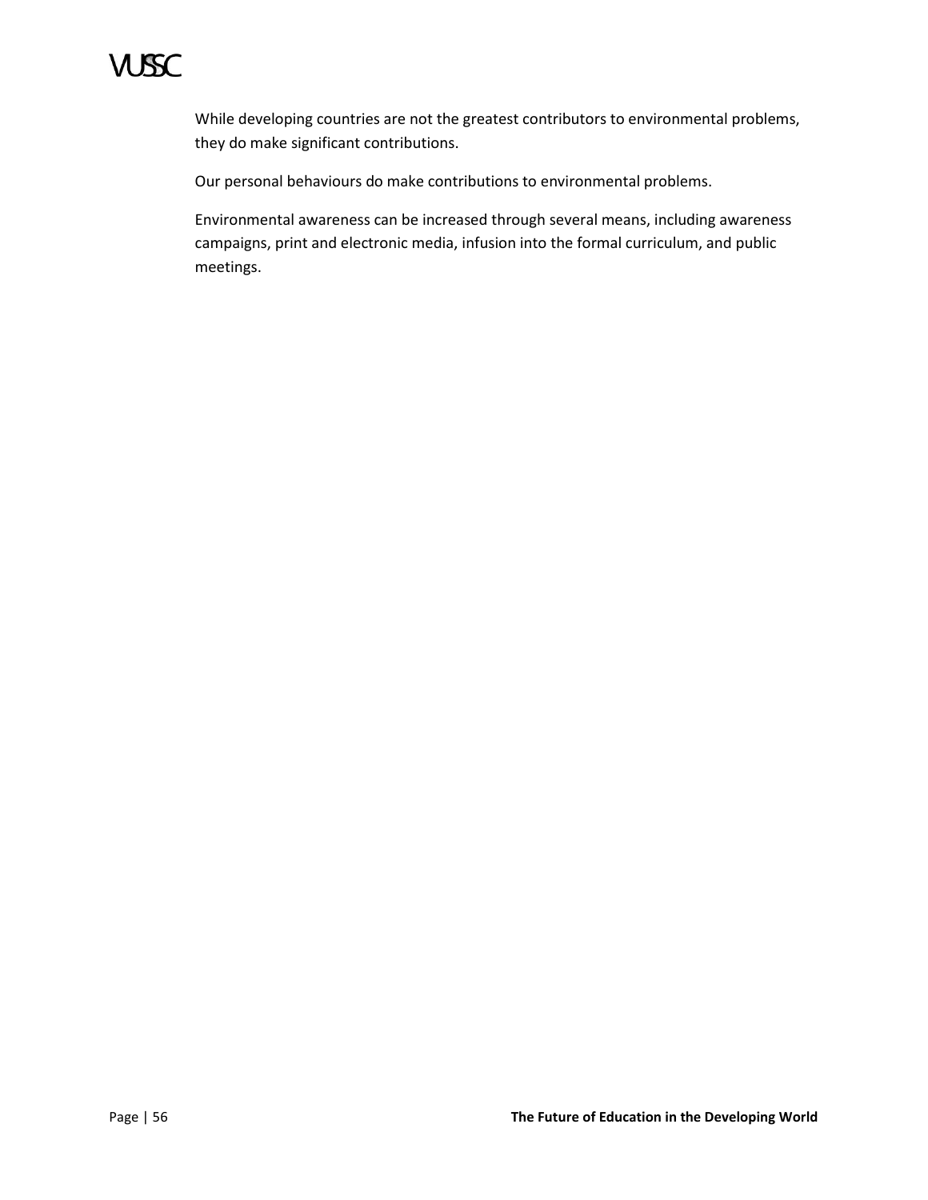While developing countries are not the greatest contributors to environmental problems, they do make significant contributions.

Our personal behaviours do make contributions to environmental problems.

Environmental awareness can be increased through several means, including awareness campaigns, print and electronic media, infusion into the formal curriculum, and public meetings.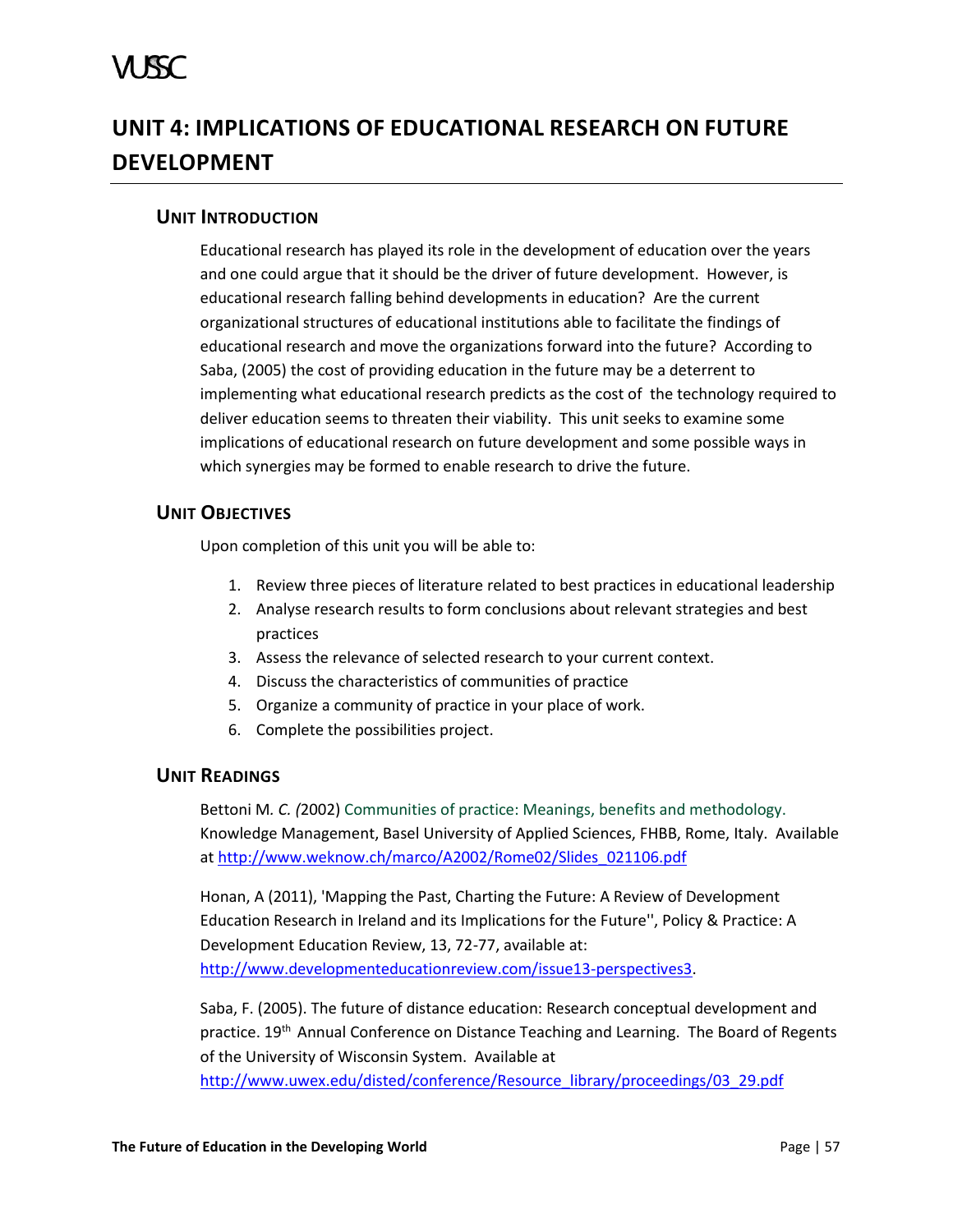# UNIT 4: IMPLICATIONS OF EDUCATIONAL RESEARCH ON FUTURE DEVELOPMENT

## UNIT INTRODUCTION

Educational research has played its role in the development of education over the years and one could argue that it should be the driver of future development. However, is educational research falling behind developments in education? Are the current organizational structures of educational institutions able to facilitate the findings of educational research and move the organizations forward into the future? According to Saba, (2005) the cost of providing education in the future may be a deterrent to implementing what educational research predicts as the cost of the technology required to deliver education seems to threaten their viability. This unit seeks to examine some implications of educational research on future development and some possible ways in which synergies may be formed to enable research to drive the future.

## UNIT OBJECTIVES

Upon completion of this unit you will be able to:

1. Review three pieces of literature related to best practices in educational leadership
2. Analyse research results to form conclusions about relevant strategies and best practices
3. Assess the relevance of selected research to your current context.
4. Discuss the characteristics of communities of practice
5. Organize a community of practice in your place of work.
6. Complete the possibilities project.

## UNIT READINGS

Bettoni M. *C. (*2002) Communities of practice: Meanings, benefits and methodology. Knowledge Management, Basel University of Applied Sciences, FHBB, Rome, Italy. Available at http://www.weknow.ch/marco/A2002/Rome02/Slides_021106.pdf

Honan, A (2011), 'Mapping the Past, Charting the Future: A Review of Development Education Research in Ireland and its Implications for the Future'', Policy & Practice: A Development Education Review, 13, 72-77, available at: http://www.developmenteducationreview.com/issue13-perspectives3.

Saba, F. (2005). The future of distance education: Research conceptual development and practice. 19th Annual Conference on Distance Teaching and Learning. The Board of Regents of the University of Wisconsin System. Available at http://www.uwex.edu/disted/conference/Resource_library/proceedings/03_29.pdf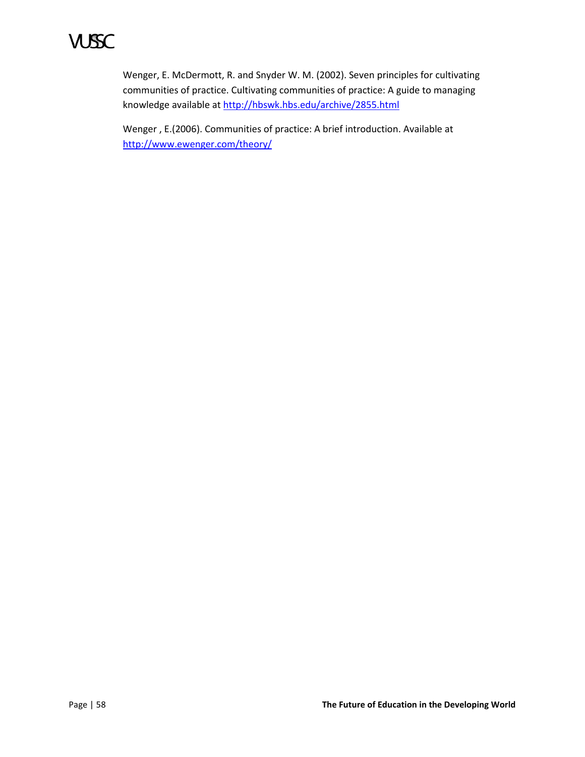Wenger, E. McDermott, R. and Snyder W. M. (2002). Seven principles for cultivating communities of practice. Cultivating communities of practice: A guide to managing knowledge available at http://hbswk.hbs.edu/archive/2855.html

Wenger , E.(2006). Communities of practice: A brief introduction. Available at http://www.ewenger.com/theory/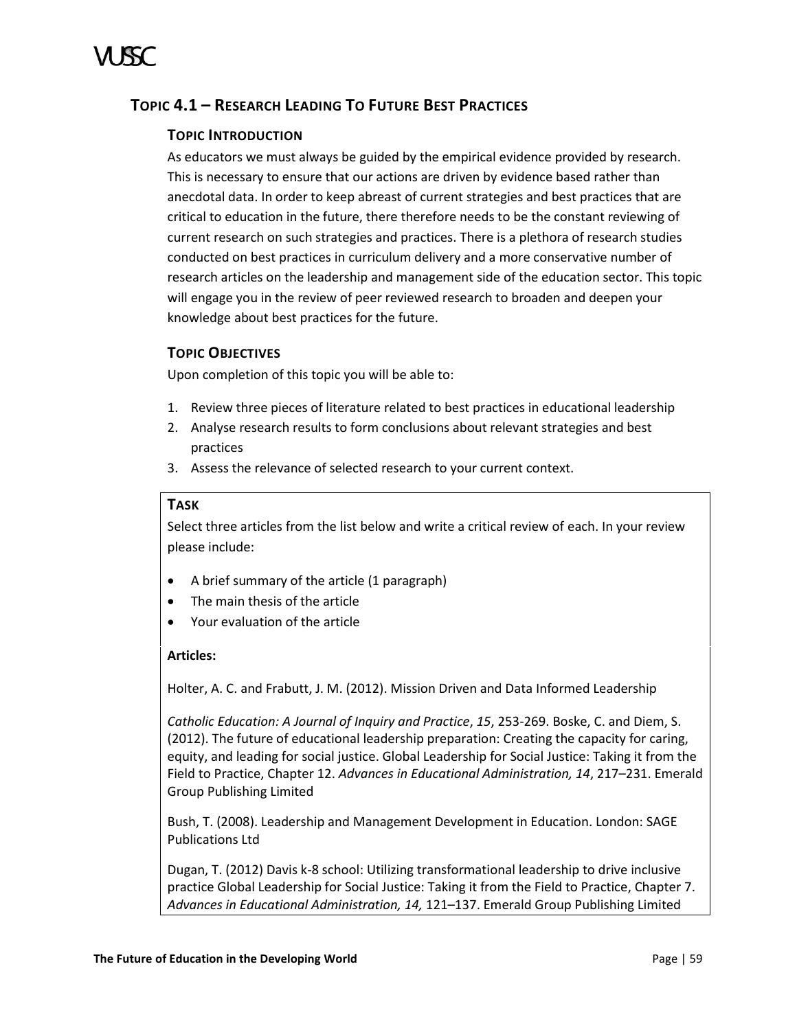## TOPIC 4.1 – RESEARCH LEADING TO FUTURE BEST PRACTICES

### TOPIC INTRODUCTION

As educators we must always be guided by the empirical evidence provided by research. This is necessary to ensure that our actions are driven by evidence based rather than anecdotal data. In order to keep abreast of current strategies and best practices that are critical to education in the future, there therefore needs to be the constant reviewing of current research on such strategies and practices. There is a plethora of research studies conducted on best practices in curriculum delivery and a more conservative number of research articles on the leadership and management side of the education sector. This topic will engage you in the review of peer reviewed research to broaden and deepen your knowledge about best practices for the future.

### TOPIC OBJECTIVES

Upon completion of this topic you will be able to:

1. Review three pieces of literature related to best practices in educational leadership
2. Analyse research results to form conclusions about relevant strategies and best practices
3. Assess the relevance of selected research to your current context.

**TASK**

Select three articles from the list below and write a critical review of each. In your review please include:

- A brief summary of the article (1 paragraph)
- The main thesis of the article
- Your evaluation of the article

**Articles:**

Holter, A. C. and Frabutt, J. M. (2012). Mission Driven and Data Informed Leadership

*Catholic Education: A Journal of Inquiry and Practice*, *15*, 253-269. Boske, C. and Diem, S. (2012). The future of educational leadership preparation: Creating the capacity for caring, equity, and leading for social justice. Global Leadership for Social Justice: Taking it from the Field to Practice, Chapter 12. *Advances in Educational Administration, 14*, 217–231. Emerald Group Publishing Limited

Bush, T. (2008). Leadership and Management Development in Education. London: SAGE Publications Ltd

Dugan, T. (2012) Davis k-8 school: Utilizing transformational leadership to drive inclusive practice Global Leadership for Social Justice: Taking it from the Field to Practice, Chapter 7. *Advances in Educational Administration, 14,* 121–137. Emerald Group Publishing Limited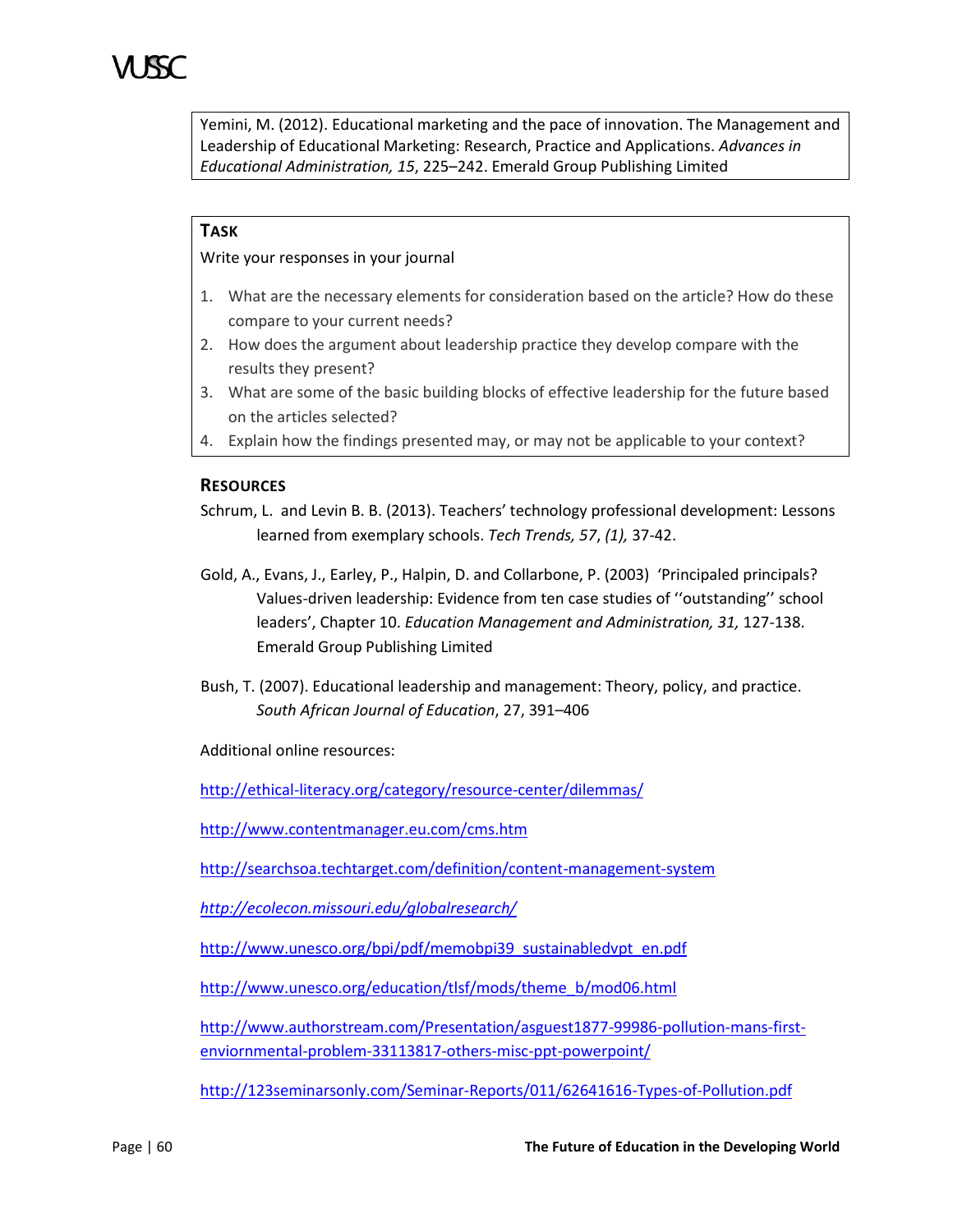Yemini, M. (2012). Educational marketing and the pace of innovation. The Management and Leadership of Educational Marketing: Research, Practice and Applications. *Advances in Educational Administration, 15*, 225–242. Emerald Group Publishing Limited

### TASK

Write your responses in your journal

1. What are the necessary elements for consideration based on the article? How do these compare to your current needs?
2. How does the argument about leadership practice they develop compare with the results they present?
3. What are some of the basic building blocks of effective leadership for the future based on the articles selected?
4. Explain how the findings presented may, or may not be applicable to your context?

### RESOURCES

Schrum, L. and Levin B. B. (2013). Teachers' technology professional development: Lessons learned from exemplary schools. *Tech Trends, 57*, *(1),* 37-42.

Gold, A., Evans, J., Earley, P., Halpin, D. and Collarbone, P. (2003) 'Principaled principals? Values-driven leadership: Evidence from ten case studies of ''outstanding'' school leaders', Chapter 10. *Education Management and Administration, 31,* 127-138. Emerald Group Publishing Limited

Bush, T. (2007). Educational leadership and management: Theory, policy, and practice. *South African Journal of Education*, 27, 391–406

Additional online resources:

http://ethical-literacy.org/category/resource-center/dilemmas/

http://www.contentmanager.eu.com/cms.htm

http://searchsoa.techtarget.com/definition/content-management-system

*http://ecolecon.missouri.edu/globalresearch/*

http://www.unesco.org/bpi/pdf/memobpi39_sustainabledvpt_en.pdf

http://www.unesco.org/education/tlsf/mods/theme_b/mod06.html

http://www.authorstream.com/Presentation/asguest1877-99986-pollution-mans-first-enviornmental-problem-33113817-others-misc-ppt-powerpoint/

http://123seminarsonly.com/Seminar-Reports/011/62641616-Types-of-Pollution.pdf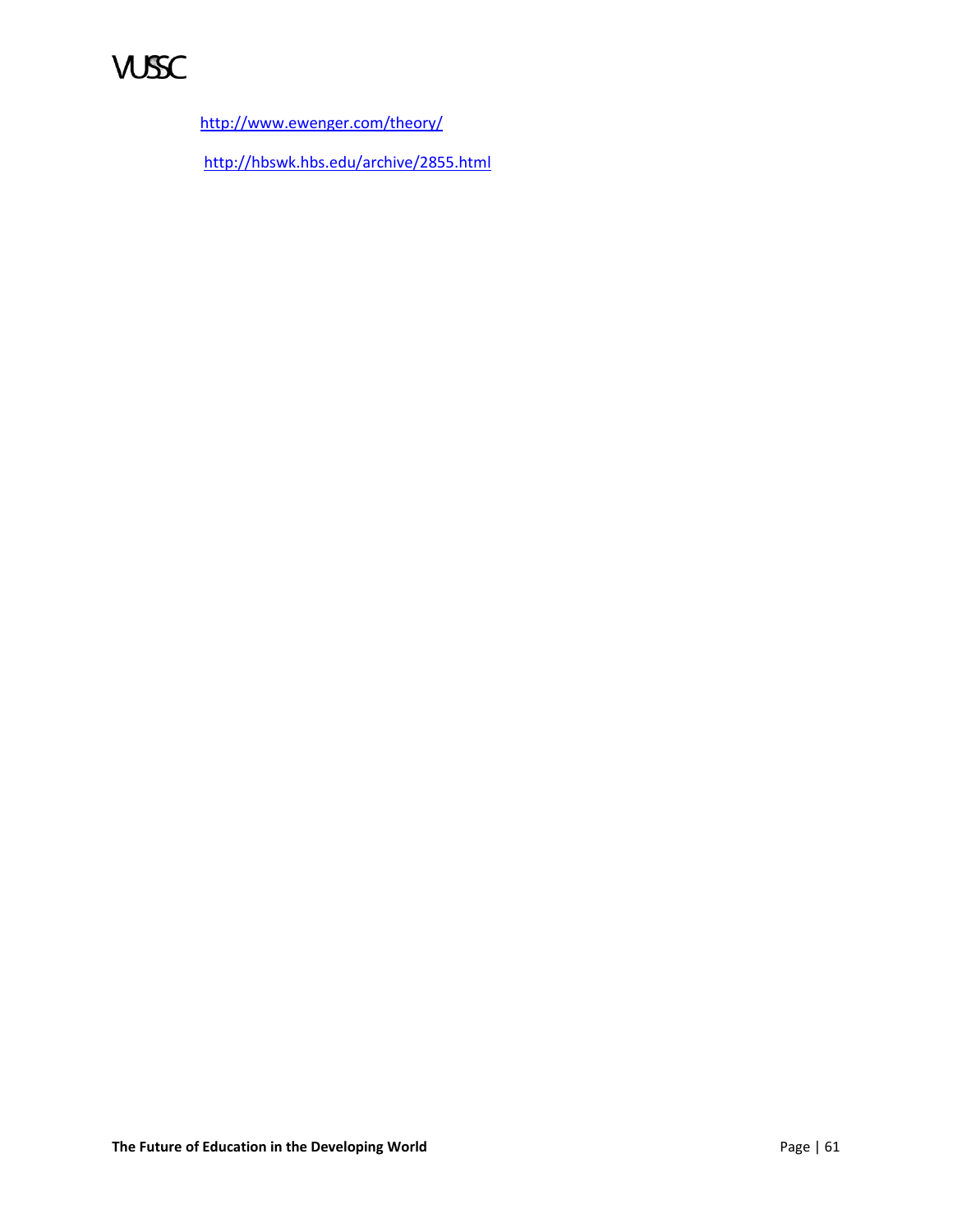http://www.ewenger.com/theory/

http://hbswk.hbs.edu/archive/2855.html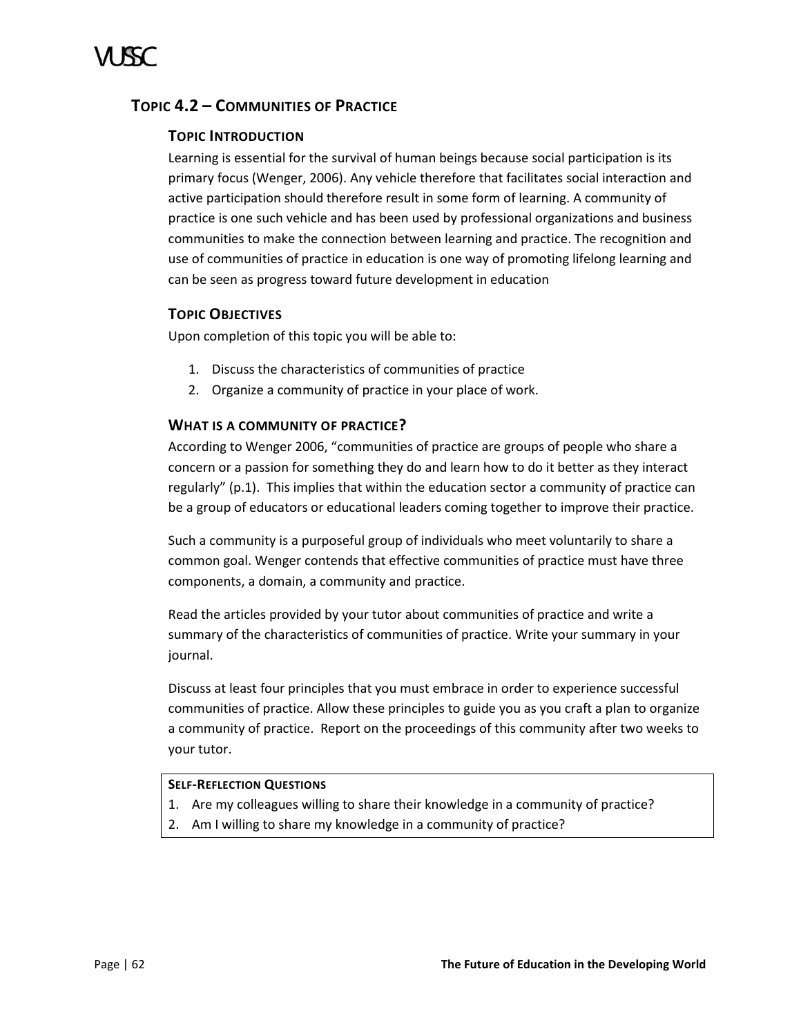## TOPIC 4.2 – COMMUNITIES OF PRACTICE

### TOPIC INTRODUCTION

Learning is essential for the survival of human beings because social participation is its primary focus (Wenger, 2006). Any vehicle therefore that facilitates social interaction and active participation should therefore result in some form of learning. A community of practice is one such vehicle and has been used by professional organizations and business communities to make the connection between learning and practice. The recognition and use of communities of practice in education is one way of promoting lifelong learning and can be seen as progress toward future development in education

### TOPIC OBJECTIVES

Upon completion of this topic you will be able to:

1. Discuss the characteristics of communities of practice
2. Organize a community of practice in your place of work.

### WHAT IS A COMMUNITY OF PRACTICE?

According to Wenger 2006, "communities of practice are groups of people who share a concern or a passion for something they do and learn how to do it better as they interact regularly" (p.1). This implies that within the education sector a community of practice can be a group of educators or educational leaders coming together to improve their practice.

Such a community is a purposeful group of individuals who meet voluntarily to share a common goal. Wenger contends that effective communities of practice must have three components, a domain, a community and practice.

Read the articles provided by your tutor about communities of practice and write a summary of the characteristics of communities of practice. Write your summary in your journal.

Discuss at least four principles that you must embrace in order to experience successful communities of practice. Allow these principles to guide you as you craft a plan to organize a community of practice. Report on the proceedings of this community after two weeks to your tutor.

**SELF-REFLECTION QUESTIONS**

1. Are my colleagues willing to share their knowledge in a community of practice?
2. Am I willing to share my knowledge in a community of practice?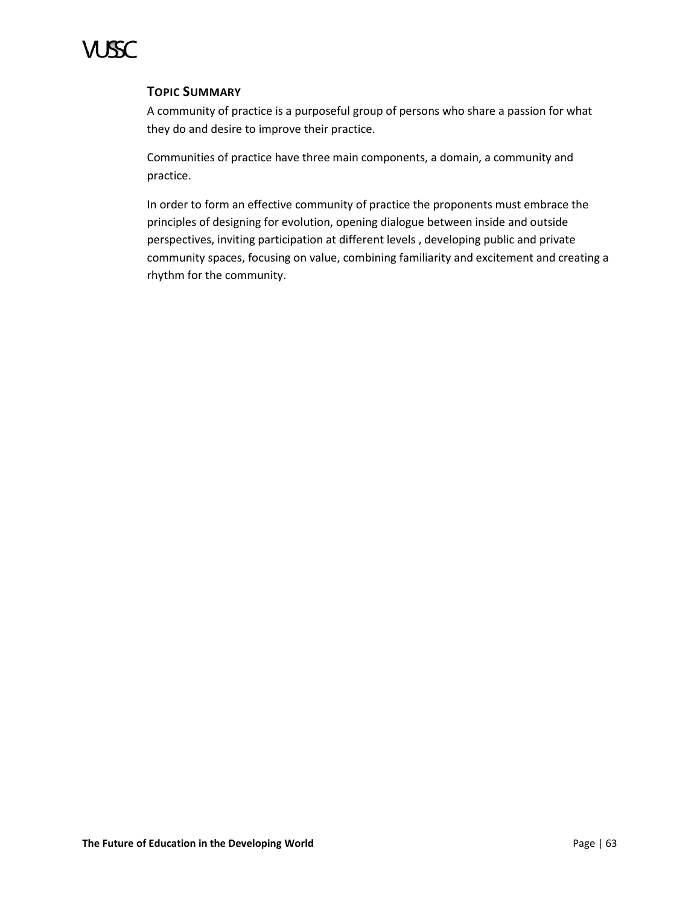## Topic Summary

A community of practice is a purposeful group of persons who share a passion for what they do and desire to improve their practice.

Communities of practice have three main components, a domain, a community and practice.

In order to form an effective community of practice the proponents must embrace the principles of designing for evolution, opening dialogue between inside and outside perspectives, inviting participation at different levels , developing public and private community spaces, focusing on value, combining familiarity and excitement and creating a rhythm for the community.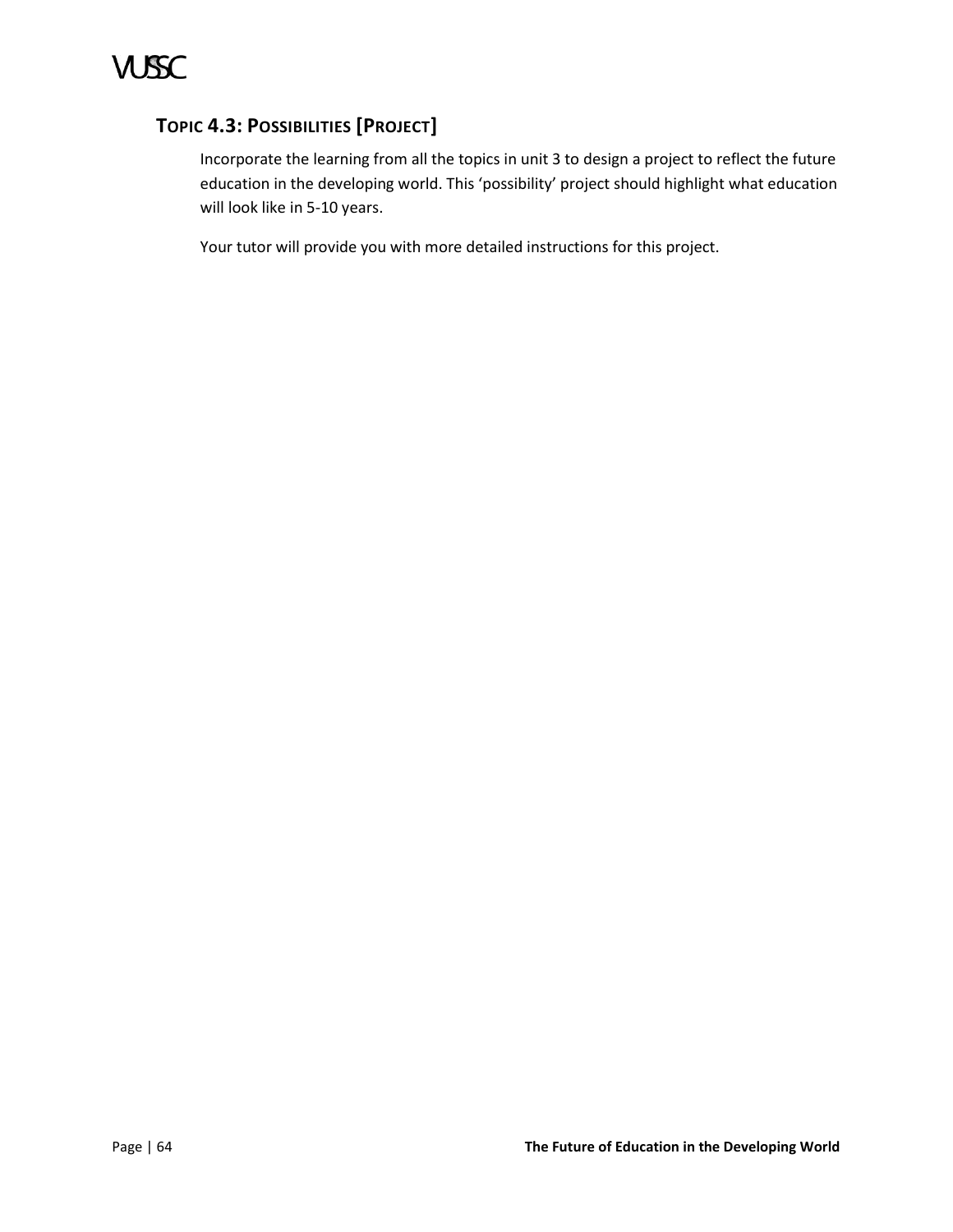## Topic 4.3: Possibilities [Project]

Incorporate the learning from all the topics in unit 3 to design a project to reflect the future education in the developing world. This 'possibility' project should highlight what education will look like in 5-10 years.

Your tutor will provide you with more detailed instructions for this project.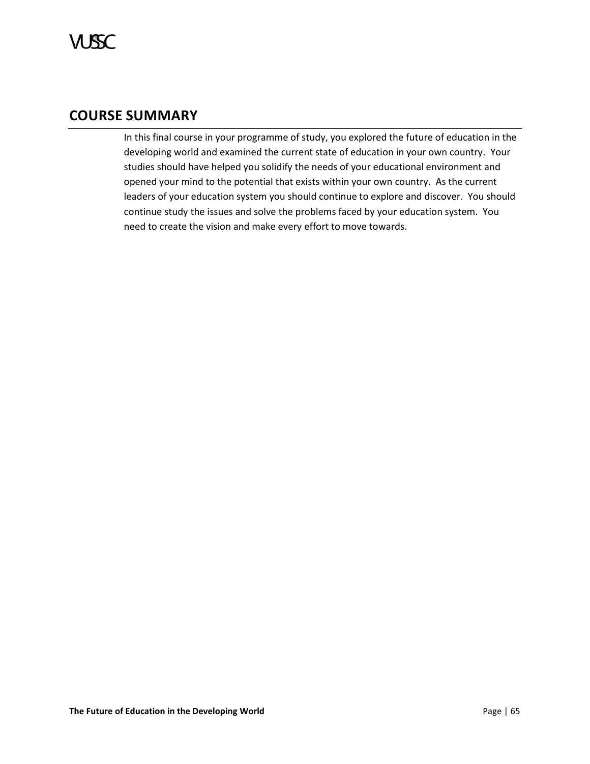## COURSE SUMMARY

In this final course in your programme of study, you explored the future of education in the developing world and examined the current state of education in your own country. Your studies should have helped you solidify the needs of your educational environment and opened your mind to the potential that exists within your own country. As the current leaders of your education system you should continue to explore and discover. You should continue study the issues and solve the problems faced by your education system. You need to create the vision and make every effort to move towards.